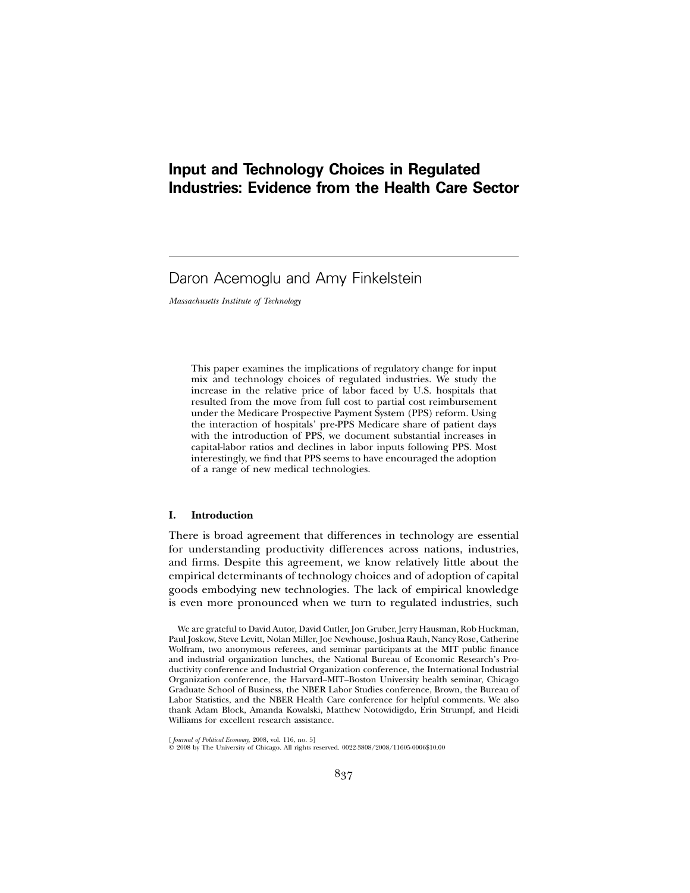# Input and Technology Choices in Regulated Industries: Evidence from the Health Care Sector

Daron Acemoglu and Amy Finkelstein

*Massachusetts Institute of Technology*

This paper examines the implications of regulatory change for input mix and technology choices of regulated industries. We study the increase in the relative price of labor faced by U.S. hospitals that resulted from the move from full cost to partial cost reimbursement under the Medicare Prospective Payment System (PPS) reform. Using the interaction of hospitals' pre-PPS Medicare share of patient days with the introduction of PPS, we document substantial increases in capital-labor ratios and declines in labor inputs following PPS. Most interestingly, we find that PPS seems to have encouraged the adoption of a range of new medical technologies.

## I. Introduction

There is broad agreement that differences in technology are essential for understanding productivity differences across nations, industries, and firms. Despite this agreement, we know relatively little about the empirical determinants of technology choices and of adoption of capital goods embodying new technologies. The lack of empirical knowledge is even more pronounced when we turn to regulated industries, such

We are grateful to David Autor, David Cutler, Jon Gruber, Jerry Hausman, Rob Huckman, Paul Joskow, Steve Levitt, Nolan Miller, Joe Newhouse, Joshua Rauh, Nancy Rose, Catherine Wolfram, two anonymous referees, and seminar participants at the MIT public finance and industrial organization lunches, the National Bureau of Economic Research's Productivity conference and Industrial Organization conference, the International Industrial Organization conference, the Harvard–MIT–Boston University health seminar, Chicago Graduate School of Business, the NBER Labor Studies conference, Brown, the Bureau of Labor Statistics, and the NBER Health Care conference for helpful comments. We also thank Adam Block, Amanda Kowalski, Matthew Notowidigdo, Erin Strumpf, and Heidi Williams for excellent research assistance.

[*Journal of Political Economy*, 2008, vol. 116, no. 5]
© 2008 by The University of Chicago. All rights reserved. 0022-3808/2008/11605-0006$10.00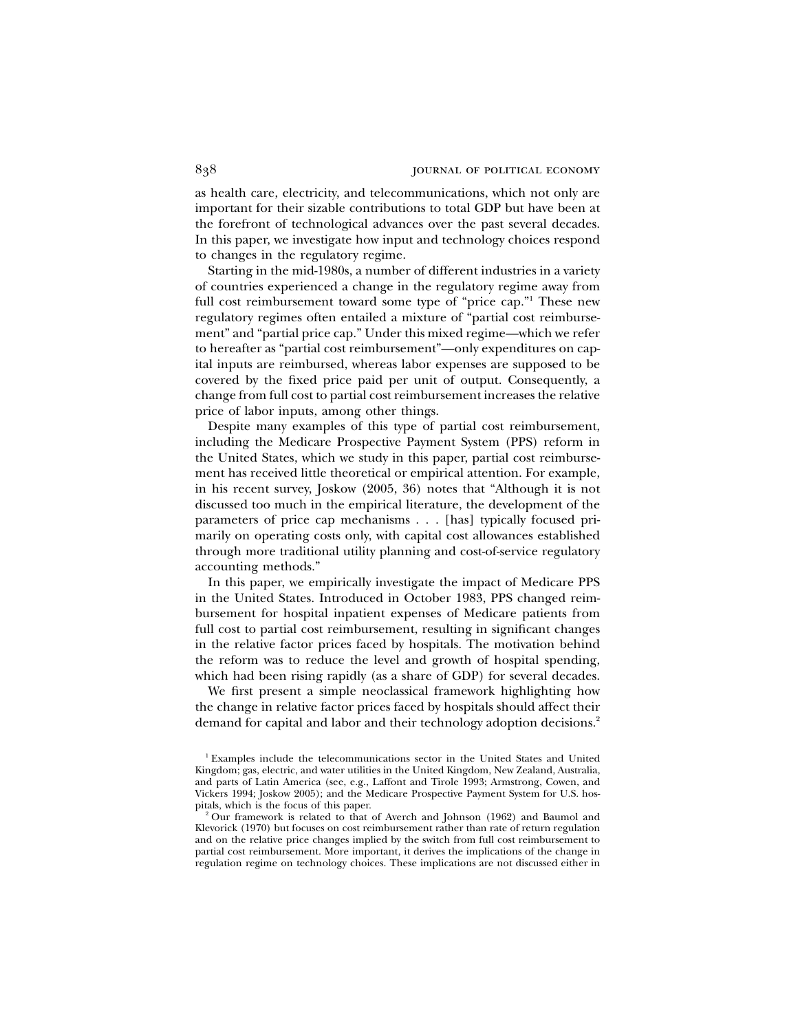as health care, electricity, and telecommunications, which not only are important for their sizable contributions to total GDP but have been at the forefront of technological advances over the past several decades. In this paper, we investigate how input and technology choices respond to changes in the regulatory regime.

Starting in the mid-1980s, a number of different industries in a variety of countries experienced a change in the regulatory regime away from full cost reimbursement toward some type of "price cap."[1] These new regulatory regimes often entailed a mixture of "partial cost reimbursement" and "partial price cap." Under this mixed regime—which we refer to hereafter as "partial cost reimbursement"—only expenditures on capital inputs are reimbursed, whereas labor expenses are supposed to be covered by the fixed price paid per unit of output. Consequently, a change from full cost to partial cost reimbursement increases the relative price of labor inputs, among other things.

Despite many examples of this type of partial cost reimbursement, including the Medicare Prospective Payment System (PPS) reform in the United States, which we study in this paper, partial cost reimbursement has received little theoretical or empirical attention. For example, in his recent survey, Joskow (2005, 36) notes that "Although it is not discussed too much in the empirical literature, the development of the parameters of price cap mechanisms . . . [has] typically focused primarily on operating costs only, with capital cost allowances established through more traditional utility planning and cost-of-service regulatory accounting methods."

In this paper, we empirically investigate the impact of Medicare PPS in the United States. Introduced in October 1983, PPS changed reimbursement for hospital inpatient expenses of Medicare patients from full cost to partial cost reimbursement, resulting in significant changes in the relative factor prices faced by hospitals. The motivation behind the reform was to reduce the level and growth of hospital spending, which had been rising rapidly (as a share of GDP) for several decades.

We first present a simple neoclassical framework highlighting how the change in relative factor prices faced by hospitals should affect their demand for capital and labor and their technology adoption decisions.[2]

[1] Examples include the telecommunications sector in the United States and United Kingdom; gas, electric, and water utilities in the United Kingdom, New Zealand, Australia, and parts of Latin America (see, e.g., Laffont and Tirole 1993; Armstrong, Cowen, and Vickers 1994; Joskow 2005); and the Medicare Prospective Payment System for U.S. hospitals, which is the focus of this paper.

[2] Our framework is related to that of Averch and Johnson (1962) and Baumol and Klevorick (1970) but focuses on cost reimbursement rather than rate of return regulation and on the relative price changes implied by the switch from full cost reimbursement to partial cost reimbursement. More important, it derives the implications of the change in regulation regime on technology choices. These implications are not discussed either in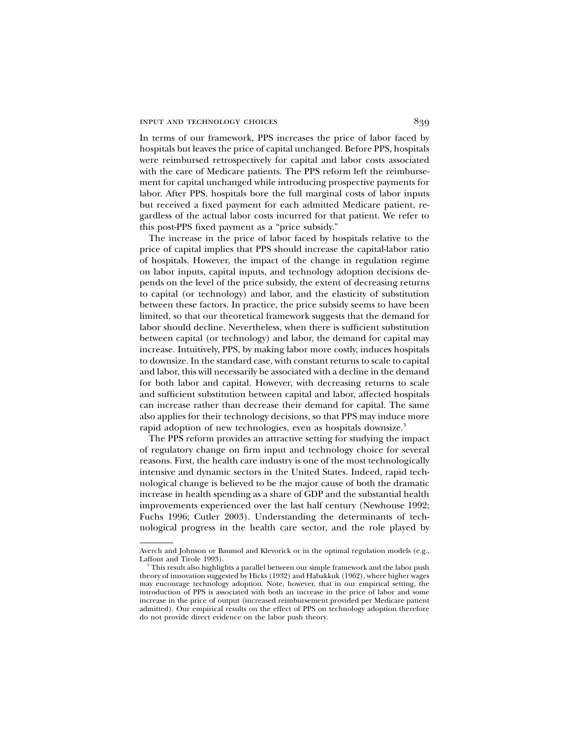In terms of our framework, PPS increases the price of labor faced by hospitals but leaves the price of capital unchanged. Before PPS, hospitals were reimbursed retrospectively for capital and labor costs associated with the care of Medicare patients. The PPS reform left the reimbursement for capital unchanged while introducing prospective payments for labor. After PPS, hospitals bore the full marginal costs of labor inputs but received a fixed payment for each admitted Medicare patient, regardless of the actual labor costs incurred for that patient. We refer to this post-PPS fixed payment as a "price subsidy."

The increase in the price of labor faced by hospitals relative to the price of capital implies that PPS should increase the capital-labor ratio of hospitals. However, the impact of the change in regulation regime on labor inputs, capital inputs, and technology adoption decisions depends on the level of the price subsidy, the extent of decreasing returns to capital (or technology) and labor, and the elasticity of substitution between these factors. In practice, the price subsidy seems to have been limited, so that our theoretical framework suggests that the demand for labor should decline. Nevertheless, when there is sufficient substitution between capital (or technology) and labor, the demand for capital may increase. Intuitively, PPS, by making labor more costly, induces hospitals to downsize. In the standard case, with constant returns to scale to capital and labor, this will necessarily be associated with a decline in the demand for both labor and capital. However, with decreasing returns to scale and sufficient substitution between capital and labor, affected hospitals can increase rather than decrease their demand for capital. The same also applies for their technology decisions, so that PPS may induce more rapid adoption of new technologies, even as hospitals downsize.[3]

The PPS reform provides an attractive setting for studying the impact of regulatory change on firm input and technology choice for several reasons. First, the health care industry is one of the most technologically intensive and dynamic sectors in the United States. Indeed, rapid technological change is believed to be the major cause of both the dramatic increase in health spending as a share of GDP and the substantial health improvements experienced over the last half century (Newhouse 1992; Fuchs 1996; Cutler 2003). Understanding the determinants of technological progress in the health care sector, and the role played by

---

Averch and Johnson or Baumol and Klevorick or in the optimal regulation models (e.g., Laffont and Tirole 1993).

[3] This result also highlights a parallel between our simple framework and the labor push theory of innovation suggested by Hicks (1932) and Habakkuk (1962), where higher wages may encourage technology adoption. Note, however, that in our empirical setting, the introduction of PPS is associated with both an increase in the price of labor and some increase in the price of output (increased reimbursement provided per Medicare patient admitted). Our empirical results on the effect of PPS on technology adoption therefore do not provide direct evidence on the labor push theory.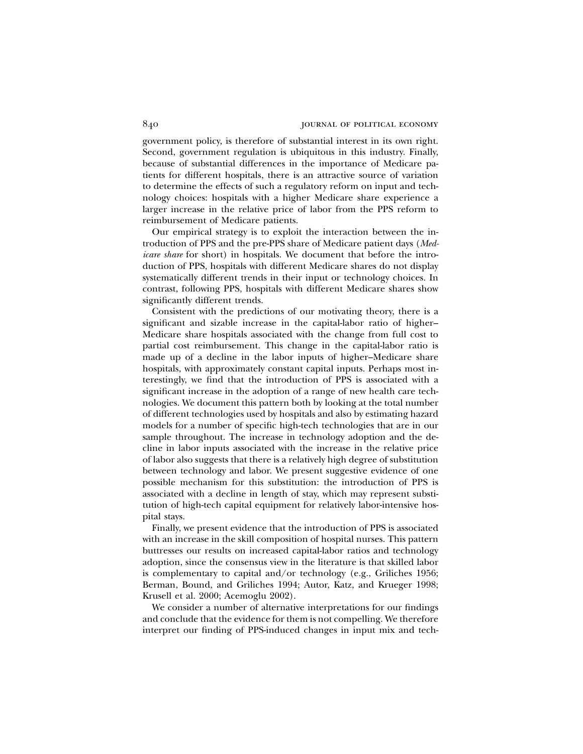government policy, is therefore of substantial interest in its own right. Second, government regulation is ubiquitous in this industry. Finally, because of substantial differences in the importance of Medicare patients for different hospitals, there is an attractive source of variation to determine the effects of such a regulatory reform on input and technology choices: hospitals with a higher Medicare share experience a larger increase in the relative price of labor from the PPS reform to reimbursement of Medicare patients.

Our empirical strategy is to exploit the interaction between the introduction of PPS and the pre-PPS share of Medicare patient days (*Medicare share* for short) in hospitals. We document that before the introduction of PPS, hospitals with different Medicare shares do not display systematically different trends in their input or technology choices. In contrast, following PPS, hospitals with different Medicare shares show significantly different trends.

Consistent with the predictions of our motivating theory, there is a significant and sizable increase in the capital-labor ratio of higher–Medicare share hospitals associated with the change from full cost to partial cost reimbursement. This change in the capital-labor ratio is made up of a decline in the labor inputs of higher–Medicare share hospitals, with approximately constant capital inputs. Perhaps most interestingly, we find that the introduction of PPS is associated with a significant increase in the adoption of a range of new health care technologies. We document this pattern both by looking at the total number of different technologies used by hospitals and also by estimating hazard models for a number of specific high-tech technologies that are in our sample throughout. The increase in technology adoption and the decline in labor inputs associated with the increase in the relative price of labor also suggests that there is a relatively high degree of substitution between technology and labor. We present suggestive evidence of one possible mechanism for this substitution: the introduction of PPS is associated with a decline in length of stay, which may represent substitution of high-tech capital equipment for relatively labor-intensive hospital stays.

Finally, we present evidence that the introduction of PPS is associated with an increase in the skill composition of hospital nurses. This pattern buttresses our results on increased capital-labor ratios and technology adoption, since the consensus view in the literature is that skilled labor is complementary to capital and/or technology (e.g., Griliches 1956; Berman, Bound, and Griliches 1994; Autor, Katz, and Krueger 1998; Krusell et al. 2000; Acemoglu 2002).

We consider a number of alternative interpretations for our findings and conclude that the evidence for them is not compelling. We therefore interpret our finding of PPS-induced changes in input mix and tech-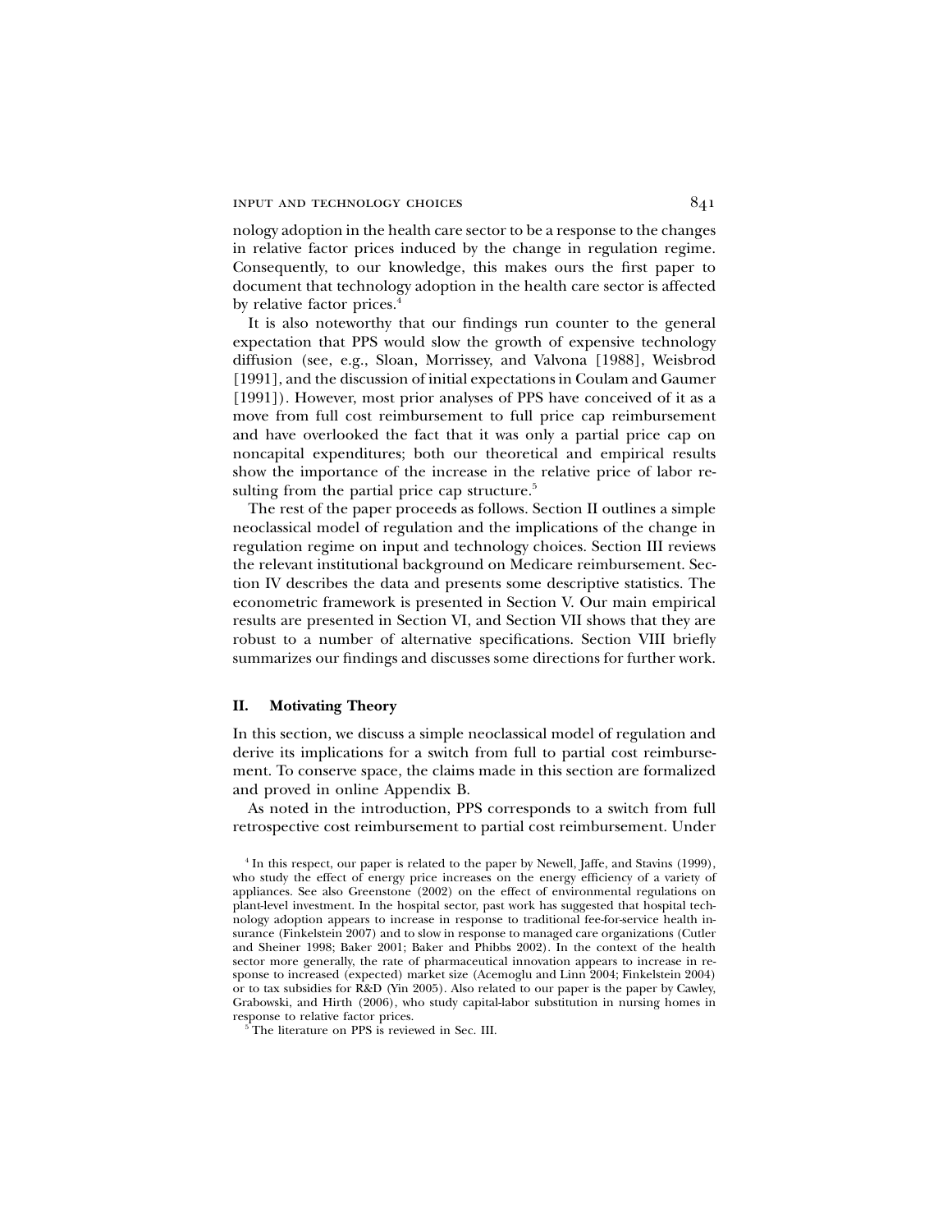nology adoption in the health care sector to be a response to the changes in relative factor prices induced by the change in regulation regime. Consequently, to our knowledge, this makes ours the first paper to document that technology adoption in the health care sector is affected by relative factor prices.[4]

It is also noteworthy that our findings run counter to the general expectation that PPS would slow the growth of expensive technology diffusion (see, e.g., Sloan, Morrissey, and Valvona [1988], Weisbrod [1991], and the discussion of initial expectations in Coulam and Gaumer [1991]). However, most prior analyses of PPS have conceived of it as a move from full cost reimbursement to full price cap reimbursement and have overlooked the fact that it was only a partial price cap on noncapital expenditures; both our theoretical and empirical results show the importance of the increase in the relative price of labor resulting from the partial price cap structure.[5]

The rest of the paper proceeds as follows. Section II outlines a simple neoclassical model of regulation and the implications of the change in regulation regime on input and technology choices. Section III reviews the relevant institutional background on Medicare reimbursement. Section IV describes the data and presents some descriptive statistics. The econometric framework is presented in Section V. Our main empirical results are presented in Section VI, and Section VII shows that they are robust to a number of alternative specifications. Section VIII briefly summarizes our findings and discusses some directions for further work.

## II. Motivating Theory

In this section, we discuss a simple neoclassical model of regulation and derive its implications for a switch from full to partial cost reimbursement. To conserve space, the claims made in this section are formalized and proved in online Appendix B.

As noted in the introduction, PPS corresponds to a switch from full retrospective cost reimbursement to partial cost reimbursement. Under

[4] In this respect, our paper is related to the paper by Newell, Jaffe, and Stavins (1999), who study the effect of energy price increases on the energy efficiency of a variety of appliances. See also Greenstone (2002) on the effect of environmental regulations on plant-level investment. In the hospital sector, past work has suggested that hospital technology adoption appears to increase in response to traditional fee-for-service health insurance (Finkelstein 2007) and to slow in response to managed care organizations (Cutler and Sheiner 1998; Baker 2001; Baker and Phibbs 2002). In the context of the health sector more generally, the rate of pharmaceutical innovation appears to increase in response to increased (expected) market size (Acemoglu and Linn 2004; Finkelstein 2004) or to tax subsidies for R&D (Yin 2005). Also related to our paper is the paper by Cawley, Grabowski, and Hirth (2006), who study capital-labor substitution in nursing homes in response to relative factor prices.

[5] The literature on PPS is reviewed in Sec. III.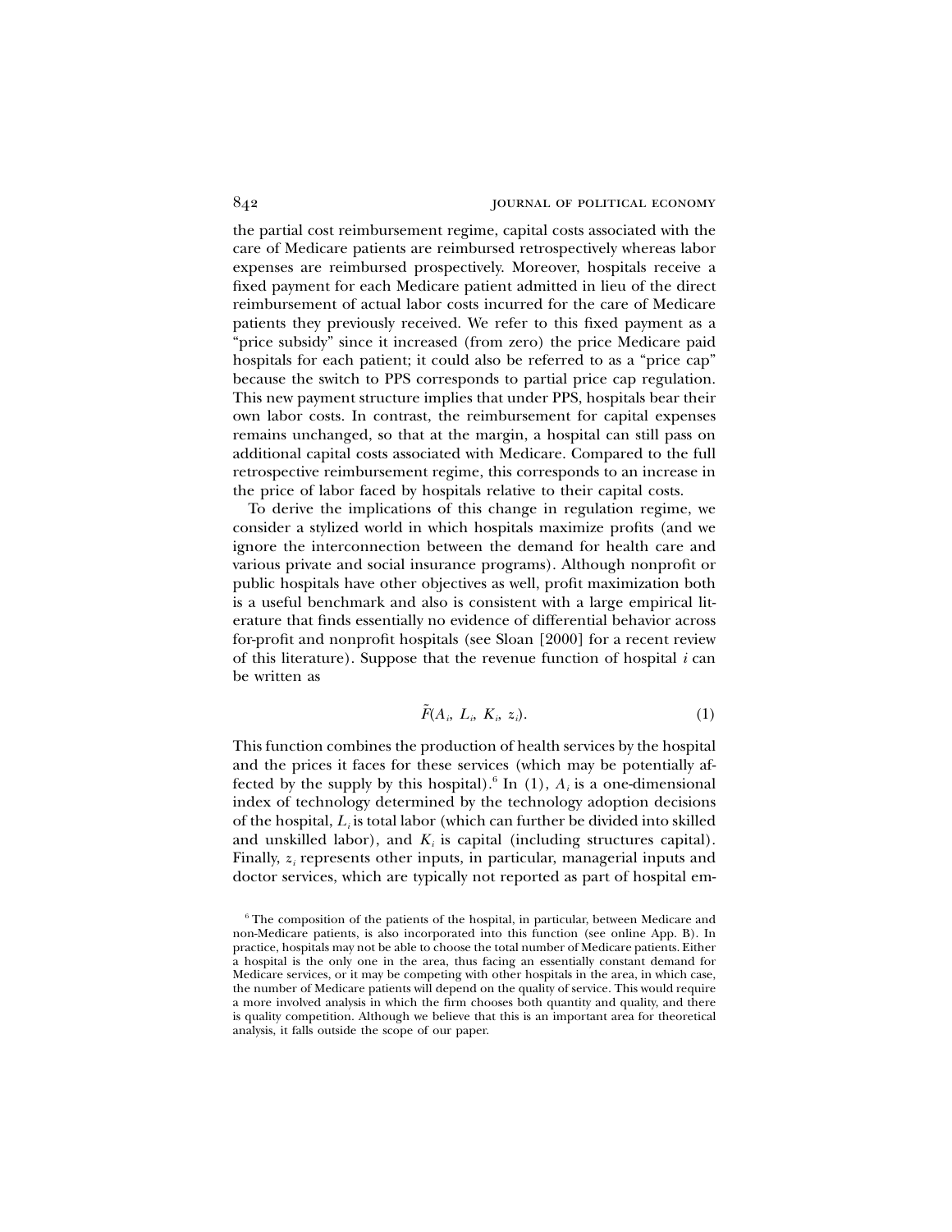the partial cost reimbursement regime, capital costs associated with the care of Medicare patients are reimbursed retrospectively whereas labor expenses are reimbursed prospectively. Moreover, hospitals receive a fixed payment for each Medicare patient admitted in lieu of the direct reimbursement of actual labor costs incurred for the care of Medicare patients they previously received. We refer to this fixed payment as a "price subsidy" since it increased (from zero) the price Medicare paid hospitals for each patient; it could also be referred to as a "price cap" because the switch to PPS corresponds to partial price cap regulation. This new payment structure implies that under PPS, hospitals bear their own labor costs. In contrast, the reimbursement for capital expenses remains unchanged, so that at the margin, a hospital can still pass on additional capital costs associated with Medicare. Compared to the full retrospective reimbursement regime, this corresponds to an increase in the price of labor faced by hospitals relative to their capital costs.

To derive the implications of this change in regulation regime, we consider a stylized world in which hospitals maximize profits (and we ignore the interconnection between the demand for health care and various private and social insurance programs). Although nonprofit or public hospitals have other objectives as well, profit maximization both is a useful benchmark and also is consistent with a large empirical literature that finds essentially no evidence of differential behavior across for-profit and nonprofit hospitals (see Sloan [2000] for a recent review of this literature). Suppose that the revenue function of hospital $i$ can be written as

$$\tilde{F}(A_i,\ L_i,\ K_i,\ z_i). \tag{1}$$

This function combines the production of health services by the hospital and the prices it faces for these services (which may be potentially affected by the supply by this hospital).[6] In (1), $A_i$ is a one-dimensional index of technology determined by the technology adoption decisions of the hospital, $L_i$ is total labor (which can further be divided into skilled and unskilled labor), and $K_i$ is capital (including structures capital). Finally, $z_i$ represents other inputs, in particular, managerial inputs and doctor services, which are typically not reported as part of hospital em-

[6] The composition of the patients of the hospital, in particular, between Medicare and non-Medicare patients, is also incorporated into this function (see online App. B). In practice, hospitals may not be able to choose the total number of Medicare patients. Either a hospital is the only one in the area, thus facing an essentially constant demand for Medicare services, or it may be competing with other hospitals in the area, in which case, the number of Medicare patients will depend on the quality of service. This would require a more involved analysis in which the firm chooses both quantity and quality, and there is quality competition. Although we believe that this is an important area for theoretical analysis, it falls outside the scope of our paper.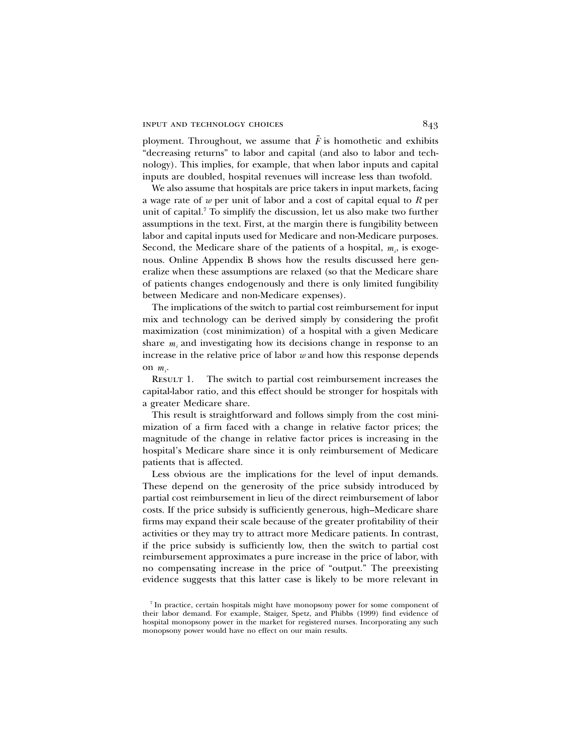ployment. Throughout, we assume that $\tilde{F}$ is homothetic and exhibits "decreasing returns" to labor and capital (and also to labor and technology). This implies, for example, that when labor inputs and capital inputs are doubled, hospital revenues will increase less than twofold.

We also assume that hospitals are price takers in input markets, facing a wage rate of $w$ per unit of labor and a cost of capital equal to $R$ per unit of capital.[7] To simplify the discussion, let us also make two further assumptions in the text. First, at the margin there is fungibility between labor and capital inputs used for Medicare and non-Medicare purposes. Second, the Medicare share of the patients of a hospital, $m_i$, is exogenous. Online Appendix B shows how the results discussed here generalize when these assumptions are relaxed (so that the Medicare share of patients changes endogenously and there is only limited fungibility between Medicare and non-Medicare expenses).

The implications of the switch to partial cost reimbursement for input mix and technology can be derived simply by considering the profit maximization (cost minimization) of a hospital with a given Medicare share $m_i$ and investigating how its decisions change in response to an increase in the relative price of labor $w$ and how this response depends on $m_i$.

RESULT 1. The switch to partial cost reimbursement increases the capital-labor ratio, and this effect should be stronger for hospitals with a greater Medicare share.

This result is straightforward and follows simply from the cost minimization of a firm faced with a change in relative factor prices; the magnitude of the change in relative factor prices is increasing in the hospital's Medicare share since it is only reimbursement of Medicare patients that is affected.

Less obvious are the implications for the level of input demands. These depend on the generosity of the price subsidy introduced by partial cost reimbursement in lieu of the direct reimbursement of labor costs. If the price subsidy is sufficiently generous, high–Medicare share firms may expand their scale because of the greater profitability of their activities or they may try to attract more Medicare patients. In contrast, if the price subsidy is sufficiently low, then the switch to partial cost reimbursement approximates a pure increase in the price of labor, with no compensating increase in the price of "output." The preexisting evidence suggests that this latter case is likely to be more relevant in

[7] In practice, certain hospitals might have monopsony power for some component of their labor demand. For example, Staiger, Spetz, and Phibbs (1999) find evidence of hospital monopsony power in the market for registered nurses. Incorporating any such monopsony power would have no effect on our main results.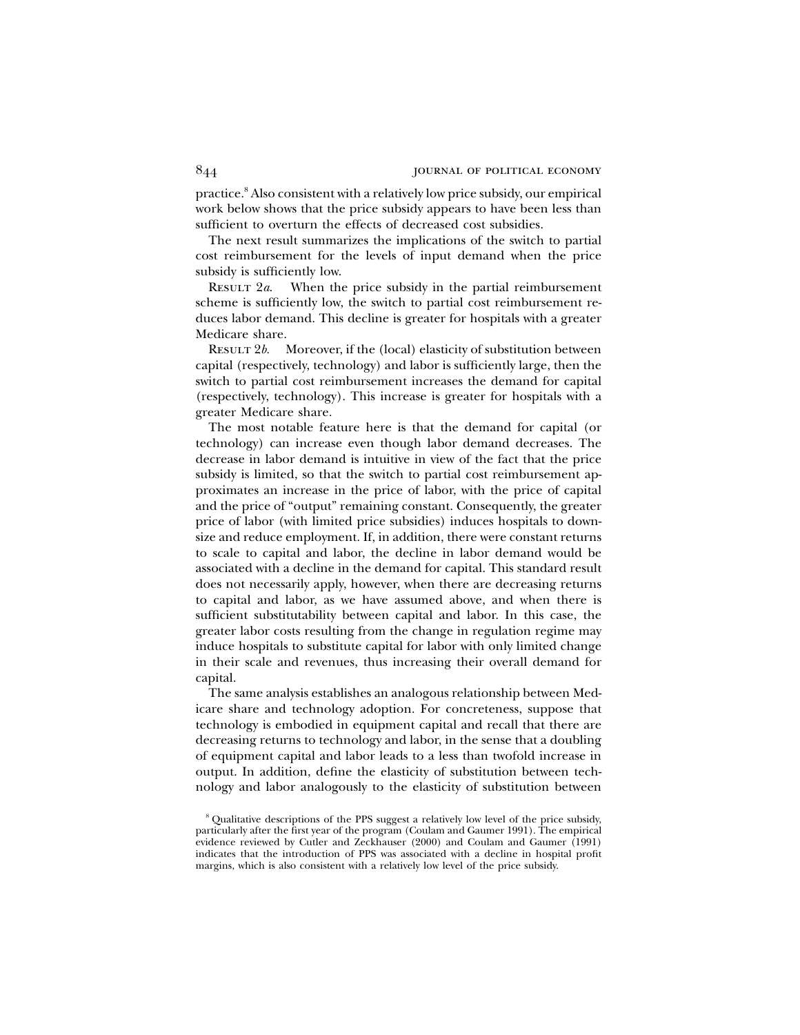practice.[8] Also consistent with a relatively low price subsidy, our empirical work below shows that the price subsidy appears to have been less than sufficient to overturn the effects of decreased cost subsidies.

The next result summarizes the implications of the switch to partial cost reimbursement for the levels of input demand when the price subsidy is sufficiently low.

RESULT 2*a*. When the price subsidy in the partial reimbursement scheme is sufficiently low, the switch to partial cost reimbursement reduces labor demand. This decline is greater for hospitals with a greater Medicare share.

RESULT 2*b*. Moreover, if the (local) elasticity of substitution between capital (respectively, technology) and labor is sufficiently large, then the switch to partial cost reimbursement increases the demand for capital (respectively, technology). This increase is greater for hospitals with a greater Medicare share.

The most notable feature here is that the demand for capital (or technology) can increase even though labor demand decreases. The decrease in labor demand is intuitive in view of the fact that the price subsidy is limited, so that the switch to partial cost reimbursement approximates an increase in the price of labor, with the price of capital and the price of "output" remaining constant. Consequently, the greater price of labor (with limited price subsidies) induces hospitals to downsize and reduce employment. If, in addition, there were constant returns to scale to capital and labor, the decline in labor demand would be associated with a decline in the demand for capital. This standard result does not necessarily apply, however, when there are decreasing returns to capital and labor, as we have assumed above, and when there is sufficient substitutability between capital and labor. In this case, the greater labor costs resulting from the change in regulation regime may induce hospitals to substitute capital for labor with only limited change in their scale and revenues, thus increasing their overall demand for capital.

The same analysis establishes an analogous relationship between Medicare share and technology adoption. For concreteness, suppose that technology is embodied in equipment capital and recall that there are decreasing returns to technology and labor, in the sense that a doubling of equipment capital and labor leads to a less than twofold increase in output. In addition, define the elasticity of substitution between technology and labor analogously to the elasticity of substitution between

[8] Qualitative descriptions of the PPS suggest a relatively low level of the price subsidy, particularly after the first year of the program (Coulam and Gaumer 1991). The empirical evidence reviewed by Cutler and Zeckhauser (2000) and Coulam and Gaumer (1991) indicates that the introduction of PPS was associated with a decline in hospital profit margins, which is also consistent with a relatively low level of the price subsidy.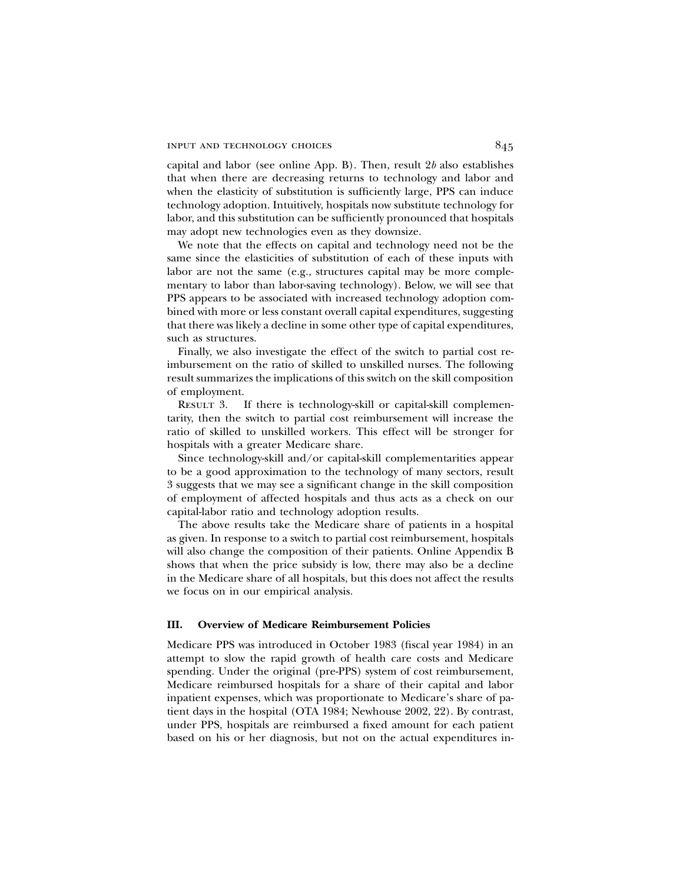capital and labor (see online App. B). Then, result 2*b* also establishes that when there are decreasing returns to technology and labor and when the elasticity of substitution is sufficiently large, PPS can induce technology adoption. Intuitively, hospitals now substitute technology for labor, and this substitution can be sufficiently pronounced that hospitals may adopt new technologies even as they downsize.

We note that the effects on capital and technology need not be the same since the elasticities of substitution of each of these inputs with labor are not the same (e.g., structures capital may be more complementary to labor than labor-saving technology). Below, we will see that PPS appears to be associated with increased technology adoption combined with more or less constant overall capital expenditures, suggesting that there was likely a decline in some other type of capital expenditures, such as structures.

Finally, we also investigate the effect of the switch to partial cost reimbursement on the ratio of skilled to unskilled nurses. The following result summarizes the implications of this switch on the skill composition of employment.

Result 3. If there is technology-skill or capital-skill complementarity, then the switch to partial cost reimbursement will increase the ratio of skilled to unskilled workers. This effect will be stronger for hospitals with a greater Medicare share.

Since technology-skill and/or capital-skill complementarities appear to be a good approximation to the technology of many sectors, result 3 suggests that we may see a significant change in the skill composition of employment of affected hospitals and thus acts as a check on our capital-labor ratio and technology adoption results.

The above results take the Medicare share of patients in a hospital as given. In response to a switch to partial cost reimbursement, hospitals will also change the composition of their patients. Online Appendix B shows that when the price subsidy is low, there may also be a decline in the Medicare share of all hospitals, but this does not affect the results we focus on in our empirical analysis.

## III. Overview of Medicare Reimbursement Policies

Medicare PPS was introduced in October 1983 (fiscal year 1984) in an attempt to slow the rapid growth of health care costs and Medicare spending. Under the original (pre-PPS) system of cost reimbursement, Medicare reimbursed hospitals for a share of their capital and labor inpatient expenses, which was proportionate to Medicare's share of patient days in the hospital (OTA 1984; Newhouse 2002, 22). By contrast, under PPS, hospitals are reimbursed a fixed amount for each patient based on his or her diagnosis, but not on the actual expenditures in-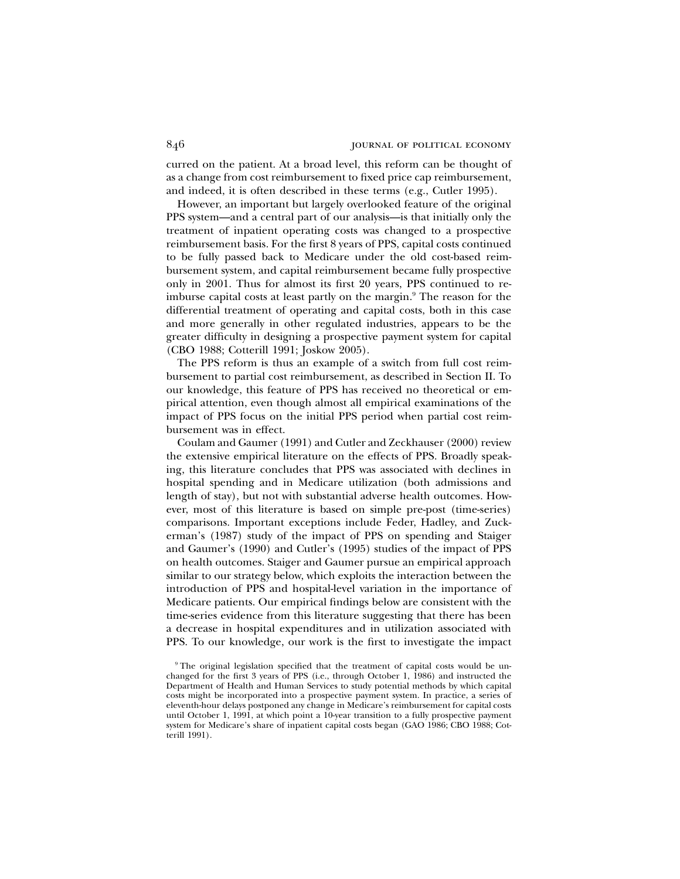curred on the patient. At a broad level, this reform can be thought of as a change from cost reimbursement to fixed price cap reimbursement, and indeed, it is often described in these terms (e.g., Cutler 1995).

However, an important but largely overlooked feature of the original PPS system—and a central part of our analysis—is that initially only the treatment of inpatient operating costs was changed to a prospective reimbursement basis. For the first 8 years of PPS, capital costs continued to be fully passed back to Medicare under the old cost-based reimbursement system, and capital reimbursement became fully prospective only in 2001. Thus for almost its first 20 years, PPS continued to reimburse capital costs at least partly on the margin.[9] The reason for the differential treatment of operating and capital costs, both in this case and more generally in other regulated industries, appears to be the greater difficulty in designing a prospective payment system for capital (CBO 1988; Cotterill 1991; Joskow 2005).

The PPS reform is thus an example of a switch from full cost reimbursement to partial cost reimbursement, as described in Section II. To our knowledge, this feature of PPS has received no theoretical or empirical attention, even though almost all empirical examinations of the impact of PPS focus on the initial PPS period when partial cost reimbursement was in effect.

Coulam and Gaumer (1991) and Cutler and Zeckhauser (2000) review the extensive empirical literature on the effects of PPS. Broadly speaking, this literature concludes that PPS was associated with declines in hospital spending and in Medicare utilization (both admissions and length of stay), but not with substantial adverse health outcomes. However, most of this literature is based on simple pre-post (time-series) comparisons. Important exceptions include Feder, Hadley, and Zuckerman's (1987) study of the impact of PPS on spending and Staiger and Gaumer's (1990) and Cutler's (1995) studies of the impact of PPS on health outcomes. Staiger and Gaumer pursue an empirical approach similar to our strategy below, which exploits the interaction between the introduction of PPS and hospital-level variation in the importance of Medicare patients. Our empirical findings below are consistent with the time-series evidence from this literature suggesting that there has been a decrease in hospital expenditures and in utilization associated with PPS. To our knowledge, our work is the first to investigate the impact

[9] The original legislation specified that the treatment of capital costs would be unchanged for the first 3 years of PPS (i.e., through October 1, 1986) and instructed the Department of Health and Human Services to study potential methods by which capital costs might be incorporated into a prospective payment system. In practice, a series of eleventh-hour delays postponed any change in Medicare's reimbursement for capital costs until October 1, 1991, at which point a 10-year transition to a fully prospective payment system for Medicare's share of inpatient capital costs began (GAO 1986; CBO 1988; Cotterill 1991).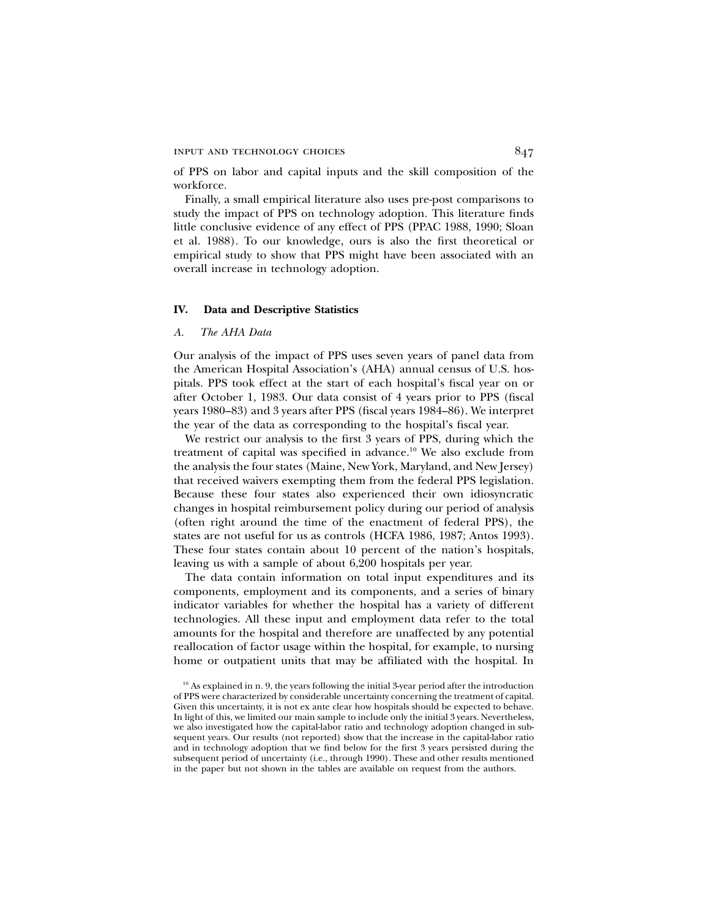of PPS on labor and capital inputs and the skill composition of the workforce.

Finally, a small empirical literature also uses pre-post comparisons to study the impact of PPS on technology adoption. This literature finds little conclusive evidence of any effect of PPS (PPAC 1988, 1990; Sloan et al. 1988). To our knowledge, ours is also the first theoretical or empirical study to show that PPS might have been associated with an overall increase in technology adoption.

## IV. Data and Descriptive Statistics

### A. *The AHA Data*

Our analysis of the impact of PPS uses seven years of panel data from the American Hospital Association's (AHA) annual census of U.S. hospitals. PPS took effect at the start of each hospital's fiscal year on or after October 1, 1983. Our data consist of 4 years prior to PPS (fiscal years 1980–83) and 3 years after PPS (fiscal years 1984–86). We interpret the year of the data as corresponding to the hospital's fiscal year.

We restrict our analysis to the first 3 years of PPS, during which the treatment of capital was specified in advance.[10] We also exclude from the analysis the four states (Maine, New York, Maryland, and New Jersey) that received waivers exempting them from the federal PPS legislation. Because these four states also experienced their own idiosyncratic changes in hospital reimbursement policy during our period of analysis (often right around the time of the enactment of federal PPS), the states are not useful for us as controls (HCFA 1986, 1987; Antos 1993). These four states contain about 10 percent of the nation's hospitals, leaving us with a sample of about 6,200 hospitals per year.

The data contain information on total input expenditures and its components, employment and its components, and a series of binary indicator variables for whether the hospital has a variety of different technologies. All these input and employment data refer to the total amounts for the hospital and therefore are unaffected by any potential reallocation of factor usage within the hospital, for example, to nursing home or outpatient units that may be affiliated with the hospital. In

[10] As explained in n. 9, the years following the initial 3-year period after the introduction of PPS were characterized by considerable uncertainty concerning the treatment of capital. Given this uncertainty, it is not ex ante clear how hospitals should be expected to behave. In light of this, we limited our main sample to include only the initial 3 years. Nevertheless, we also investigated how the capital-labor ratio and technology adoption changed in subsequent years. Our results (not reported) show that the increase in the capital-labor ratio and in technology adoption that we find below for the first 3 years persisted during the subsequent period of uncertainty (i.e., through 1990). These and other results mentioned in the paper but not shown in the tables are available on request from the authors.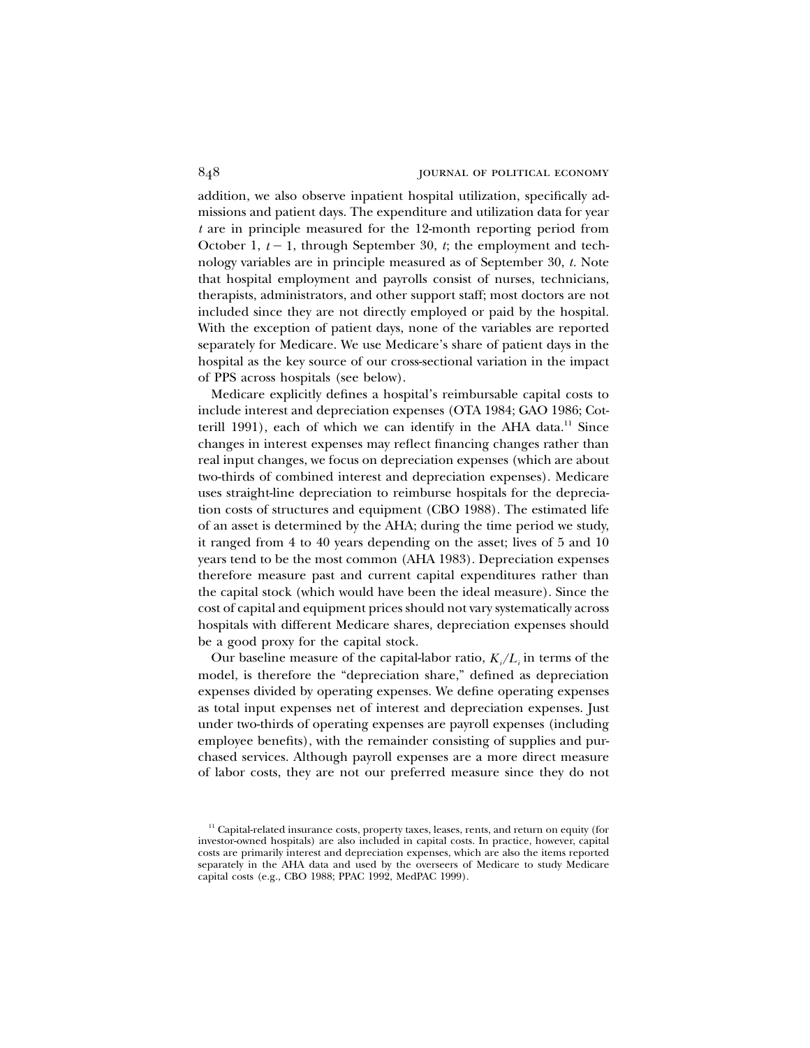addition, we also observe inpatient hospital utilization, specifically admissions and patient days. The expenditure and utilization data for year $t$ are in principle measured for the 12-month reporting period from October 1, $t-1$, through September 30, $t$; the employment and technology variables are in principle measured as of September 30, $t$. Note that hospital employment and payrolls consist of nurses, technicians, therapists, administrators, and other support staff; most doctors are not included since they are not directly employed or paid by the hospital. With the exception of patient days, none of the variables are reported separately for Medicare. We use Medicare's share of patient days in the hospital as the key source of our cross-sectional variation in the impact of PPS across hospitals (see below).

Medicare explicitly defines a hospital's reimbursable capital costs to include interest and depreciation expenses (OTA 1984; GAO 1986; Cotterill 1991), each of which we can identify in the AHA data.[11] Since changes in interest expenses may reflect financing changes rather than real input changes, we focus on depreciation expenses (which are about two-thirds of combined interest and depreciation expenses). Medicare uses straight-line depreciation to reimburse hospitals for the depreciation costs of structures and equipment (CBO 1988). The estimated life of an asset is determined by the AHA; during the time period we study, it ranged from 4 to 40 years depending on the asset; lives of 5 and 10 years tend to be the most common (AHA 1983). Depreciation expenses therefore measure past and current capital expenditures rather than the capital stock (which would have been the ideal measure). Since the cost of capital and equipment prices should not vary systematically across hospitals with different Medicare shares, depreciation expenses should be a good proxy for the capital stock.

Our baseline measure of the capital-labor ratio, $K_i/L_i$ in terms of the model, is therefore the "depreciation share," defined as depreciation expenses divided by operating expenses. We define operating expenses as total input expenses net of interest and depreciation expenses. Just under two-thirds of operating expenses are payroll expenses (including employee benefits), with the remainder consisting of supplies and purchased services. Although payroll expenses are a more direct measure of labor costs, they are not our preferred measure since they do not

[11] Capital-related insurance costs, property taxes, leases, rents, and return on equity (for investor-owned hospitals) are also included in capital costs. In practice, however, capital costs are primarily interest and depreciation expenses, which are also the items reported separately in the AHA data and used by the overseers of Medicare to study Medicare capital costs (e.g., CBO 1988; PPAC 1992, MedPAC 1999).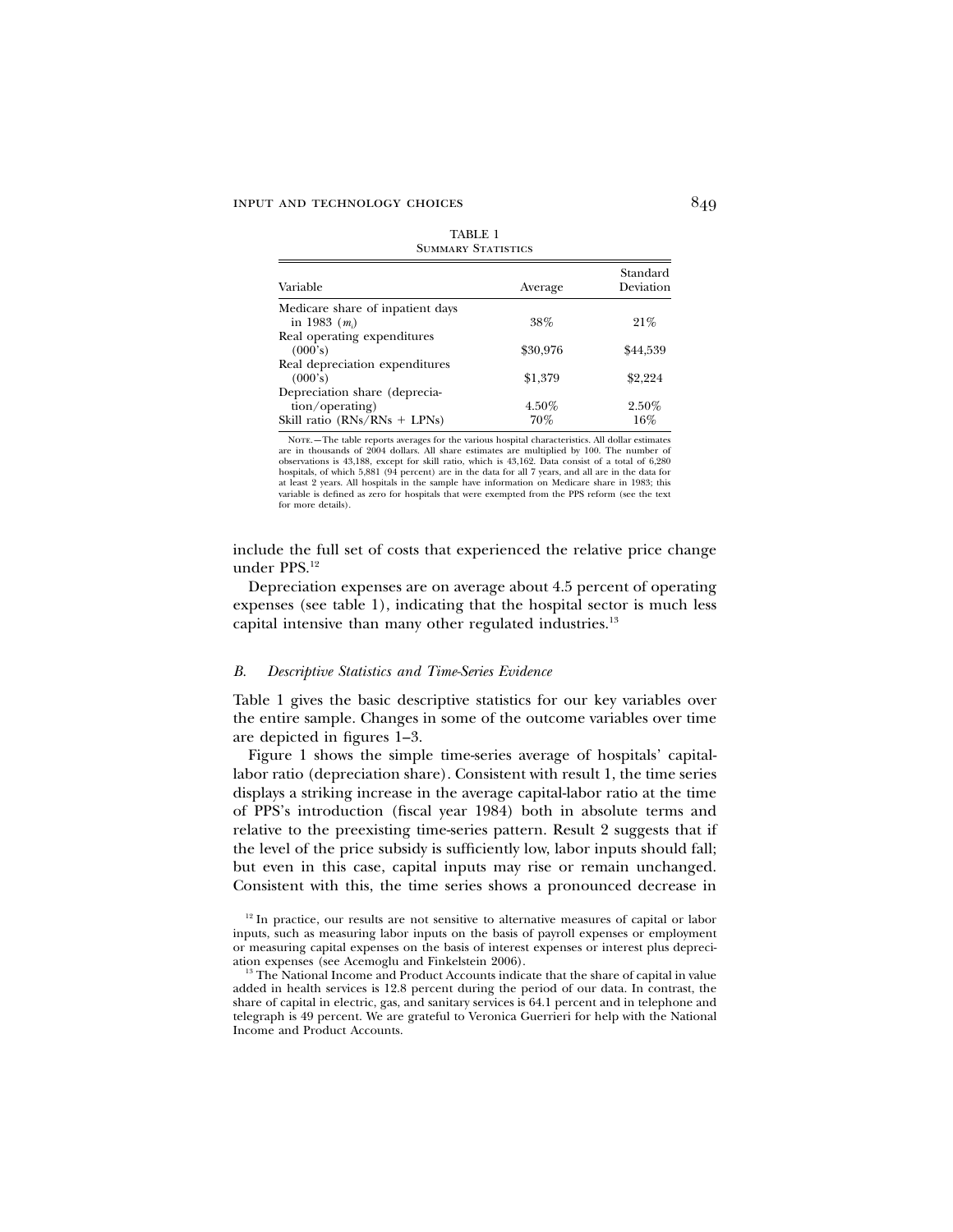TABLE 1
Summary Statistics

| Variable | Average | Standard Deviation |
|---|---|---|
| Medicare share of inpatient days in 1983 ($m_i$) | 38% | 21% |
| Real operating expenditures (000's) | \$30,976 | \$44,539 |
| Real depreciation expenditures (000's) | \$1,379 | \$2,224 |
| Depreciation share (depreciation/operating) | 4.50% | 2.50% |
| Skill ratio (RNs/RNs + LPNs) | 70% | 16% |

Note.—The table reports averages for the various hospital characteristics. All dollar estimates are in thousands of 2004 dollars. All share estimates are multiplied by 100. The number of observations is 43,188, except for skill ratio, which is 43,162. Data consist of a total of 6,280 hospitals, of which 5,881 (94 percent) are in the data for all 7 years, and all are in the data for at least 2 years. All hospitals in the sample have information on Medicare share in 1983; this variable is defined as zero for hospitals that were exempted from the PPS reform (see the text for more details).

include the full set of costs that experienced the relative price change under PPS.[12]

Depreciation expenses are on average about 4.5 percent of operating expenses (see table 1), indicating that the hospital sector is much less capital intensive than many other regulated industries.[13]

### B. *Descriptive Statistics and Time-Series Evidence*

Table 1 gives the basic descriptive statistics for our key variables over the entire sample. Changes in some of the outcome variables over time are depicted in figures 1–3.

Figure 1 shows the simple time-series average of hospitals' capital-labor ratio (depreciation share). Consistent with result 1, the time series displays a striking increase in the average capital-labor ratio at the time of PPS's introduction (fiscal year 1984) both in absolute terms and relative to the preexisting time-series pattern. Result 2 suggests that if the level of the price subsidy is sufficiently low, labor inputs should fall; but even in this case, capital inputs may rise or remain unchanged. Consistent with this, the time series shows a pronounced decrease in

[12] In practice, our results are not sensitive to alternative measures of capital or labor inputs, such as measuring labor inputs on the basis of payroll expenses or employment or measuring capital expenses on the basis of interest expenses or interest plus depreciation expenses (see Acemoglu and Finkelstein 2006).

[13] The National Income and Product Accounts indicate that the share of capital in value added in health services is 12.8 percent during the period of our data. In contrast, the share of capital in electric, gas, and sanitary services is 64.1 percent and in telephone and telegraph is 49 percent. We are grateful to Veronica Guerrieri for help with the National Income and Product Accounts.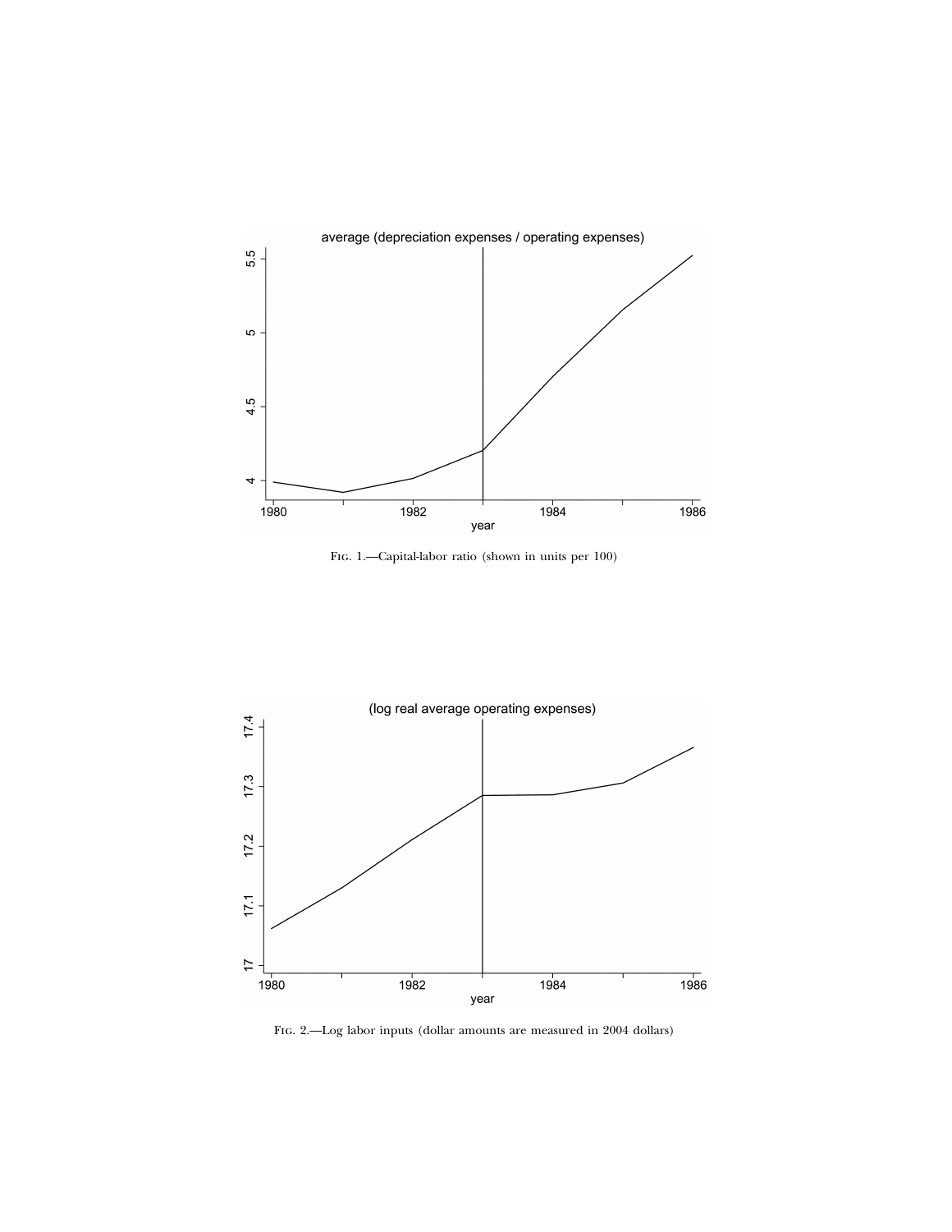Fig. 1.—Capital-labor ratio (shown in units per 100)

Fig. 2.—Log labor inputs (dollar amounts are measured in 2004 dollars)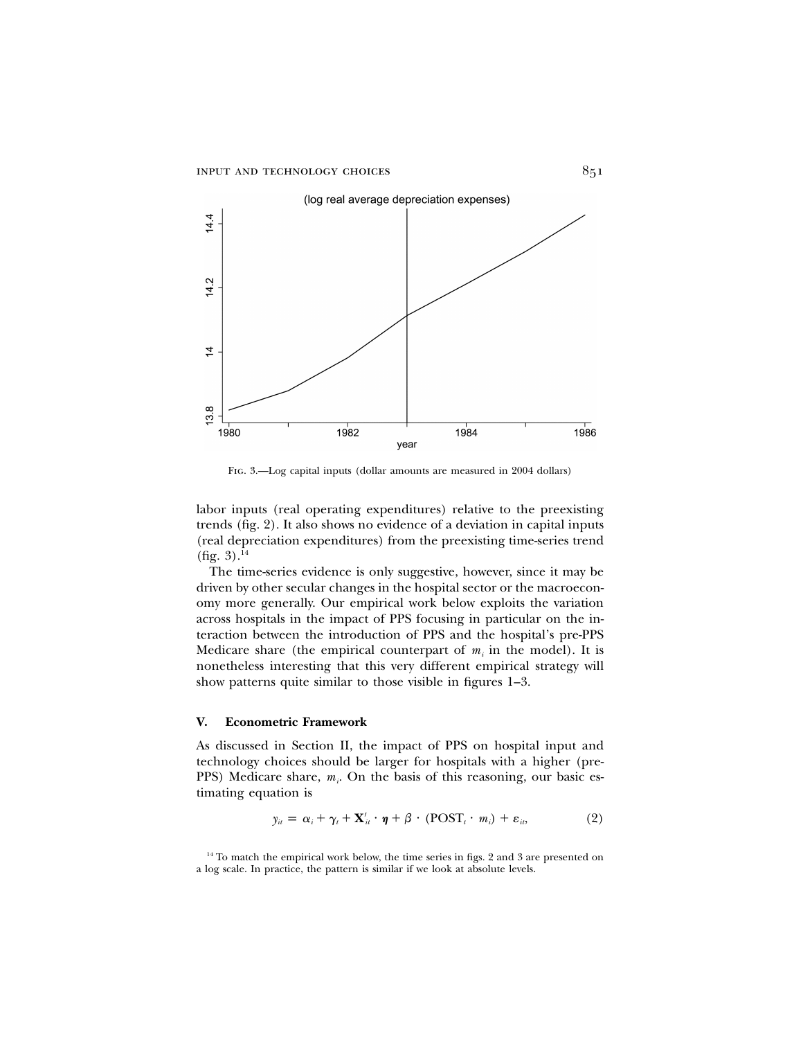Fig. 3.—Log capital inputs (dollar amounts are measured in 2004 dollars)

labor inputs (real operating expenditures) relative to the preexisting trends (fig. 2). It also shows no evidence of a deviation in capital inputs (real depreciation expenditures) from the preexisting time-series trend (fig. 3).[14]

The time-series evidence is only suggestive, however, since it may be driven by other secular changes in the hospital sector or the macroeconomy more generally. Our empirical work below exploits the variation across hospitals in the impact of PPS focusing in particular on the interaction between the introduction of PPS and the hospital's pre-PPS Medicare share (the empirical counterpart of $m_i$ in the model). It is nonetheless interesting that this very different empirical strategy will show patterns quite similar to those visible in figures 1–3.

## V. Econometric Framework

As discussed in Section II, the impact of PPS on hospital input and technology choices should be larger for hospitals with a higher (pre-PPS) Medicare share, $m_i$. On the basis of this reasoning, our basic estimating equation is

$$y_{it} = \alpha_i + \gamma_t + \mathbf{X}'_{it} \cdot \boldsymbol{\eta} + \beta \cdot (\text{POST}_t \cdot m_i) + \varepsilon_{it}, \qquad (2)$$

[14] To match the empirical work below, the time series in figs. 2 and 3 are presented on a log scale. In practice, the pattern is similar if we look at absolute levels.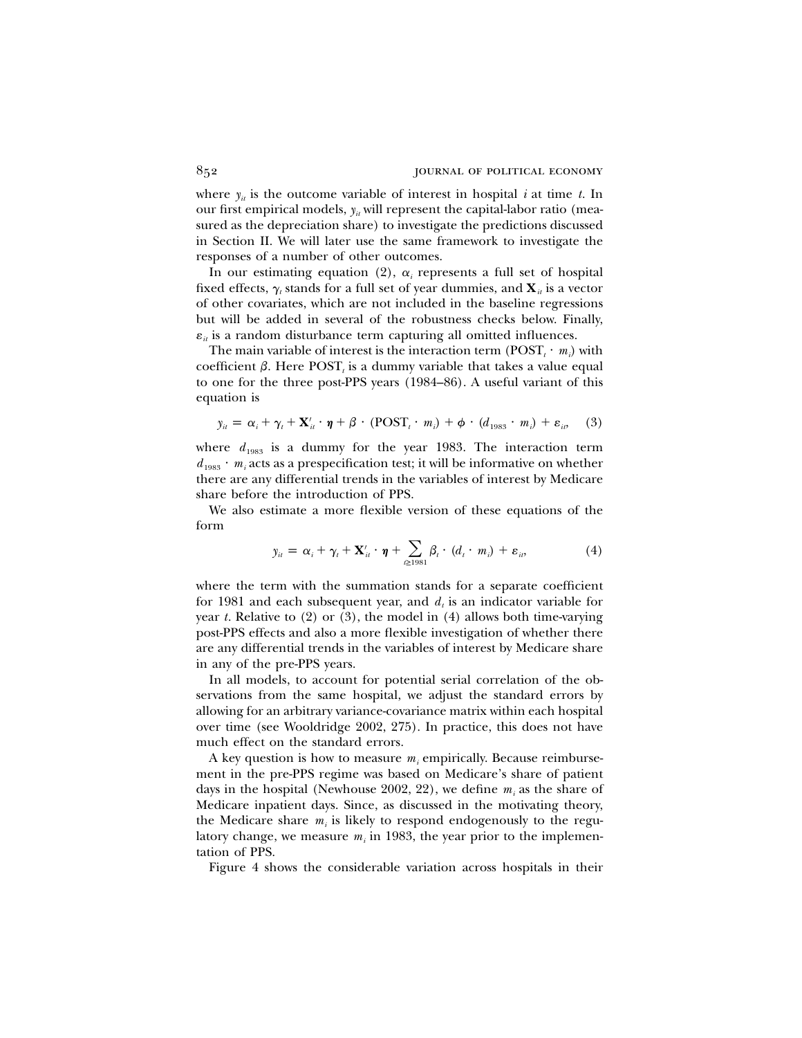where $y_{it}$ is the outcome variable of interest in hospital $i$ at time $t$. In our first empirical models, $y_{it}$ will represent the capital-labor ratio (measured as the depreciation share) to investigate the predictions discussed in Section II. We will later use the same framework to investigate the responses of a number of other outcomes.

In our estimating equation (2), $\alpha_i$ represents a full set of hospital fixed effects, $\gamma_t$ stands for a full set of year dummies, and $\mathbf{X}_{it}$ is a vector of other covariates, which are not included in the baseline regressions but will be added in several of the robustness checks below. Finally, $\varepsilon_{it}$ is a random disturbance term capturing all omitted influences.

The main variable of interest is the interaction term ($\text{POST}_t \cdot m_i$) with coefficient $\beta$. Here $\text{POST}_t$ is a dummy variable that takes a value equal to one for the three post-PPS years (1984–86). A useful variant of this equation is

$$y_{it} = \alpha_i + \gamma_t + \mathbf{X}'_{it} \cdot \boldsymbol{\eta} + \beta \cdot (\text{POST}_t \cdot m_i) + \phi \cdot (d_{1983} \cdot m_i) + \varepsilon_{it}, \quad (3)$$

where $d_{1983}$ is a dummy for the year 1983. The interaction term $d_{1983} \cdot m_i$ acts as a prespecification test; it will be informative on whether there are any differential trends in the variables of interest by Medicare share before the introduction of PPS.

We also estimate a more flexible version of these equations of the form

$$y_{it} = \alpha_i + \gamma_t + \mathbf{X}'_{it} \cdot \boldsymbol{\eta} + \sum_{t \geq 1981} \beta_t \cdot (d_t \cdot m_i) + \varepsilon_{it}, \quad (4)$$

where the term with the summation stands for a separate coefficient for 1981 and each subsequent year, and $d_t$ is an indicator variable for year $t$. Relative to (2) or (3), the model in (4) allows both time-varying post-PPS effects and also a more flexible investigation of whether there are any differential trends in the variables of interest by Medicare share in any of the pre-PPS years.

In all models, to account for potential serial correlation of the observations from the same hospital, we adjust the standard errors by allowing for an arbitrary variance-covariance matrix within each hospital over time (see Wooldridge 2002, 275). In practice, this does not have much effect on the standard errors.

A key question is how to measure $m_i$ empirically. Because reimbursement in the pre-PPS regime was based on Medicare's share of patient days in the hospital (Newhouse 2002, 22), we define $m_i$ as the share of Medicare inpatient days. Since, as discussed in the motivating theory, the Medicare share $m_i$ is likely to respond endogenously to the regulatory change, we measure $m_i$ in 1983, the year prior to the implementation of PPS.

Figure 4 shows the considerable variation across hospitals in their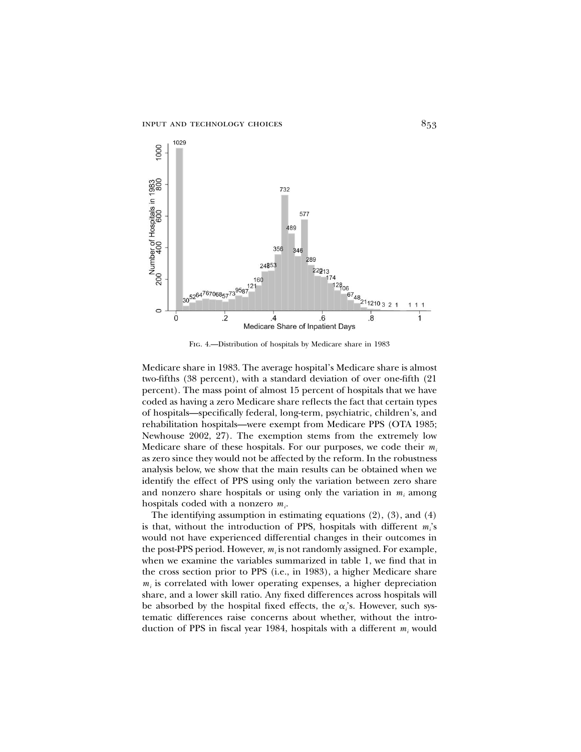Fig. 4.—Distribution of hospitals by Medicare share in 1983

Medicare share in 1983. The average hospital's Medicare share is almost two-fifths (38 percent), with a standard deviation of over one-fifth (21 percent). The mass point of almost 15 percent of hospitals that we have coded as having a zero Medicare share reflects the fact that certain types of hospitals—specifically federal, long-term, psychiatric, children's, and rehabilitation hospitals—were exempt from Medicare PPS (OTA 1985; Newhouse 2002, 27). The exemption stems from the extremely low Medicare share of these hospitals. For our purposes, we code their $m_i$ as zero since they would not be affected by the reform. In the robustness analysis below, we show that the main results can be obtained when we identify the effect of PPS using only the variation between zero share and nonzero share hospitals or using only the variation in $m_i$ among hospitals coded with a nonzero $m_i$.

The identifying assumption in estimating equations (2), (3), and (4) is that, without the introduction of PPS, hospitals with different $m_i$'s would not have experienced differential changes in their outcomes in the post-PPS period. However, $m_i$ is not randomly assigned. For example, when we examine the variables summarized in table 1, we find that in the cross section prior to PPS (i.e., in 1983), a higher Medicare share $m_i$ is correlated with lower operating expenses, a higher depreciation share, and a lower skill ratio. Any fixed differences across hospitals will be absorbed by the hospital fixed effects, the $\alpha_i$'s. However, such systematic differences raise concerns about whether, without the introduction of PPS in fiscal year 1984, hospitals with a different $m_i$ would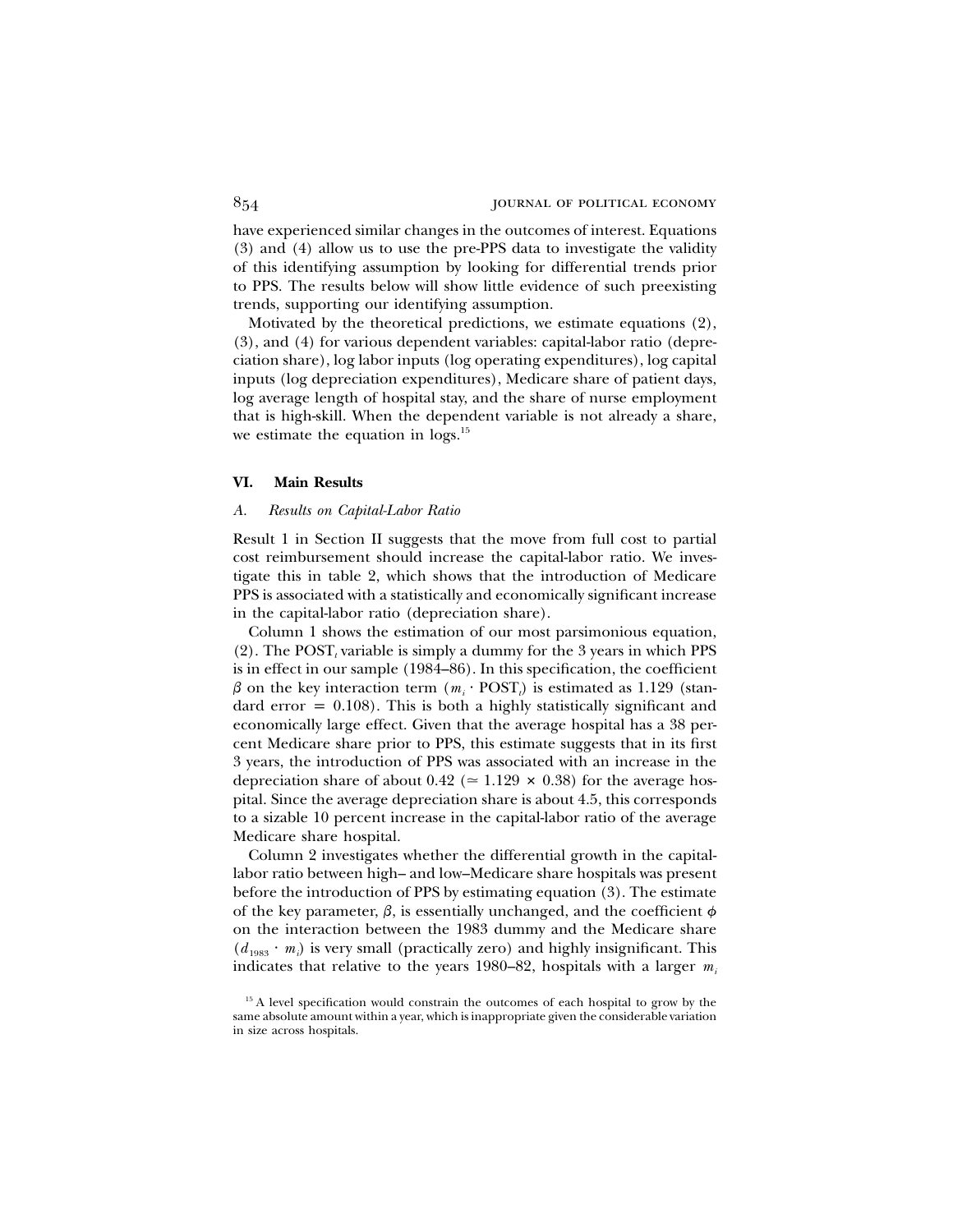have experienced similar changes in the outcomes of interest. Equations (3) and (4) allow us to use the pre-PPS data to investigate the validity of this identifying assumption by looking for differential trends prior to PPS. The results below will show little evidence of such preexisting trends, supporting our identifying assumption.

Motivated by the theoretical predictions, we estimate equations (2), (3), and (4) for various dependent variables: capital-labor ratio (depreciation share), log labor inputs (log operating expenditures), log capital inputs (log depreciation expenditures), Medicare share of patient days, log average length of hospital stay, and the share of nurse employment that is high-skill. When the dependent variable is not already a share, we estimate the equation in logs.[15]

## VI. Main Results

### A. *Results on Capital-Labor Ratio*

Result 1 in Section II suggests that the move from full cost to partial cost reimbursement should increase the capital-labor ratio. We investigate this in table 2, which shows that the introduction of Medicare PPS is associated with a statistically and economically significant increase in the capital-labor ratio (depreciation share).

Column 1 shows the estimation of our most parsimonious equation, (2). The $\text{POST}_t$ variable is simply a dummy for the 3 years in which PPS is in effect in our sample (1984–86). In this specification, the coefficient $\beta$ on the key interaction term $(m_i \cdot \text{POST}_t)$ is estimated as 1.129 (standard error $= 0.108$). This is both a highly statistically significant and economically large effect. Given that the average hospital has a 38 percent Medicare share prior to PPS, this estimate suggests that in its first 3 years, the introduction of PPS was associated with an increase in the depreciation share of about 0.42 ($\simeq 1.129 \times 0.38$) for the average hospital. Since the average depreciation share is about 4.5, this corresponds to a sizable 10 percent increase in the capital-labor ratio of the average Medicare share hospital.

Column 2 investigates whether the differential growth in the capital-labor ratio between high– and low–Medicare share hospitals was present before the introduction of PPS by estimating equation (3). The estimate of the key parameter, $\beta$, is essentially unchanged, and the coefficient $\phi$ on the interaction between the 1983 dummy and the Medicare share $(d_{1983} \cdot m_i)$ is very small (practically zero) and highly insignificant. This indicates that relative to the years 1980–82, hospitals with a larger $m_i$

[15] A level specification would constrain the outcomes of each hospital to grow by the same absolute amount within a year, which is inappropriate given the considerable variation in size across hospitals.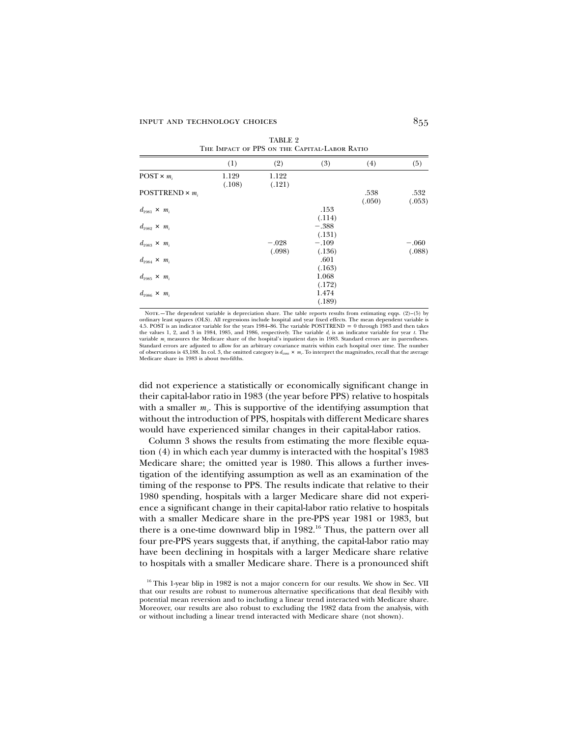TABLE 2

The Impact of PPS on the Capital-Labor Ratio

| | (1) | (2) | (3) | (4) | (5) |
|---|---|---|---|---|---|
| POST × $m_i$ | 1.129 | 1.122 | | | |
| | (.108) | (.121) | | | |
| POSTTREND × $m_i$ | | | | .538 | .532 |
| | | | | (.050) | (.053) |
| $d_{1981}$ × $m_i$ | | | .153 | | |
| | | | (.114) | | |
| $d_{1982}$ × $m_i$ | | | −.388 | | |
| | | | (.131) | | |
| $d_{1983}$ × $m_i$ | | −.028 | −.109 | | −.060 |
| | | (.098) | (.136) | | (.088) |
| $d_{1984}$ × $m_i$ | | | .601 | | |
| | | | (.163) | | |
| $d_{1985}$ × $m_i$ | | | 1.068 | | |
| | | | (.172) | | |
| $d_{1986}$ × $m_i$ | | | 1.474 | | |
| | | | (.189) | | |

Note.—The dependent variable is depreciation share. The table reports results from estimating eqqs. (2)–(5) by ordinary least squares (OLS). All regressions include hospital and year fixed effects. The mean dependent variable is 4.5. POST is an indicator variable for the years 1984–86. The variable POSTTREND = 0 through 1983 and then takes the values 1, 2, and 3 in 1984, 1985, and 1986, respectively. The variable $d_t$ is an indicator variable for year $t$. The variable $m_i$ measures the Medicare share of the hospital's inpatient days in 1983. Standard errors are in parentheses. Standard errors are adjusted to allow for an arbitrary covariance matrix within each hospital over time. The number of observations is 43,188. In col. 3, the omitted category is $d_{1980}$ × $m_i$. To interpret the magnitudes, recall that the average Medicare share in 1983 is about two-fifths.

did not experience a statistically or economically significant change in their capital-labor ratio in 1983 (the year before PPS) relative to hospitals with a smaller $m_i$. This is supportive of the identifying assumption that without the introduction of PPS, hospitals with different Medicare shares would have experienced similar changes in their capital-labor ratios.

Column 3 shows the results from estimating the more flexible equation (4) in which each year dummy is interacted with the hospital's 1983 Medicare share; the omitted year is 1980. This allows a further investigation of the identifying assumption as well as an examination of the timing of the response to PPS. The results indicate that relative to their 1980 spending, hospitals with a larger Medicare share did not experience a significant change in their capital-labor ratio relative to hospitals with a smaller Medicare share in the pre-PPS year 1981 or 1983, but there is a one-time downward blip in 1982.[16] Thus, the pattern over all four pre-PPS years suggests that, if anything, the capital-labor ratio may have been declining in hospitals with a larger Medicare share relative to hospitals with a smaller Medicare share. There is a pronounced shift

[16] This 1-year blip in 1982 is not a major concern for our results. We show in Sec. VII that our results are robust to numerous alternative specifications that deal flexibly with potential mean reversion and to including a linear trend interacted with Medicare share. Moreover, our results are also robust to excluding the 1982 data from the analysis, with or without including a linear trend interacted with Medicare share (not shown).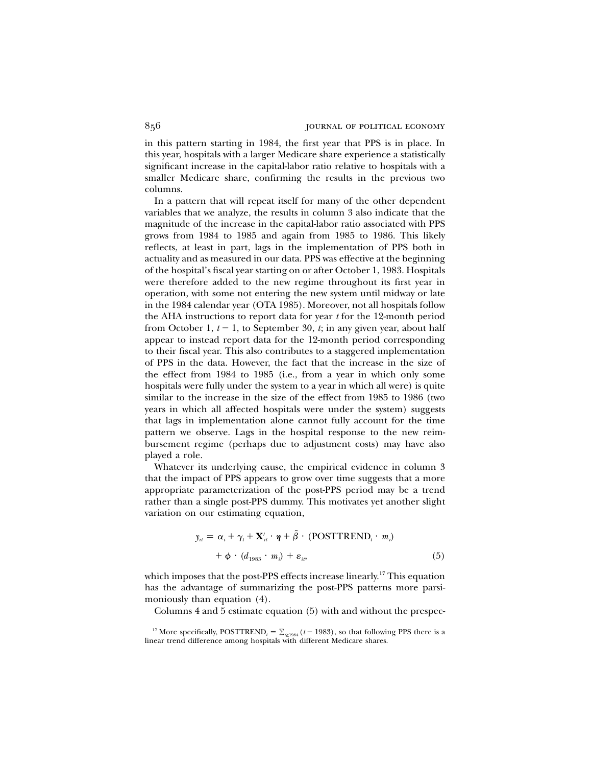in this pattern starting in 1984, the first year that PPS is in place. In this year, hospitals with a larger Medicare share experience a statistically significant increase in the capital-labor ratio relative to hospitals with a smaller Medicare share, confirming the results in the previous two columns.

In a pattern that will repeat itself for many of the other dependent variables that we analyze, the results in column 3 also indicate that the magnitude of the increase in the capital-labor ratio associated with PPS grows from 1984 to 1985 and again from 1985 to 1986. This likely reflects, at least in part, lags in the implementation of PPS both in actuality and as measured in our data. PPS was effective at the beginning of the hospital's fiscal year starting on or after October 1, 1983. Hospitals were therefore added to the new regime throughout its first year in operation, with some not entering the new system until midway or late in the 1984 calendar year (OTA 1985). Moreover, not all hospitals follow the AHA instructions to report data for year $t$ for the 12-month period from October 1, $t-1$, to September 30, $t$; in any given year, about half appear to instead report data for the 12-month period corresponding to their fiscal year. This also contributes to a staggered implementation of PPS in the data. However, the fact that the increase in the size of the effect from 1984 to 1985 (i.e., from a year in which only some hospitals were fully under the system to a year in which all were) is quite similar to the increase in the size of the effect from 1985 to 1986 (two years in which all affected hospitals were under the system) suggests that lags in implementation alone cannot fully account for the time pattern we observe. Lags in the hospital response to the new reimbursement regime (perhaps due to adjustment costs) may have also played a role.

Whatever its underlying cause, the empirical evidence in column 3 that the impact of PPS appears to grow over time suggests that a more appropriate parameterization of the post-PPS period may be a trend rather than a single post-PPS dummy. This motivates yet another slight variation on our estimating equation,

$$y_{it} = \alpha_i + \gamma_t + \mathbf{X}'_{it} \cdot \boldsymbol{\eta} + \tilde{\beta} \cdot (\text{POSTTREND}_t \cdot m_i) + \phi \cdot (d_{1983} \cdot m_i) + \varepsilon_{it}, \tag{5}$$

which imposes that the post-PPS effects increase linearly.[17] This equation has the advantage of summarizing the post-PPS patterns more parsimoniously than equation (4).

Columns 4 and 5 estimate equation (5) with and without the prespec-

[17] More specifically, $\text{POSTTREND}_t = \sum_{t \geq 1984} (t - 1983)$, so that following PPS there is a linear trend difference among hospitals with different Medicare shares.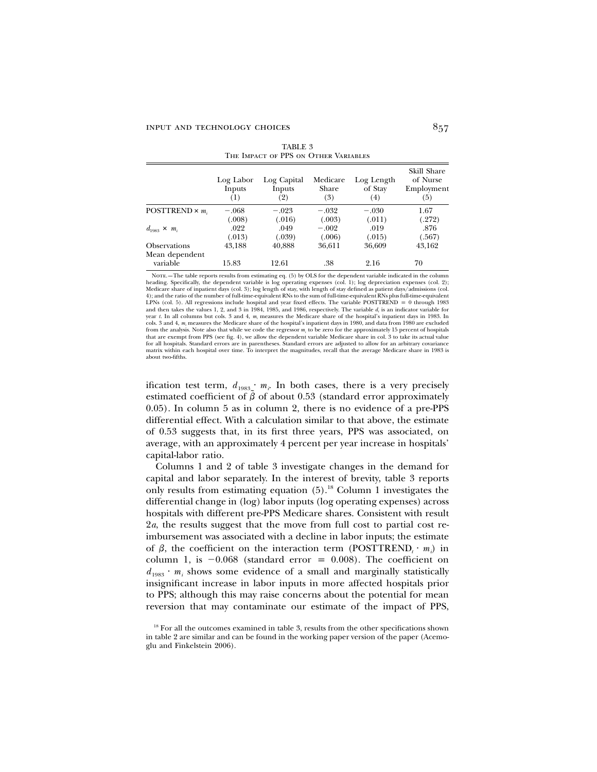TABLE 3
The Impact of PPS on Other Variables

| | Log Labor Inputs (1) | Log Capital Inputs (2) | Medicare Share (3) | Log Length of Stay (4) | Skill Share of Nurse Employment (5) |
|---|---|---|---|---|---|
| POSTTREND × $m_i$ | −.068 | −.023 | −.032 | −.030 | 1.67 |
| | (.008) | (.016) | (.003) | (.011) | (.272) |
| $d_{1983}$ × $m_i$ | .022 | .049 | −.002 | .019 | .876 |
| | (.013) | (.039) | (.006) | (.015) | (.567) |
| Observations | 43,188 | 40,888 | 36,611 | 36,609 | 43,162 |
| Mean dependent variable | 15.83 | 12.61 | .38 | 2.16 | 70 |

Note.—The table reports results from estimating eq. (5) by OLS for the dependent variable indicated in the column heading. Specifically, the dependent variable is log operating expenses (col. 1); log depreciation expenses (col. 2); Medicare share of inpatient days (col. 3); log length of stay, with length of stay defined as patient days/admissions (col. 4); and the ratio of the number of full-time-equivalent RNs to the sum of full-time-equivalent RNs plus full-time-equivalent LPNs (col. 5). All regressions include hospital and year fixed effects. The variable POSTTREND = 0 through 1983 and then takes the values 1, 2, and 3 in 1984, 1985, and 1986, respectively. The variable $d_t$ is an indicator variable for year $t$. In all columns but cols. 3 and 4, $m_i$ measures the Medicare share of the hospital's inpatient days in 1983. In cols. 3 and 4, $m_i$ measures the Medicare share of the hospital's inpatient days in 1980, and data from 1980 are excluded from the analysis. Note also that while we code the regressor $m_i$ to be zero for the approximately 15 percent of hospitals that are exempt from PPS (see fig. 4), we allow the dependent variable Medicare share in col. 3 to take its actual value for all hospitals. Standard errors are in parentheses. Standard errors are adjusted to allow for an arbitrary covariance matrix within each hospital over time. To interpret the magnitudes, recall that the average Medicare share in 1983 is about two-fifths.

ification test term, $d_{1983} \cdot m_i$. In both cases, there is a very precisely estimated coefficient of $\beta$ of about 0.53 (standard error approximately 0.05). In column 5 as in column 2, there is no evidence of a pre-PPS differential effect. With a calculation similar to that above, the estimate of 0.53 suggests that, in its first three years, PPS was associated, on average, with an approximately 4 percent per year increase in hospitals' capital-labor ratio.

Columns 1 and 2 of table 3 investigate changes in the demand for capital and labor separately. In the interest of brevity, table 3 reports only results from estimating equation (5).[18] Column 1 investigates the differential change in (log) labor inputs (log operating expenses) across hospitals with different pre-PPS Medicare shares. Consistent with result 2*a*, the results suggest that the move from full cost to partial cost reimbursement was associated with a decline in labor inputs; the estimate of $\beta$, the coefficient on the interaction term ($\text{POSTTREND}_t \cdot m_i$) in column 1, is −0.068 (standard error = 0.008). The coefficient on $d_{1983} \cdot m_i$ shows some evidence of a small and marginally statistically insignificant increase in labor inputs in more affected hospitals prior to PPS; although this may raise concerns about the potential for mean reversion that may contaminate our estimate of the impact of PPS,

[18] For all the outcomes examined in table 3, results from the other specifications shown in table 2 are similar and can be found in the working paper version of the paper (Acemoglu and Finkelstein 2006).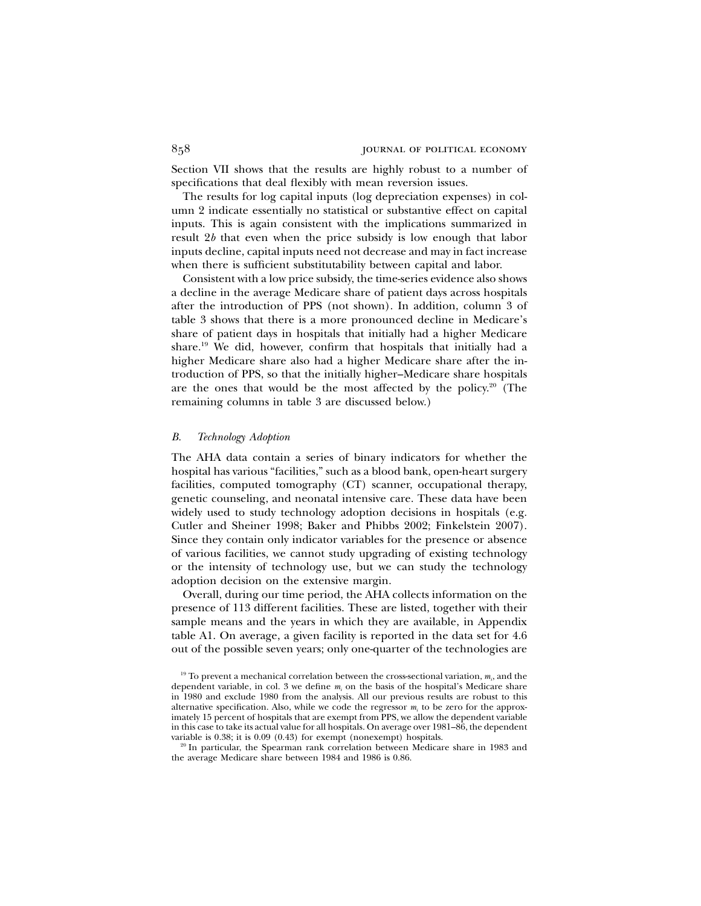Section VII shows that the results are highly robust to a number of specifications that deal flexibly with mean reversion issues.

The results for log capital inputs (log depreciation expenses) in column 2 indicate essentially no statistical or substantive effect on capital inputs. This is again consistent with the implications summarized in result 2*b* that even when the price subsidy is low enough that labor inputs decline, capital inputs need not decrease and may in fact increase when there is sufficient substitutability between capital and labor.

Consistent with a low price subsidy, the time-series evidence also shows a decline in the average Medicare share of patient days across hospitals after the introduction of PPS (not shown). In addition, column 3 of table 3 shows that there is a more pronounced decline in Medicare's share of patient days in hospitals that initially had a higher Medicare share.[19] We did, however, confirm that hospitals that initially had a higher Medicare share also had a higher Medicare share after the introduction of PPS, so that the initially higher–Medicare share hospitals are the ones that would be the most affected by the policy.[20] (The remaining columns in table 3 are discussed below.)

### *B. Technology Adoption*

The AHA data contain a series of binary indicators for whether the hospital has various "facilities," such as a blood bank, open-heart surgery facilities, computed tomography (CT) scanner, occupational therapy, genetic counseling, and neonatal intensive care. These data have been widely used to study technology adoption decisions in hospitals (e.g. Cutler and Sheiner 1998; Baker and Phibbs 2002; Finkelstein 2007). Since they contain only indicator variables for the presence or absence of various facilities, we cannot study upgrading of existing technology or the intensity of technology use, but we can study the technology adoption decision on the extensive margin.

Overall, during our time period, the AHA collects information on the presence of 113 different facilities. These are listed, together with their sample means and the years in which they are available, in Appendix table A1. On average, a given facility is reported in the data set for 4.6 out of the possible seven years; only one-quarter of the technologies are

[19] To prevent a mechanical correlation between the cross-sectional variation, $m_i$, and the dependent variable, in col. 3 we define $m_i$ on the basis of the hospital's Medicare share in 1980 and exclude 1980 from the analysis. All our previous results are robust to this alternative specification. Also, while we code the regressor $m_i$ to be zero for the approximately 15 percent of hospitals that are exempt from PPS, we allow the dependent variable in this case to take its actual value for all hospitals. On average over 1981–86, the dependent variable is 0.38; it is 0.09 (0.43) for exempt (nonexempt) hospitals.

[20] In particular, the Spearman rank correlation between Medicare share in 1983 and the average Medicare share between 1984 and 1986 is 0.86.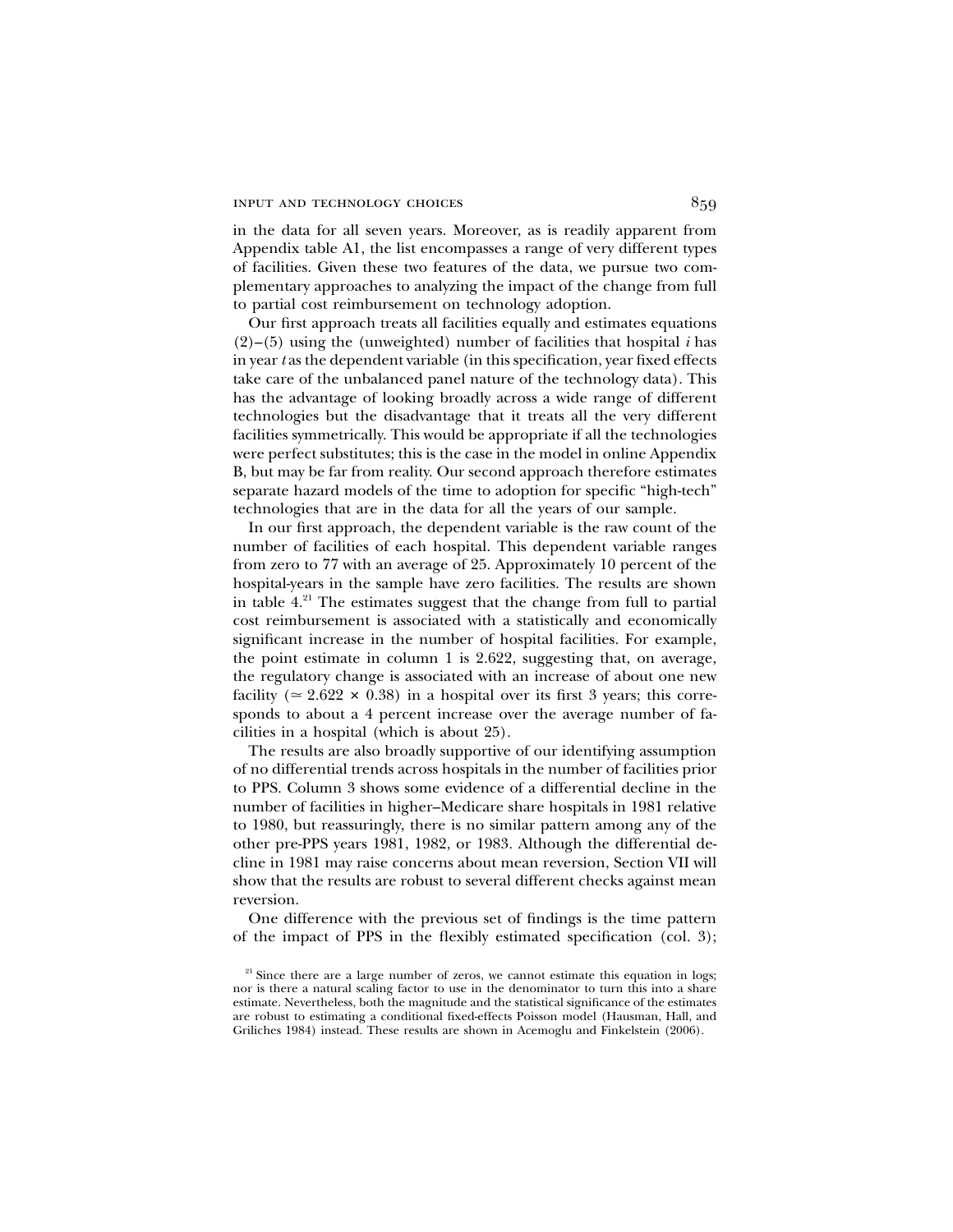in the data for all seven years. Moreover, as is readily apparent from Appendix table A1, the list encompasses a range of very different types of facilities. Given these two features of the data, we pursue two complementary approaches to analyzing the impact of the change from full to partial cost reimbursement on technology adoption.

Our first approach treats all facilities equally and estimates equations (2)–(5) using the (unweighted) number of facilities that hospital $i$ has in year $t$ as the dependent variable (in this specification, year fixed effects take care of the unbalanced panel nature of the technology data). This has the advantage of looking broadly across a wide range of different technologies but the disadvantage that it treats all the very different facilities symmetrically. This would be appropriate if all the technologies were perfect substitutes; this is the case in the model in online Appendix B, but may be far from reality. Our second approach therefore estimates separate hazard models of the time to adoption for specific "high-tech" technologies that are in the data for all the years of our sample.

In our first approach, the dependent variable is the raw count of the number of facilities of each hospital. This dependent variable ranges from zero to 77 with an average of 25. Approximately 10 percent of the hospital-years in the sample have zero facilities. The results are shown in table 4.[21] The estimates suggest that the change from full to partial cost reimbursement is associated with a statistically and economically significant increase in the number of hospital facilities. For example, the point estimate in column 1 is 2.622, suggesting that, on average, the regulatory change is associated with an increase of about one new facility ($\simeq 2.622 \times 0.38$) in a hospital over its first 3 years; this corresponds to about a 4 percent increase over the average number of facilities in a hospital (which is about 25).

The results are also broadly supportive of our identifying assumption of no differential trends across hospitals in the number of facilities prior to PPS. Column 3 shows some evidence of a differential decline in the number of facilities in higher–Medicare share hospitals in 1981 relative to 1980, but reassuringly, there is no similar pattern among any of the other pre-PPS years 1981, 1982, or 1983. Although the differential decline in 1981 may raise concerns about mean reversion, Section VII will show that the results are robust to several different checks against mean reversion.

One difference with the previous set of findings is the time pattern of the impact of PPS in the flexibly estimated specification (col. 3);

[21] Since there are a large number of zeros, we cannot estimate this equation in logs; nor is there a natural scaling factor to use in the denominator to turn this into a share estimate. Nevertheless, both the magnitude and the statistical significance of the estimates are robust to estimating a conditional fixed-effects Poisson model (Hausman, Hall, and Griliches 1984) instead. These results are shown in Acemoglu and Finkelstein (2006).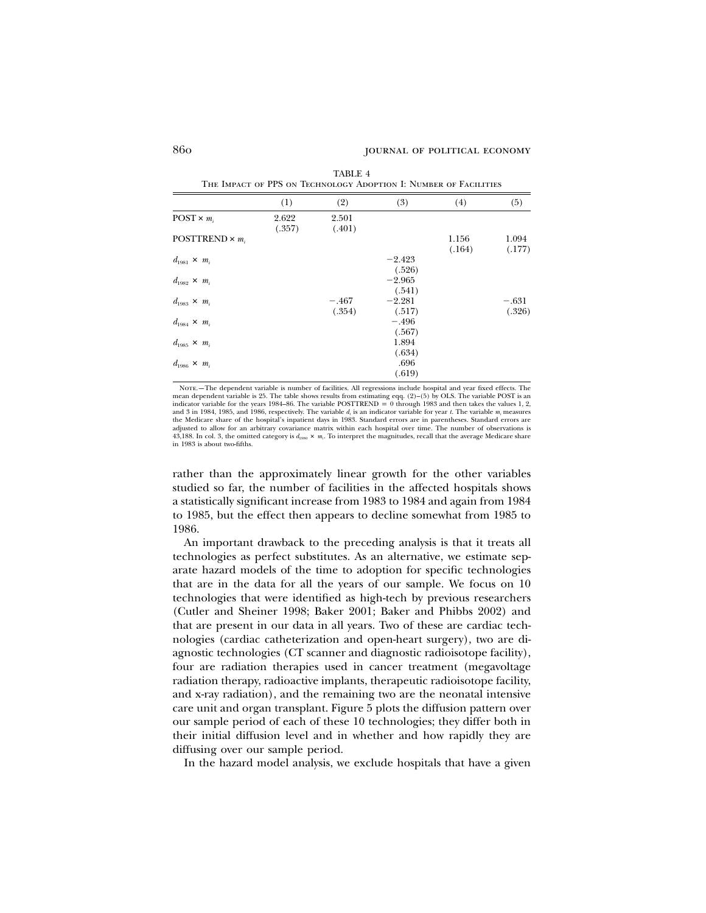TABLE 4

The Impact of PPS on Technology Adoption I: Number of Facilities

| | (1) | (2) | (3) | (4) | (5) |
|---|---|---|---|---|---|
| POST × $m_i$ | 2.622 | 2.501 | | | |
| | (.357) | (.401) | | | |
| POSTTREND × $m_i$ | | | | 1.156 | 1.094 |
| | | | | (.164) | (.177) |
| $d_{1981}$ × $m_i$ | | | −2.423 | | |
| | | | (.526) | | |
| $d_{1982}$ × $m_i$ | | | −2.965 | | |
| | | | (.541) | | |
| $d_{1983}$ × $m_i$ | | −.467 | −2.281 | | −.631 |
| | | (.354) | (.517) | | (.326) |
| $d_{1984}$ × $m_i$ | | | −.496 | | |
| | | | (.567) | | |
| $d_{1985}$ × $m_i$ | | | 1.894 | | |
| | | | (.634) | | |
| $d_{1986}$ × $m_i$ | | | .696 | | |
| | | | (.619) | | |

Note.—The dependent variable is number of facilities. All regressions include hospital and year fixed effects. The mean dependent variable is 25. The table shows results from estimating eqq. (2)–(5) by OLS. The variable POST is an indicator variable for the years 1984–86. The variable POSTTREND = 0 through 1983 and then takes the values 1, 2, and 3 in 1984, 1985, and 1986, respectively. The variable $d_t$ is an indicator variable for year $t$. The variable $m_i$ measures the Medicare share of the hospital's inpatient days in 1983. Standard errors are in parentheses. Standard errors are adjusted to allow for an arbitrary covariance matrix within each hospital over time. The number of observations is 43,188. In col. 3, the omitted category is $d_{1980}$ × $m_i$. To interpret the magnitudes, recall that the average Medicare share in 1983 is about two-fifths.

rather than the approximately linear growth for the other variables studied so far, the number of facilities in the affected hospitals shows a statistically significant increase from 1983 to 1984 and again from 1984 to 1985, but the effect then appears to decline somewhat from 1985 to 1986.

An important drawback to the preceding analysis is that it treats all technologies as perfect substitutes. As an alternative, we estimate separate hazard models of the time to adoption for specific technologies that are in the data for all the years of our sample. We focus on 10 technologies that were identified as high-tech by previous researchers (Cutler and Sheiner 1998; Baker 2001; Baker and Phibbs 2002) and that are present in our data in all years. Two of these are cardiac technologies (cardiac catheterization and open-heart surgery), two are diagnostic technologies (CT scanner and diagnostic radioisotope facility), four are radiation therapies used in cancer treatment (megavoltage radiation therapy, radioactive implants, therapeutic radioisotope facility, and x-ray radiation), and the remaining two are the neonatal intensive care unit and organ transplant. Figure 5 plots the diffusion pattern over our sample period of each of these 10 technologies; they differ both in their initial diffusion level and in whether and how rapidly they are diffusing over our sample period.

In the hazard model analysis, we exclude hospitals that have a given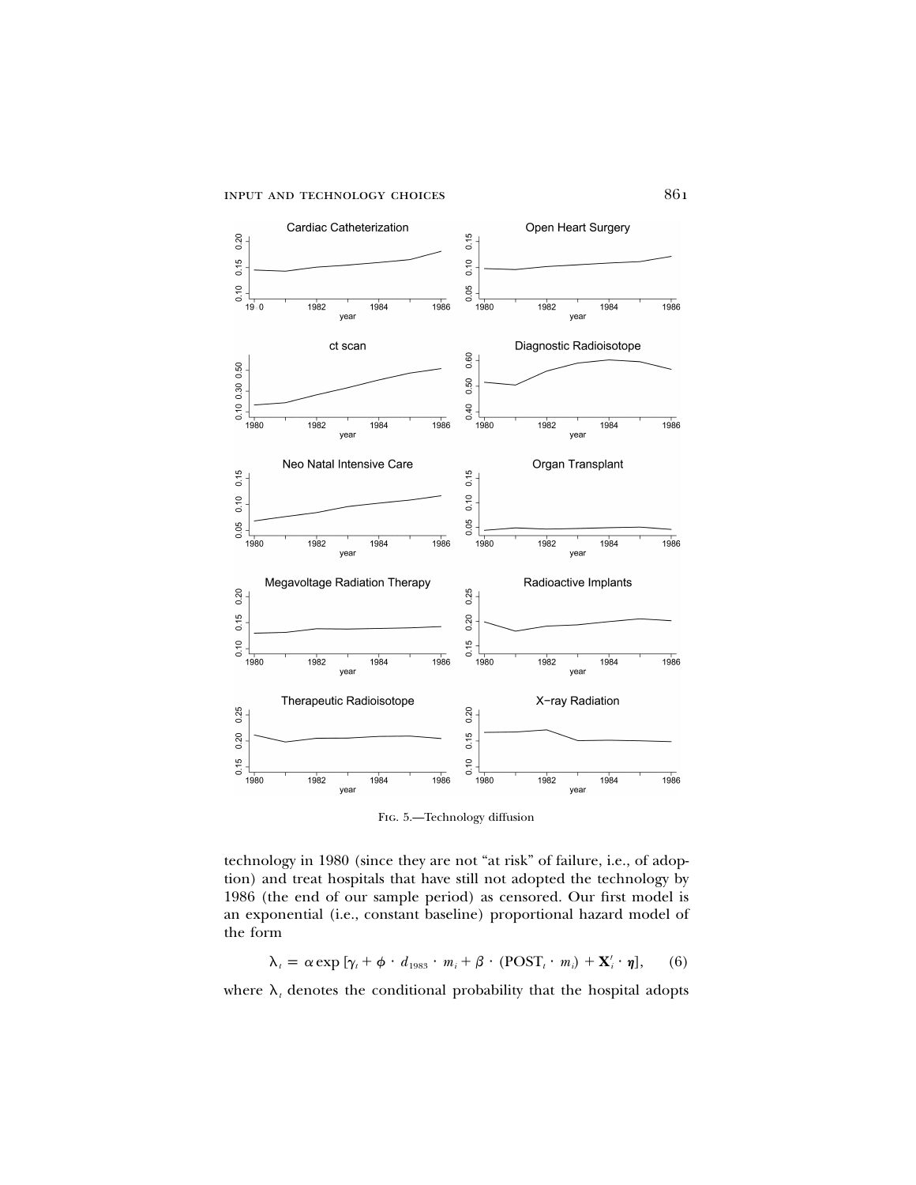Fig. 5.—Technology diffusion

technology in 1980 (since they are not "at risk" of failure, i.e., of adoption) and treat hospitals that have still not adopted the technology by 1986 (the end of our sample period) as censored. Our first model is an exponential (i.e., constant baseline) proportional hazard model of the form

$$\lambda_t = \alpha \exp\left[\gamma_t + \phi \cdot d_{1983} \cdot m_i + \beta \cdot (\text{POST}_t \cdot m_i) + \mathbf{X}_i' \cdot \boldsymbol{\eta}\right], \qquad (6)$$

where $\lambda_t$ denotes the conditional probability that the hospital adopts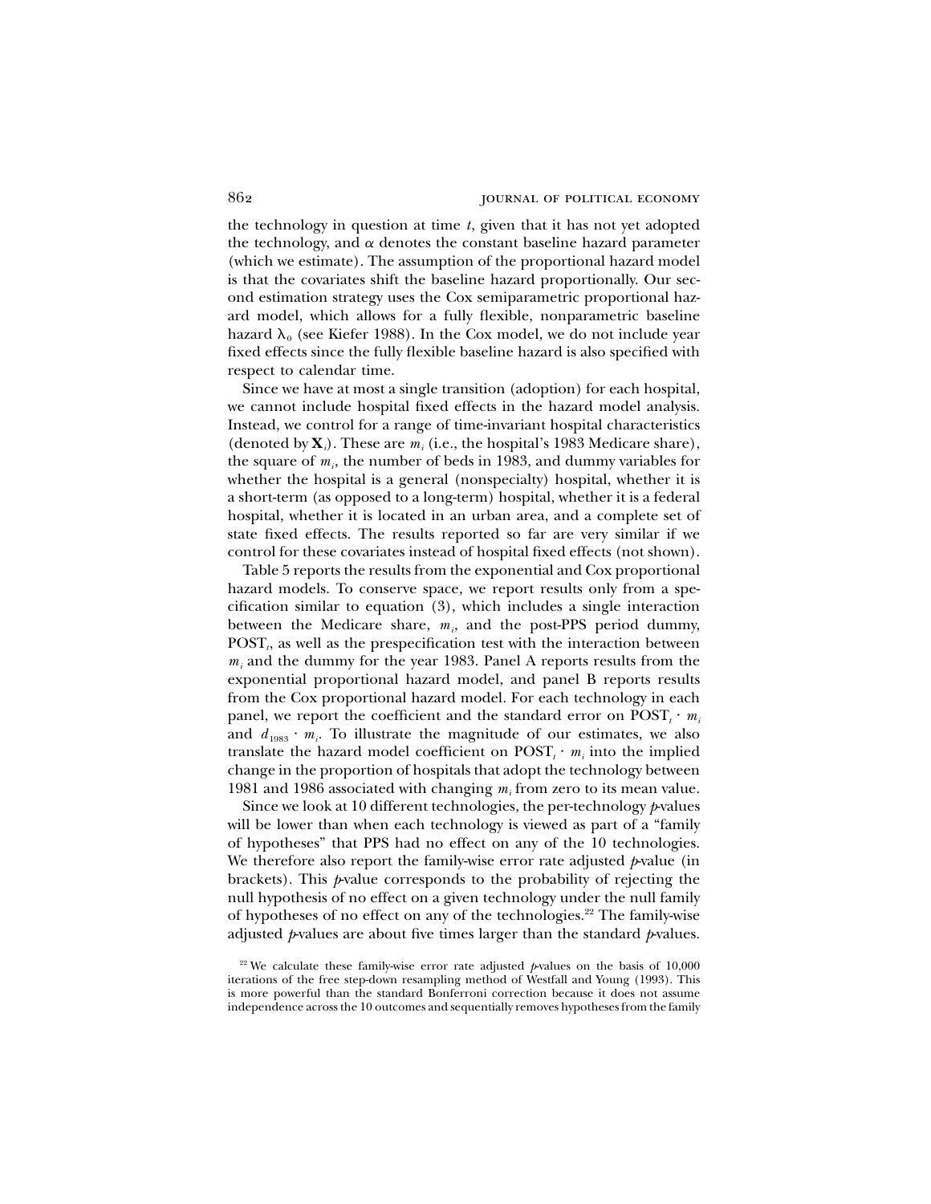the technology in question at time $t$, given that it has not yet adopted the technology, and $\alpha$ denotes the constant baseline hazard parameter (which we estimate). The assumption of the proportional hazard model is that the covariates shift the baseline hazard proportionally. Our second estimation strategy uses the Cox semiparametric proportional hazard model, which allows for a fully flexible, nonparametric baseline hazard $\lambda_0$ (see Kiefer 1988). In the Cox model, we do not include year fixed effects since the fully flexible baseline hazard is also specified with respect to calendar time.

Since we have at most a single transition (adoption) for each hospital, we cannot include hospital fixed effects in the hazard model analysis. Instead, we control for a range of time-invariant hospital characteristics (denoted by $\mathbf{X}_i$). These are $m_i$ (i.e., the hospital's 1983 Medicare share), the square of $m_i$, the number of beds in 1983, and dummy variables for whether the hospital is a general (nonspecialty) hospital, whether it is a short-term (as opposed to a long-term) hospital, whether it is a federal hospital, whether it is located in an urban area, and a complete set of state fixed effects. The results reported so far are very similar if we control for these covariates instead of hospital fixed effects (not shown).

Table 5 reports the results from the exponential and Cox proportional hazard models. To conserve space, we report results only from a specification similar to equation (3), which includes a single interaction between the Medicare share, $m_i$, and the post-PPS period dummy, $\text{POST}_t$, as well as the prespecification test with the interaction between $m_i$ and the dummy for the year 1983. Panel A reports results from the exponential proportional hazard model, and panel B reports results from the Cox proportional hazard model. For each technology in each panel, we report the coefficient and the standard error on $\text{POST}_t \cdot m_i$ and $d_{1983} \cdot m_i$. To illustrate the magnitude of our estimates, we also translate the hazard model coefficient on $\text{POST}_t \cdot m_i$ into the implied change in the proportion of hospitals that adopt the technology between 1981 and 1986 associated with changing $m_i$ from zero to its mean value.

Since we look at 10 different technologies, the per-technology $p$-values will be lower than when each technology is viewed as part of a "family of hypotheses" that PPS had no effect on any of the 10 technologies. We therefore also report the family-wise error rate adjusted $p$-value (in brackets). This $p$-value corresponds to the probability of rejecting the null hypothesis of no effect on a given technology under the null family of hypotheses of no effect on any of the technologies.[22] The family-wise adjusted $p$-values are about five times larger than the standard $p$-values.

[22] We calculate these family-wise error rate adjusted $p$-values on the basis of 10,000 iterations of the free step-down resampling method of Westfall and Young (1993). This is more powerful than the standard Bonferroni correction because it does not assume independence across the 10 outcomes and sequentially removes hypotheses from the family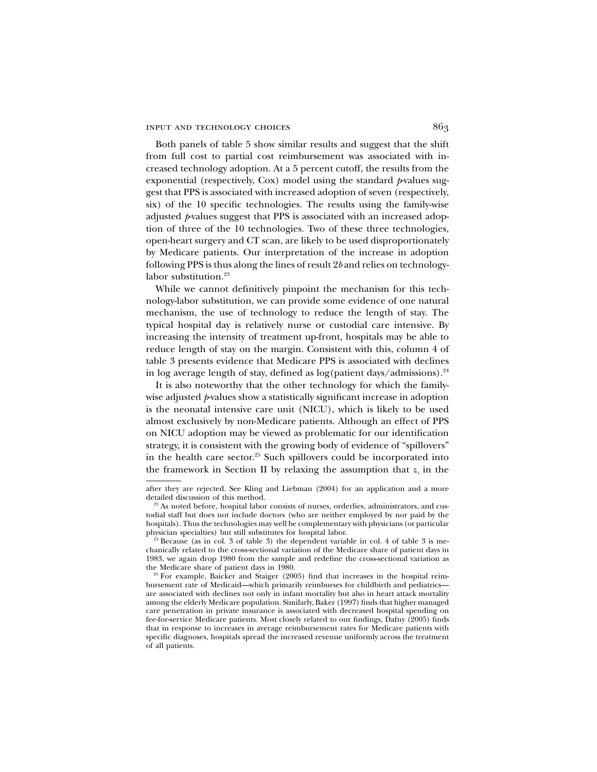Both panels of table 5 show similar results and suggest that the shift from full cost to partial cost reimbursement was associated with increased technology adoption. At a 5 percent cutoff, the results from the exponential (respectively, Cox) model using the standard *p*-values suggest that PPS is associated with increased adoption of seven (respectively, six) of the 10 specific technologies. The results using the family-wise adjusted *p*-values suggest that PPS is associated with an increased adoption of three of the 10 technologies. Two of these three technologies, open-heart surgery and CT scan, are likely to be used disproportionately by Medicare patients. Our interpretation of the increase in adoption following PPS is thus along the lines of result 2*b* and relies on technology-labor substitution.[23]

While we cannot definitively pinpoint the mechanism for this technology-labor substitution, we can provide some evidence of one natural mechanism, the use of technology to reduce the length of stay. The typical hospital day is relatively nurse or custodial care intensive. By increasing the intensity of treatment up-front, hospitals may be able to reduce length of stay on the margin. Consistent with this, column 4 of table 3 presents evidence that Medicare PPS is associated with declines in log average length of stay, defined as log(patient days/admissions).[24]

It is also noteworthy that the other technology for which the family-wise adjusted *p*-values show a statistically significant increase in adoption is the neonatal intensive care unit (NICU), which is likely to be used almost exclusively by non-Medicare patients. Although an effect of PPS on NICU adoption may be viewed as problematic for our identification strategy, it is consistent with the growing body of evidence of "spillovers" in the health care sector.[25] Such spillovers could be incorporated into the framework in Section II by relaxing the assumption that $z_i$ in the

---

after they are rejected. See Kling and Liebman (2004) for an application and a more detailed discussion of this method.

[23] As noted before, hospital labor consists of nurses, orderlies, administrators, and custodial staff but does not include doctors (who are neither employed by nor paid by the hospitals). Thus the technologies may well be complementary with physicians (or particular physician specialties) but still substitutes for hospital labor.

[24] Because (as in col. 3 of table 3) the dependent variable in col. 4 of table 3 is mechanically related to the cross-sectional variation of the Medicare share of patient days in 1983, we again drop 1980 from the sample and redefine the cross-sectional variation as the Medicare share of patient days in 1980.

[25] For example, Baicker and Staiger (2005) find that increases in the hospital reimbursement rate of Medicaid—which primarily reimburses for childbirth and pediatrics—are associated with declines not only in infant mortality but also in heart attack mortality among the elderly Medicare population. Similarly, Baker (1997) finds that higher managed care penetration in private insurance is associated with decreased hospital spending on fee-for-service Medicare patients. Most closely related to our findings, Dafny (2005) finds that in response to increases in average reimbursement rates for Medicare patients with specific diagnoses, hospitals spread the increased revenue uniformly across the treatment of all patients.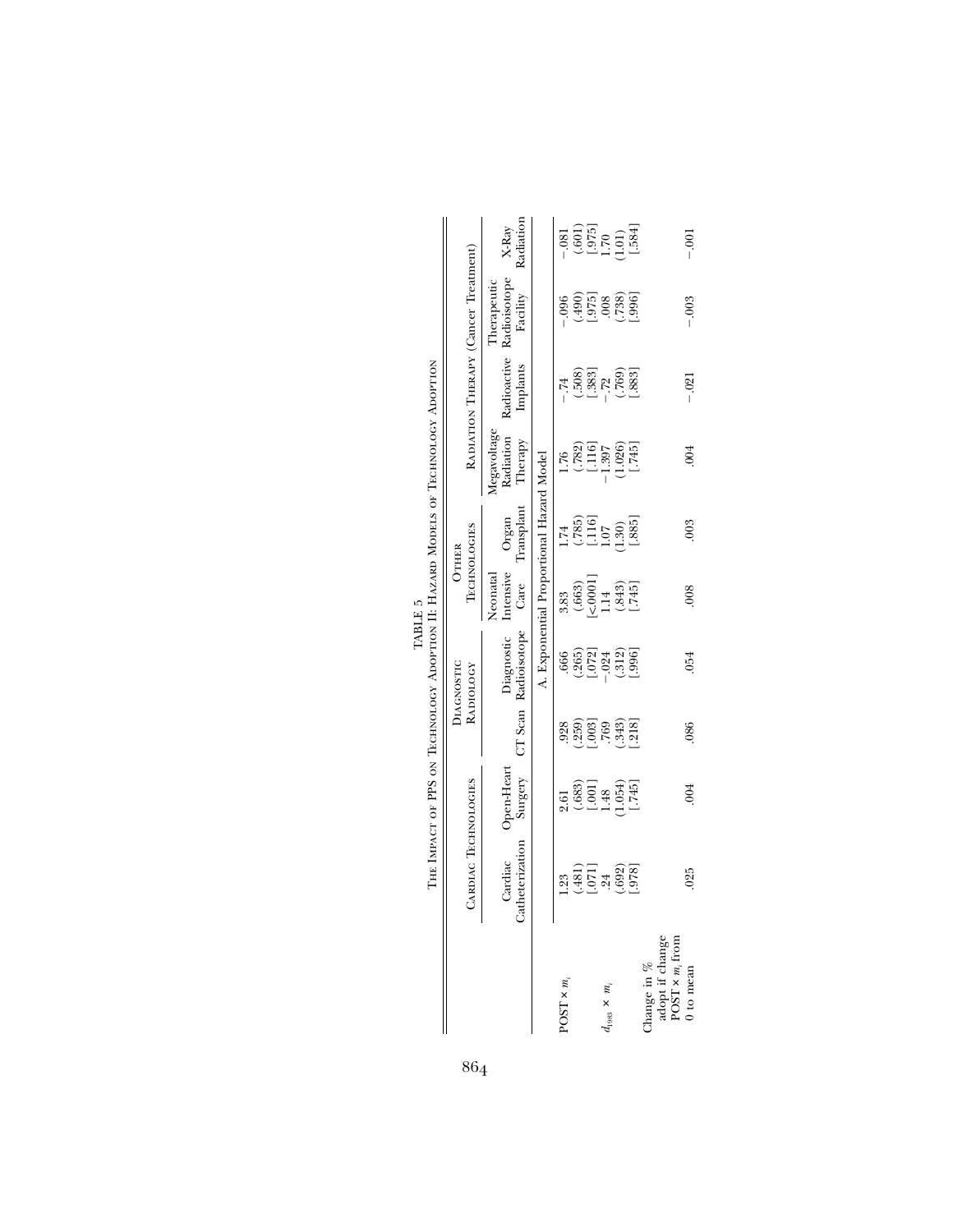TABLE 5

The Impact of PPS on Technology Adoption II: Hazard Models of Technology Adoption

| | Cardiac Technologies | | Diagnostic Radiology | | Other Technologies | | Radiation Therapy (Cancer Treatment) | | | |
|---|---|---|---|---|---|---|---|---|---|---|
| | Cardiac Catheterization | Open-Heart Surgery | CT Scan | Diagnostic Radioisotope | Neonatal Intensive Care | Organ Transplant | Megavoltage Radiation Therapy | Radioactive Implants | Therapeutic Radioisotope Facility | X-Ray Radiation |
| | A. Exponential Proportional Hazard Model | | | | | | | | | |
| POST × $m_i$ | 1.23 | 2.61 | .928 | .666 | 3.83 | 1.74 | 1.76 | −.74 | −.096 | −.081 |
| | (.481) | (.683) | (.259) | (.265) | (.663) | (.785) | (.782) | (.508) | (.490) | (.601) |
| | [.071] | [.001] | [.003] | [.072] | [<.0001] | [.116] | [.116] | [.383] | [.975] | [.975] |
| $d_{1983}$ × $m_i$ | .24 | 1.48 | .769 | −.024 | 1.14 | 1.07 | −1.397 | −.72 | .008 | 1.70 |
| | (.692) | (1.054) | (.343) | (.312) | (.843) | (1.30) | (1.026) | (.769) | (.738) | (1.01) |
| | [.978] | [.745] | [.218] | [.996] | [.745] | [.885] | [.745] | [.883] | [.996] | [.584] |
| Change in % adopt if change POST × $m_i$ from 0 to mean | .025 | .004 | .086 | .054 | .008 | .003 | .004 | −.021 | −.003 | −.001 |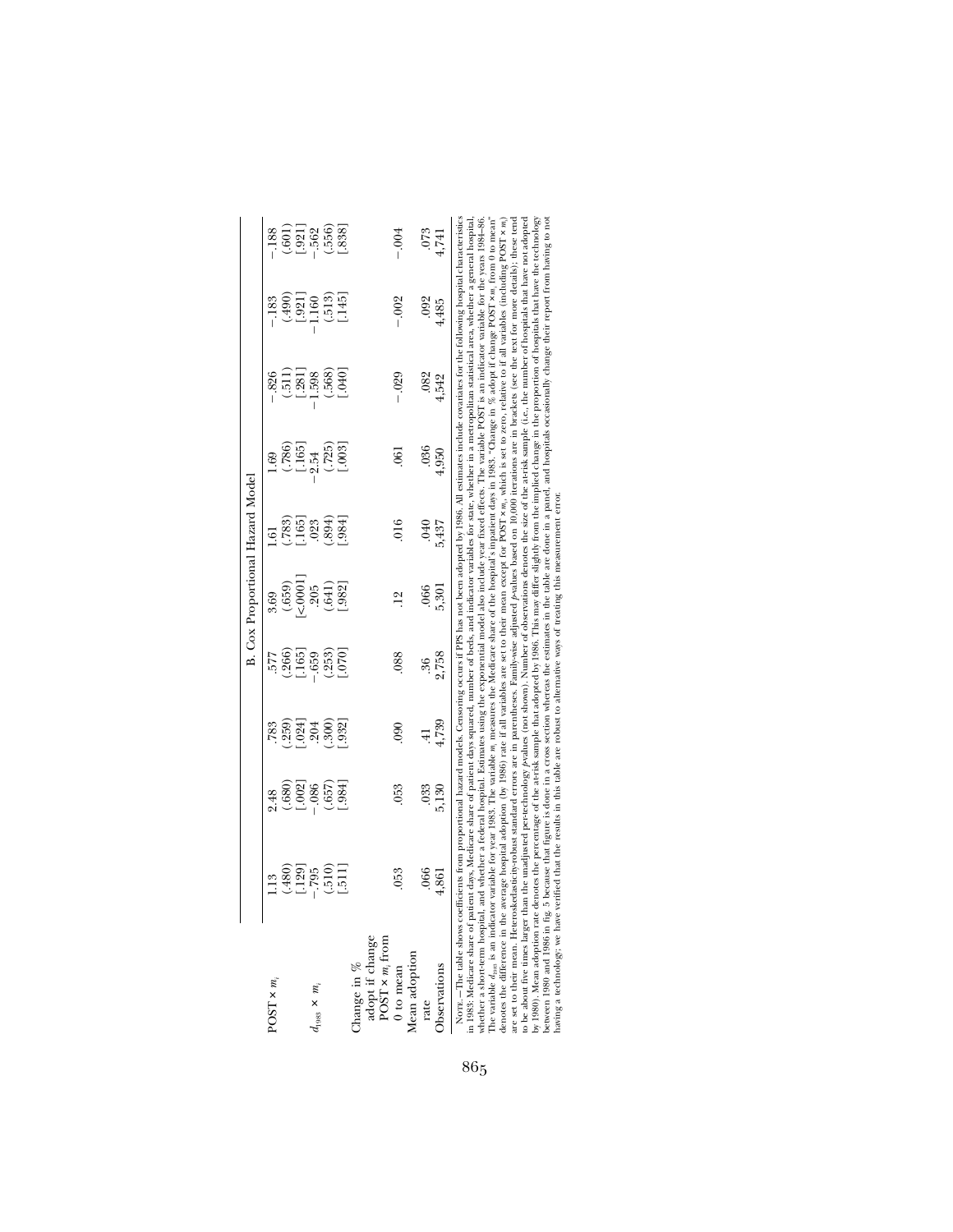| | B. Cox Proportional Hazard Model | | | | | | | | |
|---|---|---|---|---|---|---|---|---|---|
| POST × $m_i$ | 1.13 | 2.48 | .783 | .577 | 3.69 | 1.61 | 1.69 | −.826 | −.183 | −.188 |
| | (.480) | (.680) | (.259) | (.266) | (.659) | (.783) | (.786) | (.511) | (.490) | (.601) |
| | [.129] | [.002] | [.024] | [.165] | [<.0001] | [.165] | [.165] | [.281] | [.921] | [.921] |
| $d_{1983} \times m_i$ | −.795 | −.086 | .204 | −.659 | .205 | .023 | −2.54 | −1.598 | −1.160 | −.562 |
| | (.510) | (.657) | (.300) | (.253) | (.641) | (.894) | (.725) | (.568) | (.513) | (.556) |
| | [.511] | [.984] | [.932] | [.070] | [.982] | [.984] | [.003] | [.040] | [.145] | [.838] |
| Change in % adopt if change POST × $m_i$ from 0 to mean | .053 | .053 | .090 | .088 | .12 | .016 | .061 | −.029 | −.002 | −.004 |
| Mean adoption rate | .066 | .033 | .41 | .36 | .066 | .040 | .036 | .082 | .092 | .073 |
| Observations | 4,861 | 5,130 | 4,739 | 2,758 | 5,301 | 5,437 | 4,950 | 4,542 | 4,485 | 4,741 |

NOTE.—The table shows coefficients from proportional hazard models. Censoring occurs if PPS has not been adopted by 1986. All estimates include covariates for the following hospital characteristics in 1983: Medicare share of patient days, Medicare share of patient days squared, number of beds, and indicator variables for state, whether in a metropolitan statistical area, whether a general hospital, whether a short-term hospital, and whether a federal hospital. Estimates using the exponential model also include year fixed effects. The variable POST is an indicator variable for the years 1984–86. The variable $d_{1983}$ is an indicator variable for year 1983. The variable $m_i$ measures the Medicare share of the hospital's inpatient days in 1983. "Change in % adopt if change POST × $m_i$ from 0 to mean" denotes the difference in the average hospital adoption (by 1986) rate if all variables are set to their mean except for POST × $m_i$, which is set to zero, relative to if all variables (including POST × $m_i$) are set to their mean. Heteroskedasticity-robust standard errors are in parentheses. Family-wise adjusted *p*-values based on 10,000 iterations are in brackets (see the text for more details); these tend to be about five times larger than the unadjusted per-technology *p*-values (not shown). Number of observations denotes the size of the at-risk sample (i.e., the number of hospitals that have not adopted by 1980). Mean adoption rate denotes the percentage of the at-risk sample that adopted by 1986. This may differ slightly from the implied change in the proportion of hospitals that have the technology between 1980 and 1986 in fig. 5 because that figure is done in a cross section whereas the estimates in the table are done in a panel, and hospitals occasionally change their report from having to not having a technology; we have verified that the results in this table are robust to alternative ways of treating this measurement error.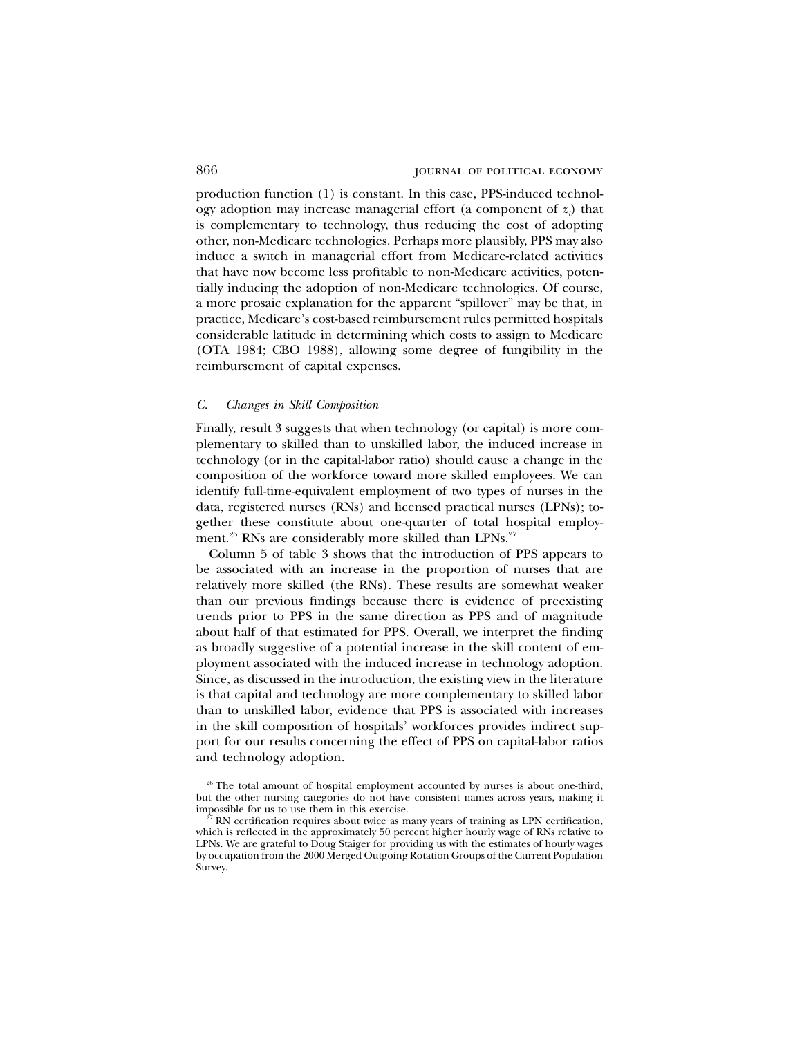production function (1) is constant. In this case, PPS-induced technology adoption may increase managerial effort (a component of $z_i$) that is complementary to technology, thus reducing the cost of adopting other, non-Medicare technologies. Perhaps more plausibly, PPS may also induce a switch in managerial effort from Medicare-related activities that have now become less profitable to non-Medicare activities, potentially inducing the adoption of non-Medicare technologies. Of course, a more prosaic explanation for the apparent "spillover" may be that, in practice, Medicare's cost-based reimbursement rules permitted hospitals considerable latitude in determining which costs to assign to Medicare (OTA 1984; CBO 1988), allowing some degree of fungibility in the reimbursement of capital expenses.

### *C. Changes in Skill Composition*

Finally, result 3 suggests that when technology (or capital) is more complementary to skilled than to unskilled labor, the induced increase in technology (or in the capital-labor ratio) should cause a change in the composition of the workforce toward more skilled employees. We can identify full-time-equivalent employment of two types of nurses in the data, registered nurses (RNs) and licensed practical nurses (LPNs); together these constitute about one-quarter of total hospital employment.[26] RNs are considerably more skilled than LPNs.[27]

Column 5 of table 3 shows that the introduction of PPS appears to be associated with an increase in the proportion of nurses that are relatively more skilled (the RNs). These results are somewhat weaker than our previous findings because there is evidence of preexisting trends prior to PPS in the same direction as PPS and of magnitude about half of that estimated for PPS. Overall, we interpret the finding as broadly suggestive of a potential increase in the skill content of employment associated with the induced increase in technology adoption. Since, as discussed in the introduction, the existing view in the literature is that capital and technology are more complementary to skilled labor than to unskilled labor, evidence that PPS is associated with increases in the skill composition of hospitals' workforces provides indirect support for our results concerning the effect of PPS on capital-labor ratios and technology adoption.

[26] The total amount of hospital employment accounted by nurses is about one-third, but the other nursing categories do not have consistent names across years, making it impossible for us to use them in this exercise.

[27] RN certification requires about twice as many years of training as LPN certification, which is reflected in the approximately 50 percent higher hourly wage of RNs relative to LPNs. We are grateful to Doug Staiger for providing us with the estimates of hourly wages by occupation from the 2000 Merged Outgoing Rotation Groups of the Current Population Survey.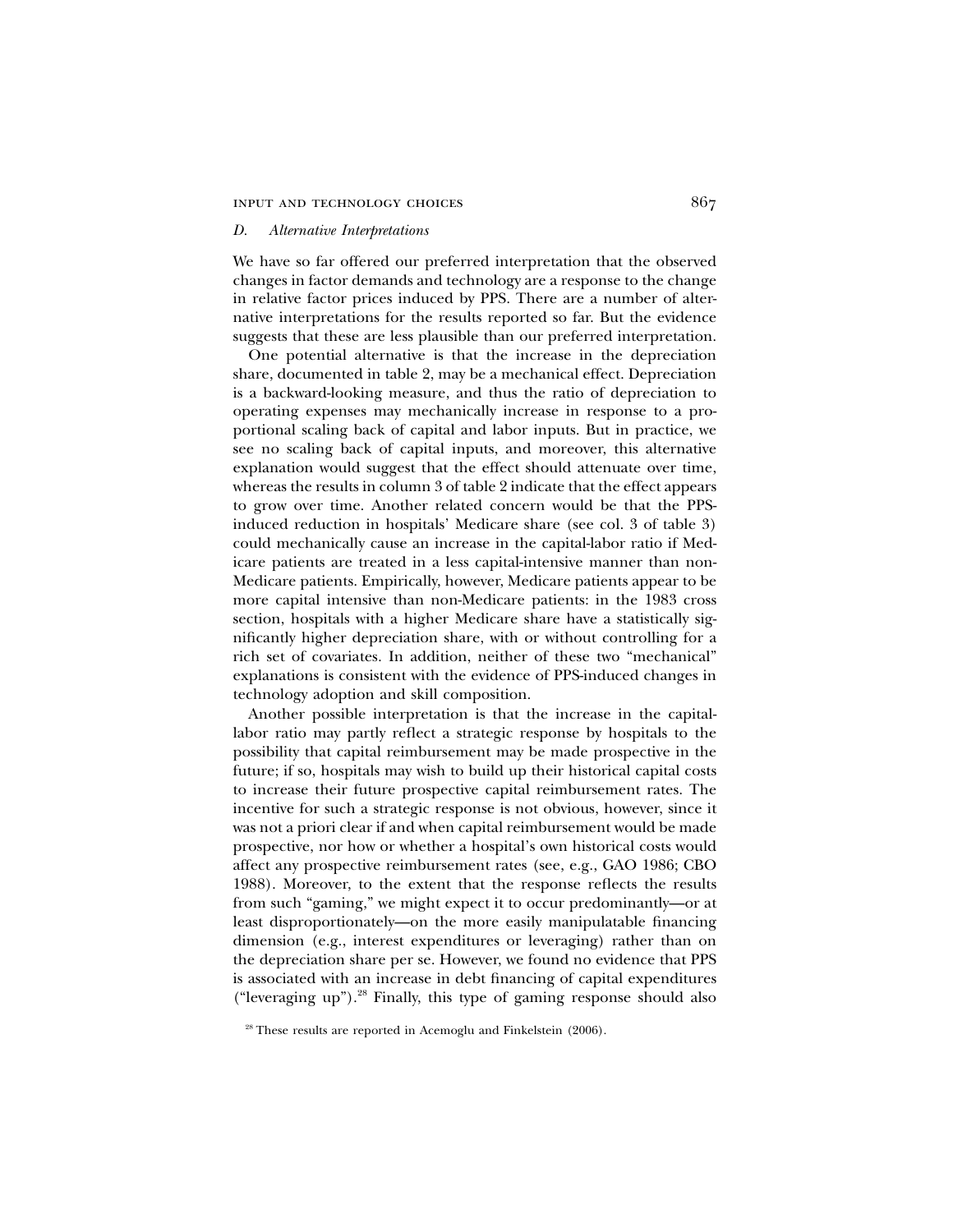### *D. Alternative Interpretations*

We have so far offered our preferred interpretation that the observed changes in factor demands and technology are a response to the change in relative factor prices induced by PPS. There are a number of alternative interpretations for the results reported so far. But the evidence suggests that these are less plausible than our preferred interpretation.

One potential alternative is that the increase in the depreciation share, documented in table 2, may be a mechanical effect. Depreciation is a backward-looking measure, and thus the ratio of depreciation to operating expenses may mechanically increase in response to a proportional scaling back of capital and labor inputs. But in practice, we see no scaling back of capital inputs, and moreover, this alternative explanation would suggest that the effect should attenuate over time, whereas the results in column 3 of table 2 indicate that the effect appears to grow over time. Another related concern would be that the PPS-induced reduction in hospitals' Medicare share (see col. 3 of table 3) could mechanically cause an increase in the capital-labor ratio if Medicare patients are treated in a less capital-intensive manner than non-Medicare patients. Empirically, however, Medicare patients appear to be more capital intensive than non-Medicare patients: in the 1983 cross section, hospitals with a higher Medicare share have a statistically significantly higher depreciation share, with or without controlling for a rich set of covariates. In addition, neither of these two "mechanical" explanations is consistent with the evidence of PPS-induced changes in technology adoption and skill composition.

Another possible interpretation is that the increase in the capital-labor ratio may partly reflect a strategic response by hospitals to the possibility that capital reimbursement may be made prospective in the future; if so, hospitals may wish to build up their historical capital costs to increase their future prospective capital reimbursement rates. The incentive for such a strategic response is not obvious, however, since it was not a priori clear if and when capital reimbursement would be made prospective, nor how or whether a hospital's own historical costs would affect any prospective reimbursement rates (see, e.g., GAO 1986; CBO 1988). Moreover, to the extent that the response reflects the results from such "gaming," we might expect it to occur predominantly—or at least disproportionately—on the more easily manipulatable financing dimension (e.g., interest expenditures or leveraging) rather than on the depreciation share per se. However, we found no evidence that PPS is associated with an increase in debt financing of capital expenditures ("leveraging up").[28] Finally, this type of gaming response should also

[28] These results are reported in Acemoglu and Finkelstein (2006).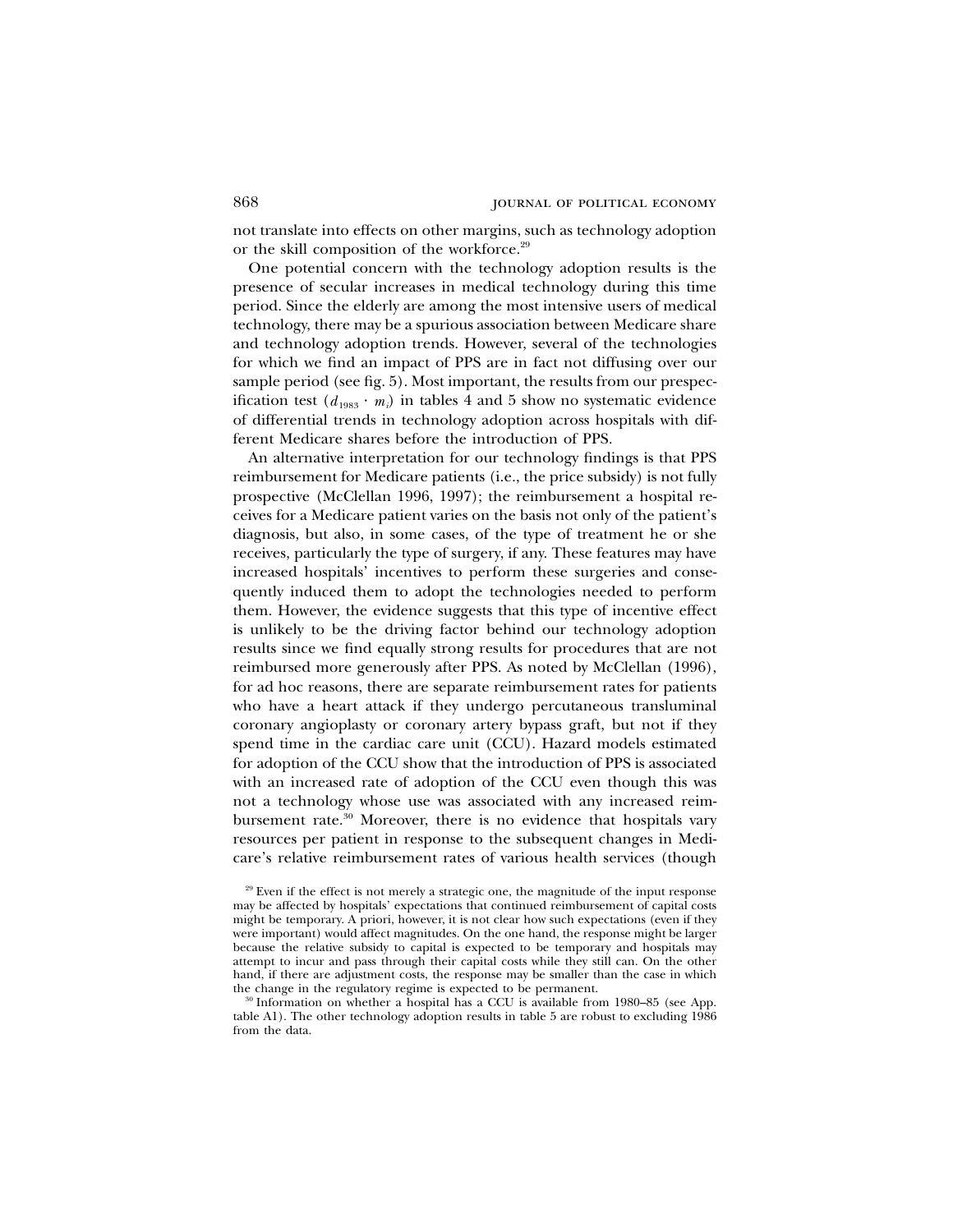not translate into effects on other margins, such as technology adoption or the skill composition of the workforce.[29]

One potential concern with the technology adoption results is the presence of secular increases in medical technology during this time period. Since the elderly are among the most intensive users of medical technology, there may be a spurious association between Medicare share and technology adoption trends. However, several of the technologies for which we find an impact of PPS are in fact not diffusing over our sample period (see fig. 5). Most important, the results from our prespecification test ($d_{1983} \cdot m_i$) in tables 4 and 5 show no systematic evidence of differential trends in technology adoption across hospitals with different Medicare shares before the introduction of PPS.

An alternative interpretation for our technology findings is that PPS reimbursement for Medicare patients (i.e., the price subsidy) is not fully prospective (McClellan 1996, 1997); the reimbursement a hospital receives for a Medicare patient varies on the basis not only of the patient's diagnosis, but also, in some cases, of the type of treatment he or she receives, particularly the type of surgery, if any. These features may have increased hospitals' incentives to perform these surgeries and consequently induced them to adopt the technologies needed to perform them. However, the evidence suggests that this type of incentive effect is unlikely to be the driving factor behind our technology adoption results since we find equally strong results for procedures that are not reimbursed more generously after PPS. As noted by McClellan (1996), for ad hoc reasons, there are separate reimbursement rates for patients who have a heart attack if they undergo percutaneous transluminal coronary angioplasty or coronary artery bypass graft, but not if they spend time in the cardiac care unit (CCU). Hazard models estimated for adoption of the CCU show that the introduction of PPS is associated with an increased rate of adoption of the CCU even though this was not a technology whose use was associated with any increased reimbursement rate.[30] Moreover, there is no evidence that hospitals vary resources per patient in response to the subsequent changes in Medicare's relative reimbursement rates of various health services (though

[29] Even if the effect is not merely a strategic one, the magnitude of the input response may be affected by hospitals' expectations that continued reimbursement of capital costs might be temporary. A priori, however, it is not clear how such expectations (even if they were important) would affect magnitudes. On the one hand, the response might be larger because the relative subsidy to capital is expected to be temporary and hospitals may attempt to incur and pass through their capital costs while they still can. On the other hand, if there are adjustment costs, the response may be smaller than the case in which the change in the regulatory regime is expected to be permanent.

[30] Information on whether a hospital has a CCU is available from 1980–85 (see App. table A1). The other technology adoption results in table 5 are robust to excluding 1986 from the data.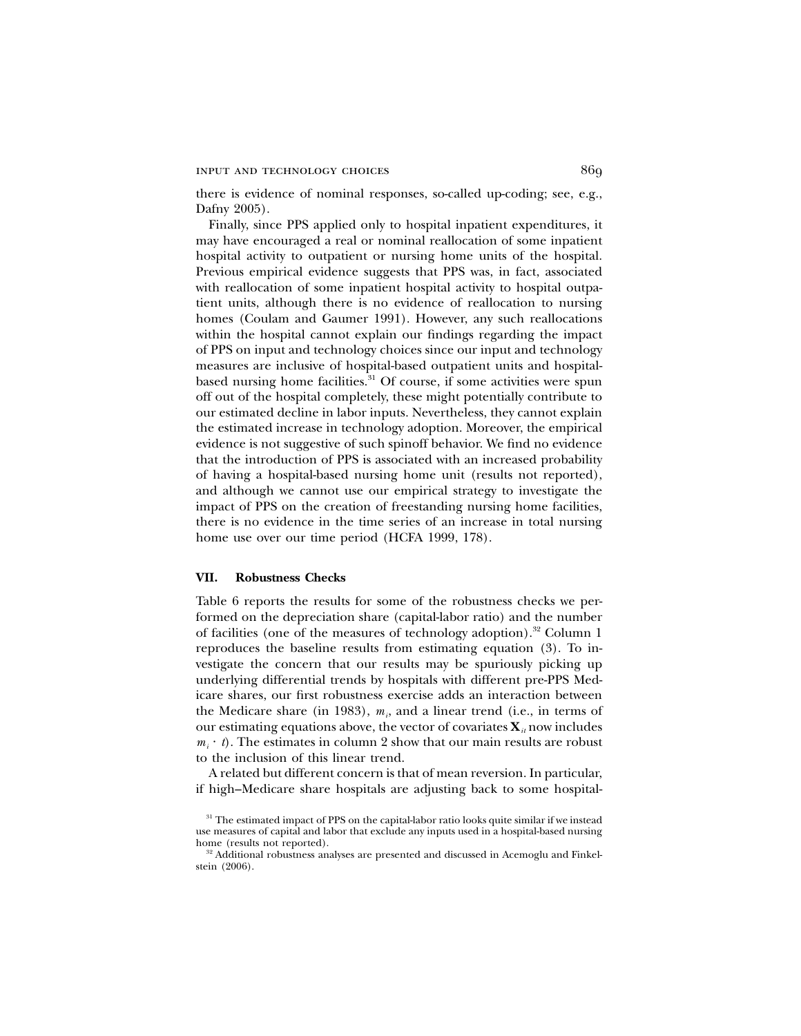there is evidence of nominal responses, so-called up-coding; see, e.g., Dafny 2005).

Finally, since PPS applied only to hospital inpatient expenditures, it may have encouraged a real or nominal reallocation of some inpatient hospital activity to outpatient or nursing home units of the hospital. Previous empirical evidence suggests that PPS was, in fact, associated with reallocation of some inpatient hospital activity to hospital outpatient units, although there is no evidence of reallocation to nursing homes (Coulam and Gaumer 1991). However, any such reallocations within the hospital cannot explain our findings regarding the impact of PPS on input and technology choices since our input and technology measures are inclusive of hospital-based outpatient units and hospital-based nursing home facilities.[31] Of course, if some activities were spun off out of the hospital completely, these might potentially contribute to our estimated decline in labor inputs. Nevertheless, they cannot explain the estimated increase in technology adoption. Moreover, the empirical evidence is not suggestive of such spinoff behavior. We find no evidence that the introduction of PPS is associated with an increased probability of having a hospital-based nursing home unit (results not reported), and although we cannot use our empirical strategy to investigate the impact of PPS on the creation of freestanding nursing home facilities, there is no evidence in the time series of an increase in total nursing home use over our time period (HCFA 1999, 178).

## VII. Robustness Checks

Table 6 reports the results for some of the robustness checks we performed on the depreciation share (capital-labor ratio) and the number of facilities (one of the measures of technology adoption).[32] Column 1 reproduces the baseline results from estimating equation (3). To investigate the concern that our results may be spuriously picking up underlying differential trends by hospitals with different pre-PPS Medicare shares, our first robustness exercise adds an interaction between the Medicare share (in 1983), $m_i$, and a linear trend (i.e., in terms of our estimating equations above, the vector of covariates $\mathbf{X}_{it}$ now includes $m_i \cdot t$). The estimates in column 2 show that our main results are robust to the inclusion of this linear trend.

A related but different concern is that of mean reversion. In particular, if high–Medicare share hospitals are adjusting back to some hospital-

[31] The estimated impact of PPS on the capital-labor ratio looks quite similar if we instead use measures of capital and labor that exclude any inputs used in a hospital-based nursing home (results not reported).

[32] Additional robustness analyses are presented and discussed in Acemoglu and Finkelstein (2006).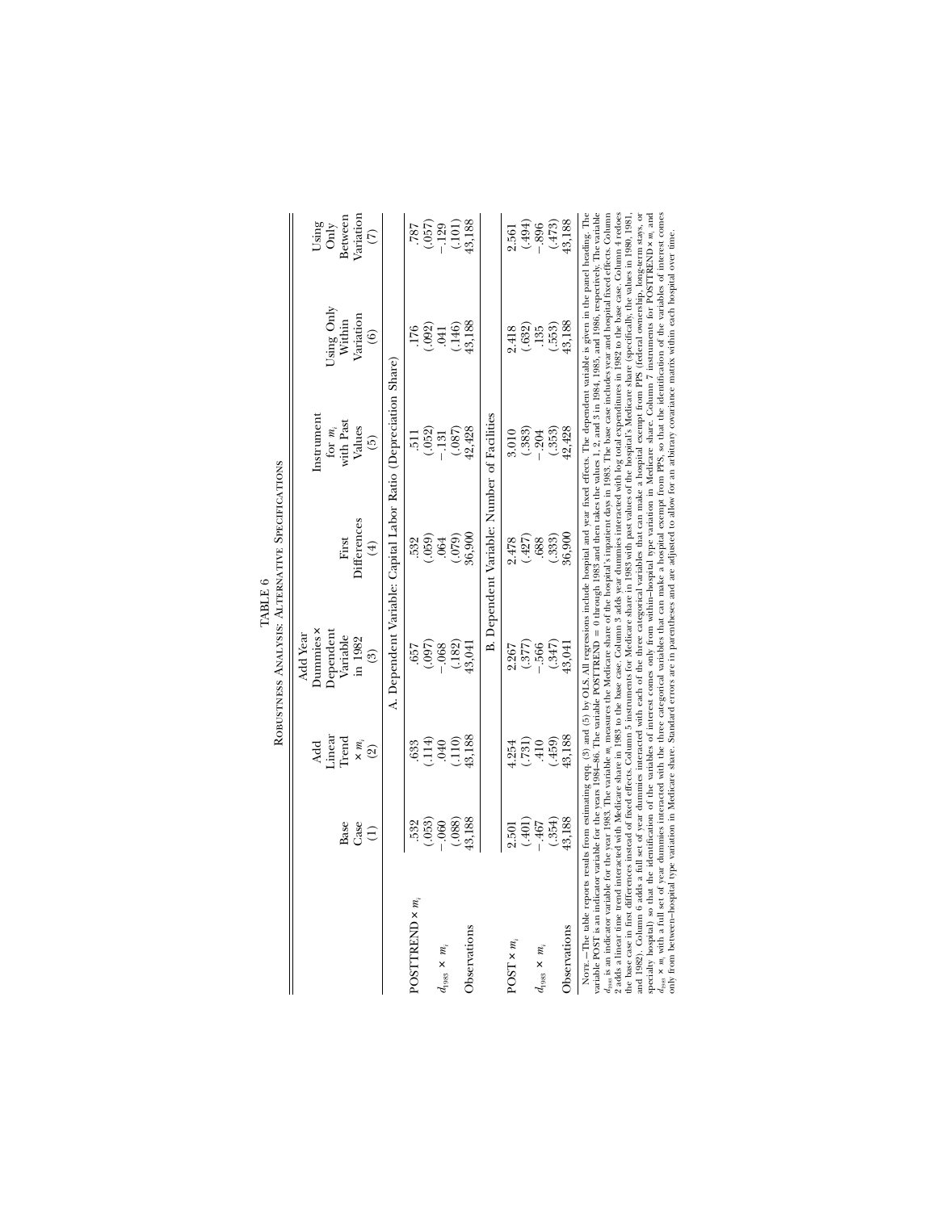TABLE 6

Robustness Analysis: Alternative Specifications

| | Base Case (1) | Add Linear Trend $\times m_i$ (2) | Add Year Dummies $\times$ Dependent Variable in 1982 (3) | First Differences (4) | Instrument for $m_i$ with Past Values (5) | Using Only Within Variation (6) | Using Only Between Variation (7) |
|---|---|---|---|---|---|---|---|
| | A. Dependent Variable: Capital Labor Ratio (Depreciation Share) | | | | | | |
| POSTTREND $\times m_i$ | .532 | .633 | .657 | .532 | .511 | .176 | .787 |
| | (.053) | (.114) | (.097) | (.059) | (.052) | (.092) | (.057) |
| $d_{1983} \times m_i$ | −.060 | .040 | −.068 | .064 | −.131 | .041 | −.129 |
| | (.088) | (.110) | (.182) | (.079) | (.087) | (.146) | (.101) |
| Observations | 43,188 | 43,188 | 43,041 | 36,900 | 42,428 | 43,188 | 43,188 |
| | B. Dependent Variable: Number of Facilities | | | | | | |
| POST $\times m_i$ | 2.501 | 4.254 | 2.267 | 2.478 | 3.010 | 2.418 | 2.561 |
| | (.401) | (.731) | (.377) | (.427) | (.383) | (.632) | (.494) |
| $d_{1983} \times m_i$ | −.467 | .410 | −.566 | .688 | −.204 | .135 | −.896 |
| | (.354) | (.459) | (.347) | (.333) | (.353) | (.553) | (.473) |
| Observations | 43,188 | 43,188 | 43,041 | 36,900 | 42,428 | 43,188 | 43,188 |

Note.—The table reports results from estimating eq. (3) and (5) by OLS. All regressions include hospital and year fixed effects. The dependent variable is given in the panel heading. The variable POST is an indicator variable for the years 1984–86. The variable POSTTREND = 0 through 1983 and then takes the values 1, 2, and 3 in 1984, 1985, and 1986, respectively. The variable $d_{1983}$ is an indicator variable for the year 1983. The variable $m_i$ measures the Medicare share of the hospital's inpatient days in 1983. The base case includes year and hospital fixed effects. Column 2 adds a linear time trend interacted with Medicare share in 1983 to the base case. Column 3 adds year dummies interacted with log total expenditures in 1982 to the base case. Column 4 redoes the base case in first differences instead of fixed effects. Column 5 instruments for Medicare share in 1983 with past values of the hospital's Medicare share (specifically, the values in 1980, 1981, and 1982). Column 6 adds a full set of year dummies interacted with each of the three categorical variables that can make a hospital exempt from PPS (federal ownership, long-term stays, or specialty hospital) so that the identification of the variables of interest comes only from within–hospital type variation in Medicare share. Column 7 instruments for POSTTREND $\times m_i$ and $d_{1983} \times m_i$ with a full set of year dummies interacted with the three categorical variables that can make a hospital exempt from PPS, so that the identification of the variables of interest comes only from between–hospital type variation in Medicare share. Standard errors are in parentheses and are adjusted to allow for an arbitrary covariance matrix within each hospital over time.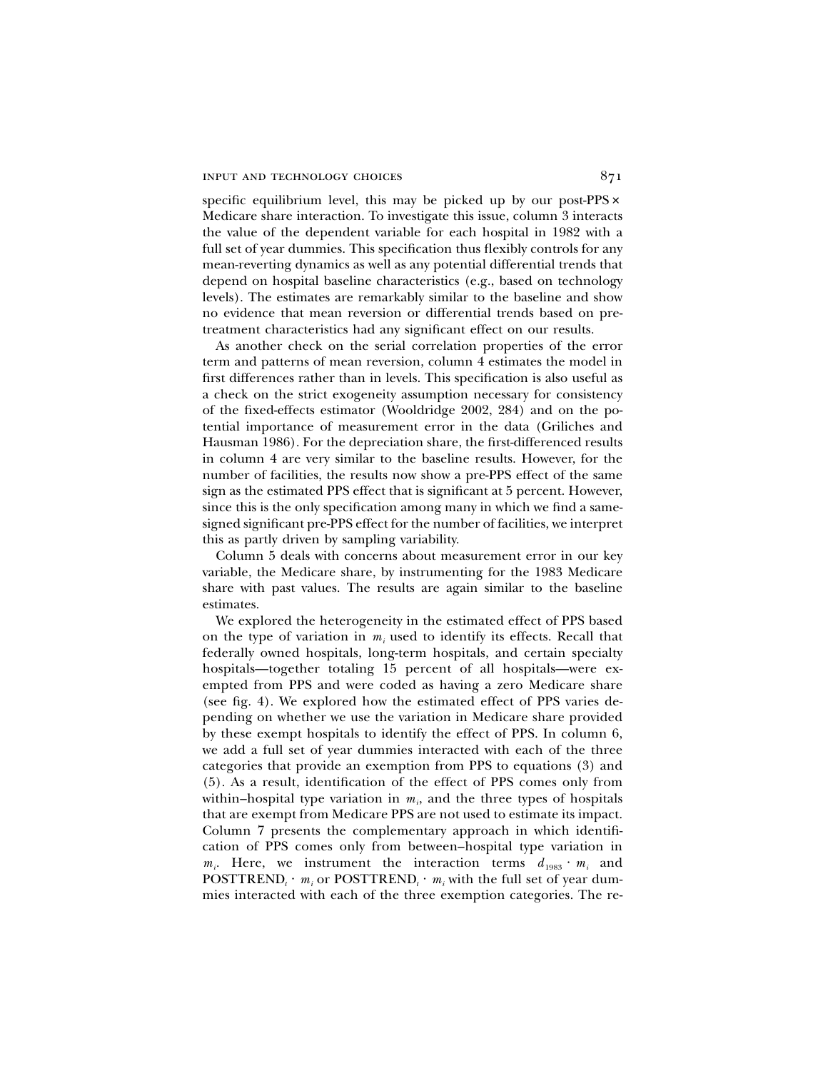specific equilibrium level, this may be picked up by our post-PPS × Medicare share interaction. To investigate this issue, column 3 interacts the value of the dependent variable for each hospital in 1982 with a full set of year dummies. This specification thus flexibly controls for any mean-reverting dynamics as well as any potential differential trends that depend on hospital baseline characteristics (e.g., based on technology levels). The estimates are remarkably similar to the baseline and show no evidence that mean reversion or differential trends based on pretreatment characteristics had any significant effect on our results.

As another check on the serial correlation properties of the error term and patterns of mean reversion, column 4 estimates the model in first differences rather than in levels. This specification is also useful as a check on the strict exogeneity assumption necessary for consistency of the fixed-effects estimator (Wooldridge 2002, 284) and on the potential importance of measurement error in the data (Griliches and Hausman 1986). For the depreciation share, the first-differenced results in column 4 are very similar to the baseline results. However, for the number of facilities, the results now show a pre-PPS effect of the same sign as the estimated PPS effect that is significant at 5 percent. However, since this is the only specification among many in which we find a same-signed significant pre-PPS effect for the number of facilities, we interpret this as partly driven by sampling variability.

Column 5 deals with concerns about measurement error in our key variable, the Medicare share, by instrumenting for the 1983 Medicare share with past values. The results are again similar to the baseline estimates.

We explored the heterogeneity in the estimated effect of PPS based on the type of variation in $m_i$ used to identify its effects. Recall that federally owned hospitals, long-term hospitals, and certain specialty hospitals—together totaling 15 percent of all hospitals—were exempted from PPS and were coded as having a zero Medicare share (see fig. 4). We explored how the estimated effect of PPS varies depending on whether we use the variation in Medicare share provided by these exempt hospitals to identify the effect of PPS. In column 6, we add a full set of year dummies interacted with each of the three categories that provide an exemption from PPS to equations (3) and (5). As a result, identification of the effect of PPS comes only from within–hospital type variation in $m_i$, and the three types of hospitals that are exempt from Medicare PPS are not used to estimate its impact. Column 7 presents the complementary approach in which identification of PPS comes only from between–hospital type variation in $m_i$. Here, we instrument the interaction terms $d_{1983} \cdot m_i$ and $\text{POSTTREND}_t \cdot m_i$ or $\text{POSTTREND}_t \cdot m_i$ with the full set of year dummies interacted with each of the three exemption categories. The re-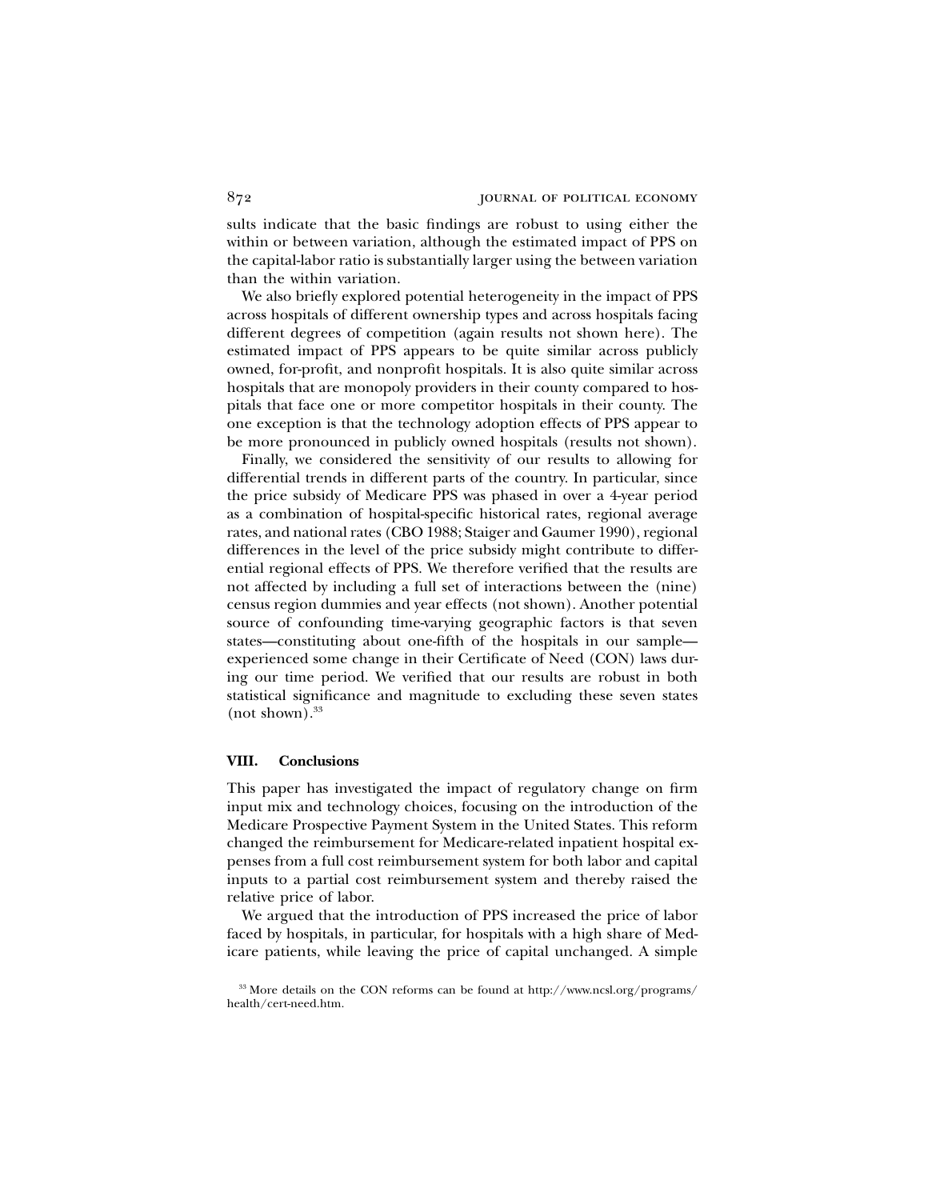sults indicate that the basic findings are robust to using either the within or between variation, although the estimated impact of PPS on the capital-labor ratio is substantially larger using the between variation than the within variation.

We also briefly explored potential heterogeneity in the impact of PPS across hospitals of different ownership types and across hospitals facing different degrees of competition (again results not shown here). The estimated impact of PPS appears to be quite similar across publicly owned, for-profit, and nonprofit hospitals. It is also quite similar across hospitals that are monopoly providers in their county compared to hospitals that face one or more competitor hospitals in their county. The one exception is that the technology adoption effects of PPS appear to be more pronounced in publicly owned hospitals (results not shown).

Finally, we considered the sensitivity of our results to allowing for differential trends in different parts of the country. In particular, since the price subsidy of Medicare PPS was phased in over a 4-year period as a combination of hospital-specific historical rates, regional average rates, and national rates (CBO 1988; Staiger and Gaumer 1990), regional differences in the level of the price subsidy might contribute to differential regional effects of PPS. We therefore verified that the results are not affected by including a full set of interactions between the (nine) census region dummies and year effects (not shown). Another potential source of confounding time-varying geographic factors is that seven states—constituting about one-fifth of the hospitals in our sample—experienced some change in their Certificate of Need (CON) laws during our time period. We verified that our results are robust in both statistical significance and magnitude to excluding these seven states (not shown).[33]

## VIII. Conclusions

This paper has investigated the impact of regulatory change on firm input mix and technology choices, focusing on the introduction of the Medicare Prospective Payment System in the United States. This reform changed the reimbursement for Medicare-related inpatient hospital expenses from a full cost reimbursement system for both labor and capital inputs to a partial cost reimbursement system and thereby raised the relative price of labor.

We argued that the introduction of PPS increased the price of labor faced by hospitals, in particular, for hospitals with a high share of Medicare patients, while leaving the price of capital unchanged. A simple

[33] More details on the CON reforms can be found at http://www.ncsl.org/programs/health/cert-need.htm.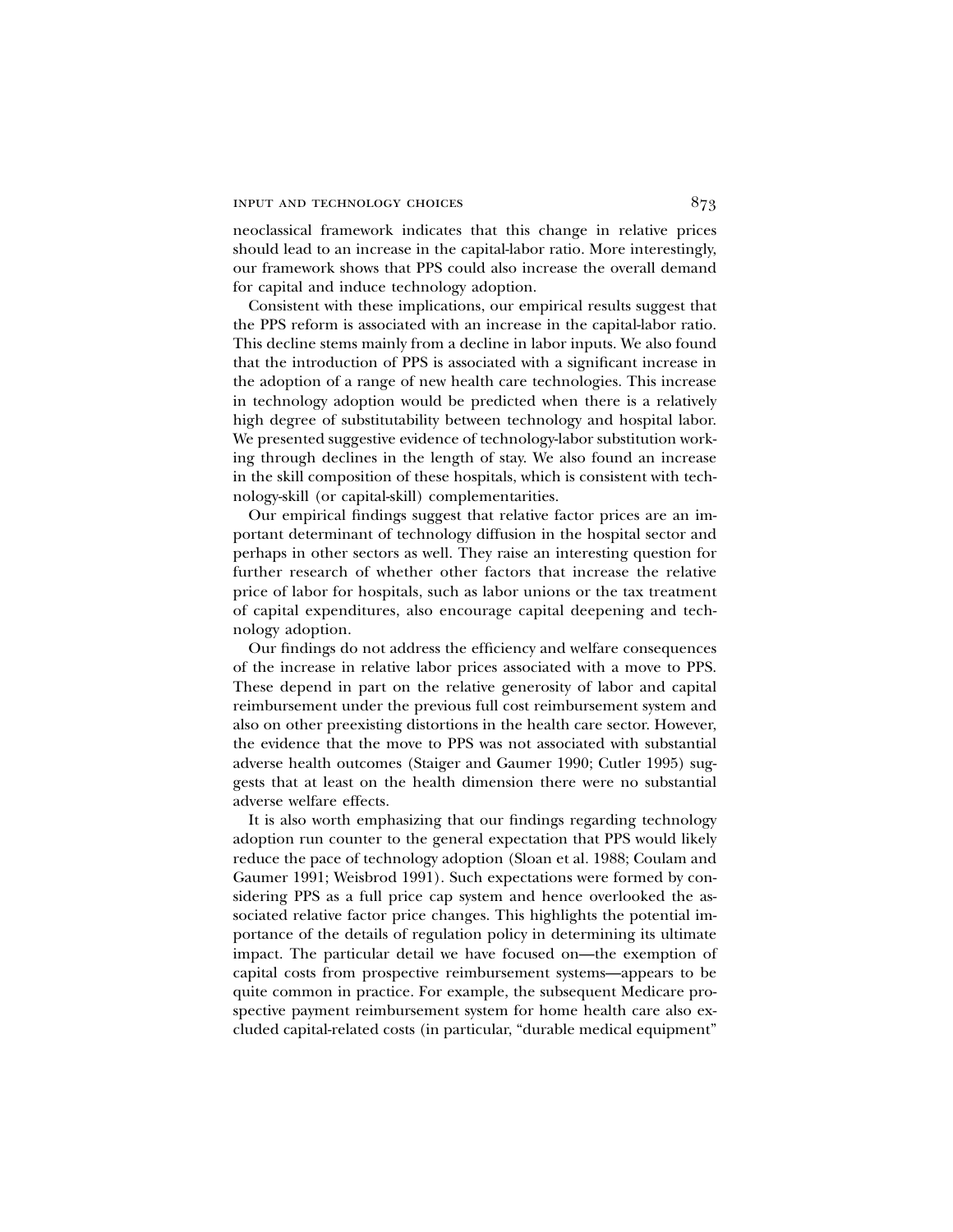neoclassical framework indicates that this change in relative prices should lead to an increase in the capital-labor ratio. More interestingly, our framework shows that PPS could also increase the overall demand for capital and induce technology adoption.

Consistent with these implications, our empirical results suggest that the PPS reform is associated with an increase in the capital-labor ratio. This decline stems mainly from a decline in labor inputs. We also found that the introduction of PPS is associated with a significant increase in the adoption of a range of new health care technologies. This increase in technology adoption would be predicted when there is a relatively high degree of substitutability between technology and hospital labor. We presented suggestive evidence of technology-labor substitution working through declines in the length of stay. We also found an increase in the skill composition of these hospitals, which is consistent with technology-skill (or capital-skill) complementarities.

Our empirical findings suggest that relative factor prices are an important determinant of technology diffusion in the hospital sector and perhaps in other sectors as well. They raise an interesting question for further research of whether other factors that increase the relative price of labor for hospitals, such as labor unions or the tax treatment of capital expenditures, also encourage capital deepening and technology adoption.

Our findings do not address the efficiency and welfare consequences of the increase in relative labor prices associated with a move to PPS. These depend in part on the relative generosity of labor and capital reimbursement under the previous full cost reimbursement system and also on other preexisting distortions in the health care sector. However, the evidence that the move to PPS was not associated with substantial adverse health outcomes (Staiger and Gaumer 1990; Cutler 1995) suggests that at least on the health dimension there were no substantial adverse welfare effects.

It is also worth emphasizing that our findings regarding technology adoption run counter to the general expectation that PPS would likely reduce the pace of technology adoption (Sloan et al. 1988; Coulam and Gaumer 1991; Weisbrod 1991). Such expectations were formed by considering PPS as a full price cap system and hence overlooked the associated relative factor price changes. This highlights the potential importance of the details of regulation policy in determining its ultimate impact. The particular detail we have focused on—the exemption of capital costs from prospective reimbursement systems—appears to be quite common in practice. For example, the subsequent Medicare prospective payment reimbursement system for home health care also excluded capital-related costs (in particular, "durable medical equipment"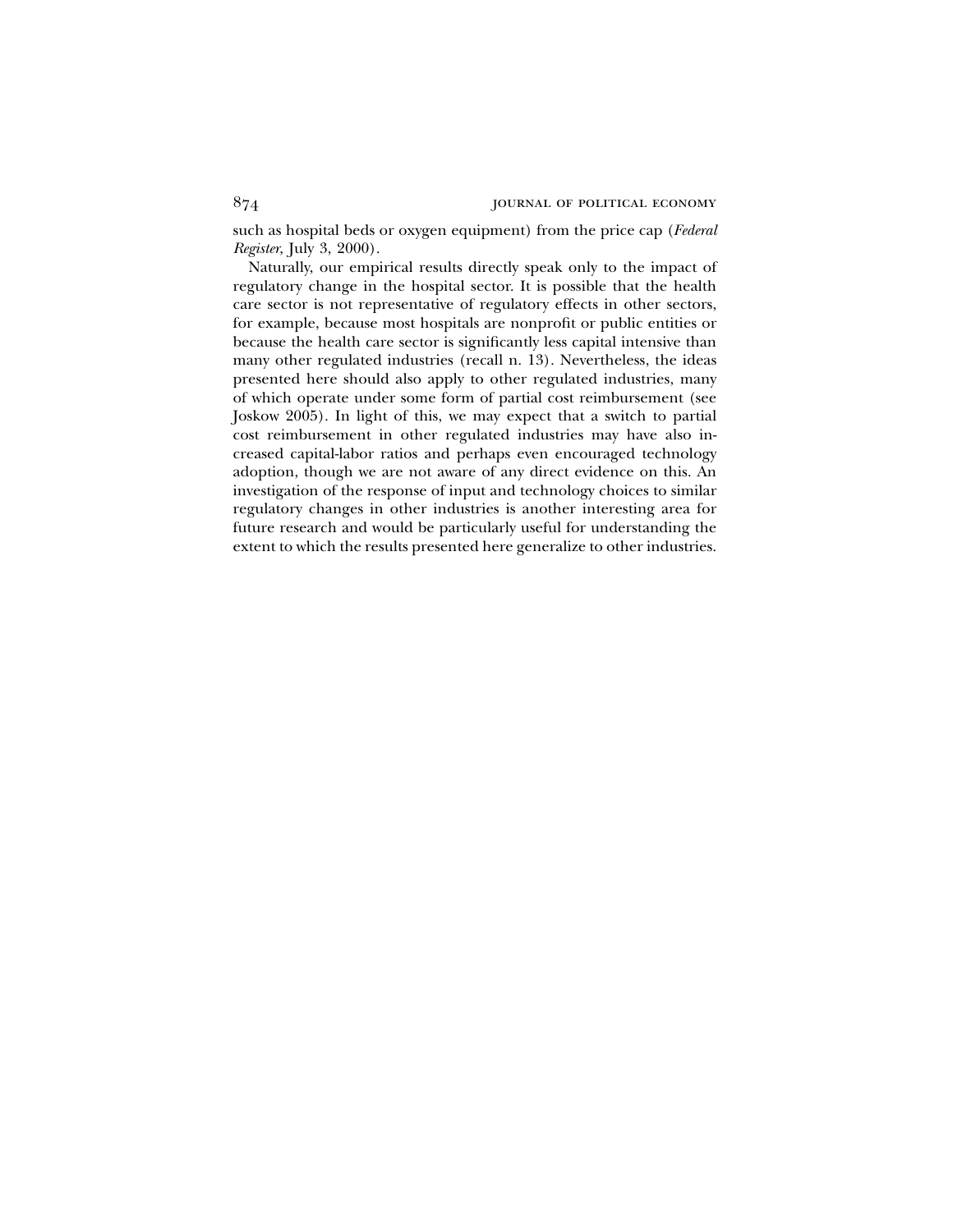such as hospital beds or oxygen equipment) from the price cap (*Federal Register*, July 3, 2000).

Naturally, our empirical results directly speak only to the impact of regulatory change in the hospital sector. It is possible that the health care sector is not representative of regulatory effects in other sectors, for example, because most hospitals are nonprofit or public entities or because the health care sector is significantly less capital intensive than many other regulated industries (recall n. 13). Nevertheless, the ideas presented here should also apply to other regulated industries, many of which operate under some form of partial cost reimbursement (see Joskow 2005). In light of this, we may expect that a switch to partial cost reimbursement in other regulated industries may have also increased capital-labor ratios and perhaps even encouraged technology adoption, though we are not aware of any direct evidence on this. An investigation of the response of input and technology choices to similar regulatory changes in other industries is another interesting area for future research and would be particularly useful for understanding the extent to which the results presented here generalize to other industries.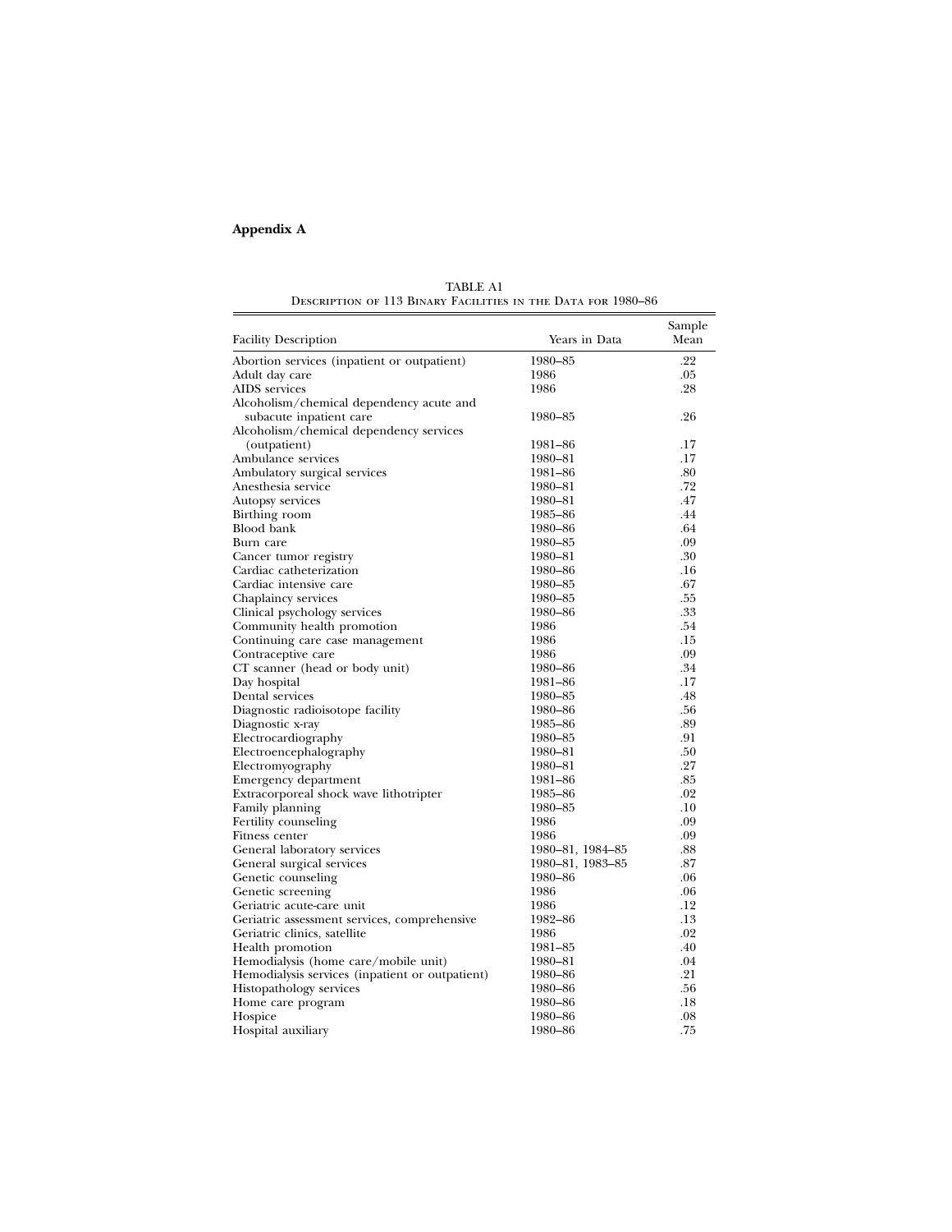## Appendix A

TABLE A1
Description of 113 Binary Facilities in the Data for 1980–86

| Facility Description | Years in Data | Sample Mean |
|---|---|---|
| Abortion services (inpatient or outpatient) | 1980–85 | .22 |
| Adult day care | 1986 | .05 |
| AIDS services | 1986 | .28 |
| Alcoholism/chemical dependency acute and subacute inpatient care | 1980–85 | .26 |
| Alcoholism/chemical dependency services (outpatient) | 1981–86 | .17 |
| Ambulance services | 1980–81 | .17 |
| Ambulatory surgical services | 1981–86 | .80 |
| Anesthesia service | 1980–81 | .72 |
| Autopsy services | 1980–81 | .47 |
| Birthing room | 1985–86 | .44 |
| Blood bank | 1980–86 | .64 |
| Burn care | 1980–85 | .09 |
| Cancer tumor registry | 1980–81 | .30 |
| Cardiac catheterization | 1980–86 | .16 |
| Cardiac intensive care | 1980–85 | .67 |
| Chaplaincy services | 1980–85 | .55 |
| Clinical psychology services | 1980–86 | .33 |
| Community health promotion | 1986 | .54 |
| Continuing care case management | 1986 | .15 |
| Contraceptive care | 1986 | .09 |
| CT scanner (head or body unit) | 1980–86 | .34 |
| Day hospital | 1981–86 | .17 |
| Dental services | 1980–85 | .48 |
| Diagnostic radioisotope facility | 1980–86 | .56 |
| Diagnostic x-ray | 1985–86 | .89 |
| Electrocardiography | 1980–85 | .91 |
| Electroencephalography | 1980–81 | .50 |
| Electromyography | 1980–81 | .27 |
| Emergency department | 1981–86 | .85 |
| Extracorporeal shock wave lithotripter | 1985–86 | .02 |
| Family planning | 1980–85 | .10 |
| Fertility counseling | 1986 | .09 |
| Fitness center | 1986 | .09 |
| General laboratory services | 1980–81, 1984–85 | .88 |
| General surgical services | 1980–81, 1983–85 | .87 |
| Genetic counseling | 1980–86 | .06 |
| Genetic screening | 1986 | .06 |
| Geriatric acute-care unit | 1986 | .12 |
| Geriatric assessment services, comprehensive | 1982–86 | .13 |
| Geriatric clinics, satellite | 1986 | .02 |
| Health promotion | 1981–85 | .40 |
| Hemodialysis (home care/mobile unit) | 1980–81 | .04 |
| Hemodialysis services (inpatient or outpatient) | 1980–86 | .21 |
| Histopathology services | 1980–86 | .56 |
| Home care program | 1980–86 | .18 |
| Hospice | 1980–86 | .08 |
| Hospital auxiliary | 1980–86 | .75 |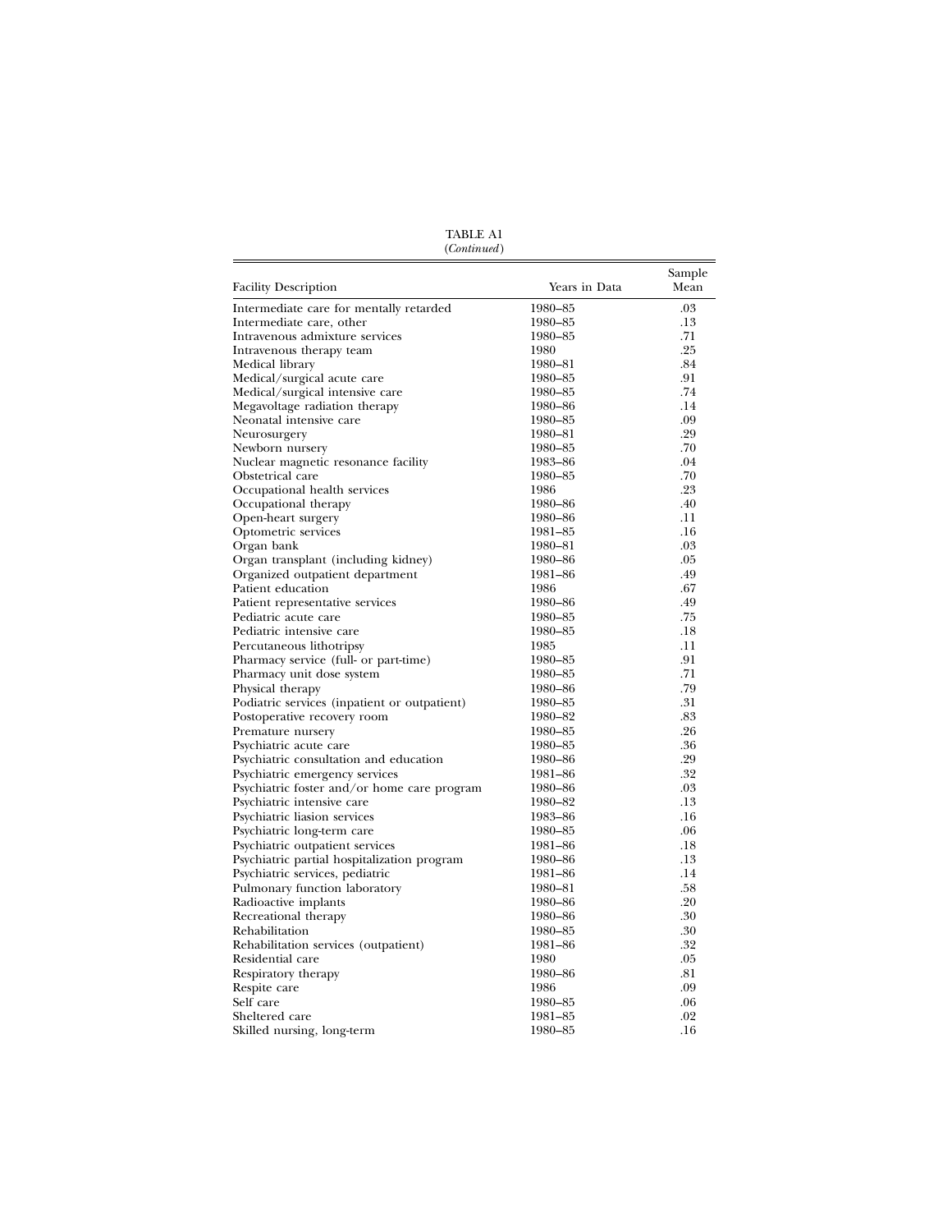TABLE A1
(*Continued*)

| Facility Description | Years in Data | Sample Mean |
|---|---|---|
| Intermediate care for mentally retarded | 1980–85 | .03 |
| Intermediate care, other | 1980–85 | .13 |
| Intravenous admixture services | 1980–85 | .71 |
| Intravenous therapy team | 1980 | .25 |
| Medical library | 1980–81 | .84 |
| Medical/surgical acute care | 1980–85 | .91 |
| Medical/surgical intensive care | 1980–85 | .74 |
| Megavoltage radiation therapy | 1980–86 | .14 |
| Neonatal intensive care | 1980–85 | .09 |
| Neurosurgery | 1980–81 | .29 |
| Newborn nursery | 1980–85 | .70 |
| Nuclear magnetic resonance facility | 1983–86 | .04 |
| Obstetrical care | 1980–85 | .70 |
| Occupational health services | 1986 | .23 |
| Occupational therapy | 1980–86 | .40 |
| Open-heart surgery | 1980–86 | .11 |
| Optometric services | 1981–85 | .16 |
| Organ bank | 1980–81 | .03 |
| Organ transplant (including kidney) | 1980–86 | .05 |
| Organized outpatient department | 1981–86 | .49 |
| Patient education | 1986 | .67 |
| Patient representative services | 1980–86 | .49 |
| Pediatric acute care | 1980–85 | .75 |
| Pediatric intensive care | 1980–85 | .18 |
| Percutaneous lithotripsy | 1985 | .11 |
| Pharmacy service (full- or part-time) | 1980–85 | .91 |
| Pharmacy unit dose system | 1980–85 | .71 |
| Physical therapy | 1980–86 | .79 |
| Podiatric services (inpatient or outpatient) | 1980–85 | .31 |
| Postoperative recovery room | 1980–82 | .83 |
| Premature nursery | 1980–85 | .26 |
| Psychiatric acute care | 1980–85 | .36 |
| Psychiatric consultation and education | 1980–86 | .29 |
| Psychiatric emergency services | 1981–86 | .32 |
| Psychiatric foster and/or home care program | 1980–86 | .03 |
| Psychiatric intensive care | 1980–82 | .13 |
| Psychiatric liasion services | 1983–86 | .16 |
| Psychiatric long-term care | 1980–85 | .06 |
| Psychiatric outpatient services | 1981–86 | .18 |
| Psychiatric partial hospitalization program | 1980–86 | .13 |
| Psychiatric services, pediatric | 1981–86 | .14 |
| Pulmonary function laboratory | 1980–81 | .58 |
| Radioactive implants | 1980–86 | .20 |
| Recreational therapy | 1980–86 | .30 |
| Rehabilitation | 1980–85 | .30 |
| Rehabilitation services (outpatient) | 1981–86 | .32 |
| Residential care | 1980 | .05 |
| Respiratory therapy | 1980–86 | .81 |
| Respite care | 1986 | .09 |
| Self care | 1980–85 | .06 |
| Sheltered care | 1981–85 | .02 |
| Skilled nursing, long-term | 1980–85 | .16 |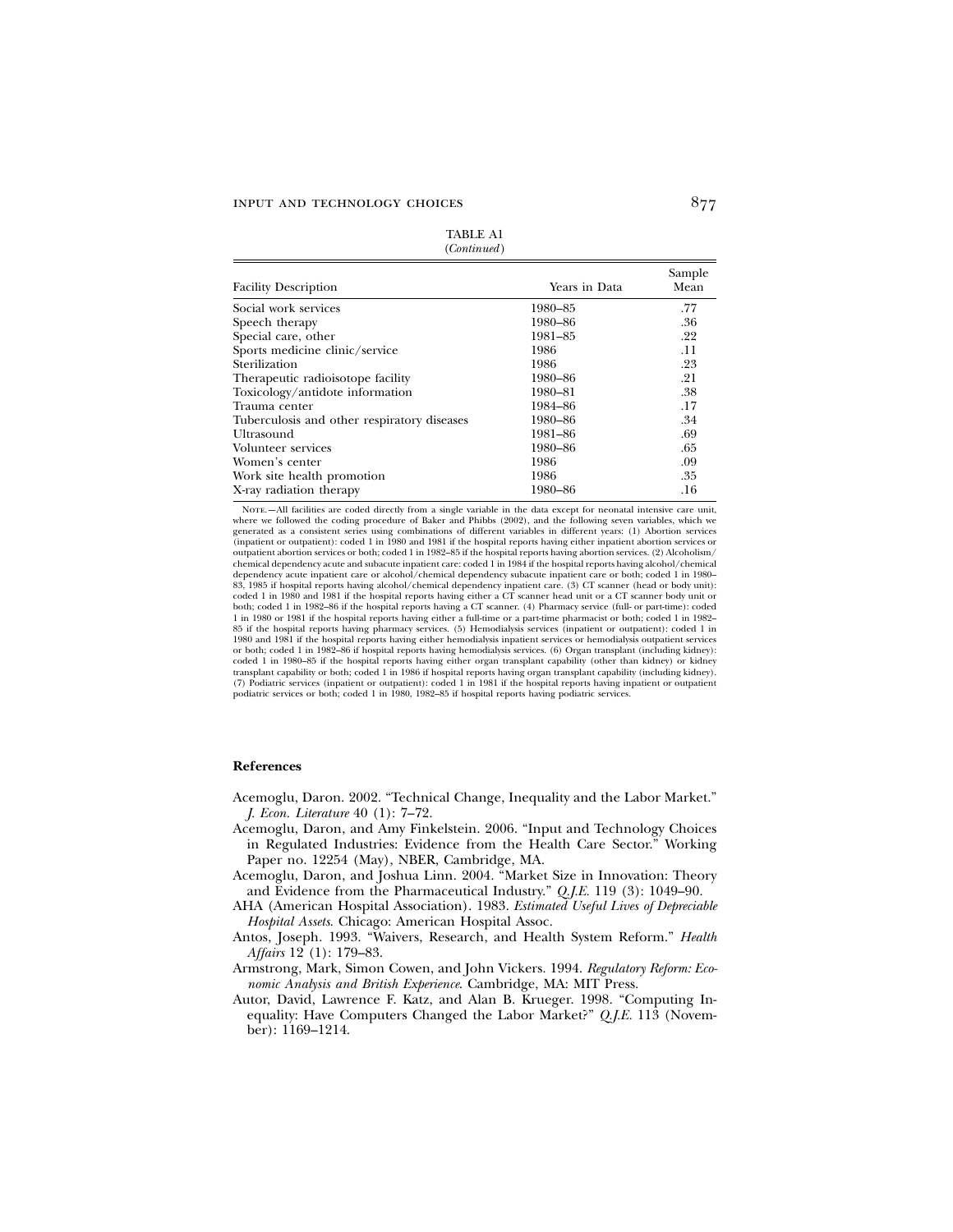TABLE A1
(*Continued*)

| Facility Description | Years in Data | Sample Mean |
|---|---|---|
| Social work services | 1980–85 | .77 |
| Speech therapy | 1980–86 | .36 |
| Special care, other | 1981–85 | .22 |
| Sports medicine clinic/service | 1986 | .11 |
| Sterilization | 1986 | .23 |
| Therapeutic radioisotope facility | 1980–86 | .21 |
| Toxicology/antidote information | 1980–81 | .38 |
| Trauma center | 1984–86 | .17 |
| Tuberculosis and other respiratory diseases | 1980–86 | .34 |
| Ultrasound | 1981–86 | .69 |
| Volunteer services | 1980–86 | .65 |
| Women's center | 1986 | .09 |
| Work site health promotion | 1986 | .35 |
| X-ray radiation therapy | 1980–86 | .16 |

Note.—All facilities are coded directly from a single variable in the data except for neonatal intensive care unit, where we followed the coding procedure of Baker and Phibbs (2002), and the following seven variables, which we generated as a consistent series using combinations of different variables in different years: (1) Abortion services (inpatient or outpatient): coded 1 in 1980 and 1981 if the hospital reports having either inpatient abortion services or outpatient abortion services or both; coded 1 in 1982–85 if the hospital reports having abortion services. (2) Alcoholism/chemical dependency acute and subacute inpatient care: coded 1 in 1984 if the hospital reports having alcohol/chemical dependency acute inpatient care or alcohol/chemical dependency subacute inpatient care or both; coded 1 in 1980–83, 1985 if hospital reports having alcohol/chemical dependency inpatient care. (3) CT scanner (head or body unit): coded 1 in 1980 and 1981 if the hospital reports having either a CT scanner head unit or a CT scanner body unit or both; coded 1 in 1982–86 if the hospital reports having a CT scanner. (4) Pharmacy service (full- or part-time): coded 1 in 1980 or 1981 if the hospital reports having either a full-time or a part-time pharmacist or both; coded 1 in 1982–85 if the hospital reports having pharmacy services. (5) Hemodialysis services (inpatient or outpatient): coded 1 in 1980 and 1981 if the hospital reports having either hemodialysis inpatient services or hemodialysis outpatient services or both; coded 1 in 1982–86 if hospital reports having hemodialysis services. (6) Organ transplant (including kidney): coded 1 in 1980–85 if the hospital reports having either organ transplant capability (other than kidney) or kidney transplant capability or both; coded 1 in 1986 if hospital reports having organ transplant capability (including kidney). (7) Podiatric services (inpatient or outpatient): coded 1 in 1981 if the hospital reports having inpatient or outpatient podiatric services or both; coded 1 in 1980, 1982–85 if hospital reports having podiatric services.

## References

Acemoglu, Daron. 2002. "Technical Change, Inequality and the Labor Market." *J. Econ. Literature* 40 (1): 7–72.

Acemoglu, Daron, and Amy Finkelstein. 2006. "Input and Technology Choices in Regulated Industries: Evidence from the Health Care Sector." Working Paper no. 12254 (May), NBER, Cambridge, MA.

Acemoglu, Daron, and Joshua Linn. 2004. "Market Size in Innovation: Theory and Evidence from the Pharmaceutical Industry." *Q.J.E.* 119 (3): 1049–90.

AHA (American Hospital Association). 1983. *Estimated Useful Lives of Depreciable Hospital Assets*. Chicago: American Hospital Assoc.

Antos, Joseph. 1993. "Waivers, Research, and Health System Reform." *Health Affairs* 12 (1): 179–83.

Armstrong, Mark, Simon Cowen, and John Vickers. 1994. *Regulatory Reform: Economic Analysis and British Experience*. Cambridge, MA: MIT Press.

Autor, David, Lawrence F. Katz, and Alan B. Krueger. 1998. "Computing Inequality: Have Computers Changed the Labor Market?" *Q.J.E.* 113 (November): 1169–1214.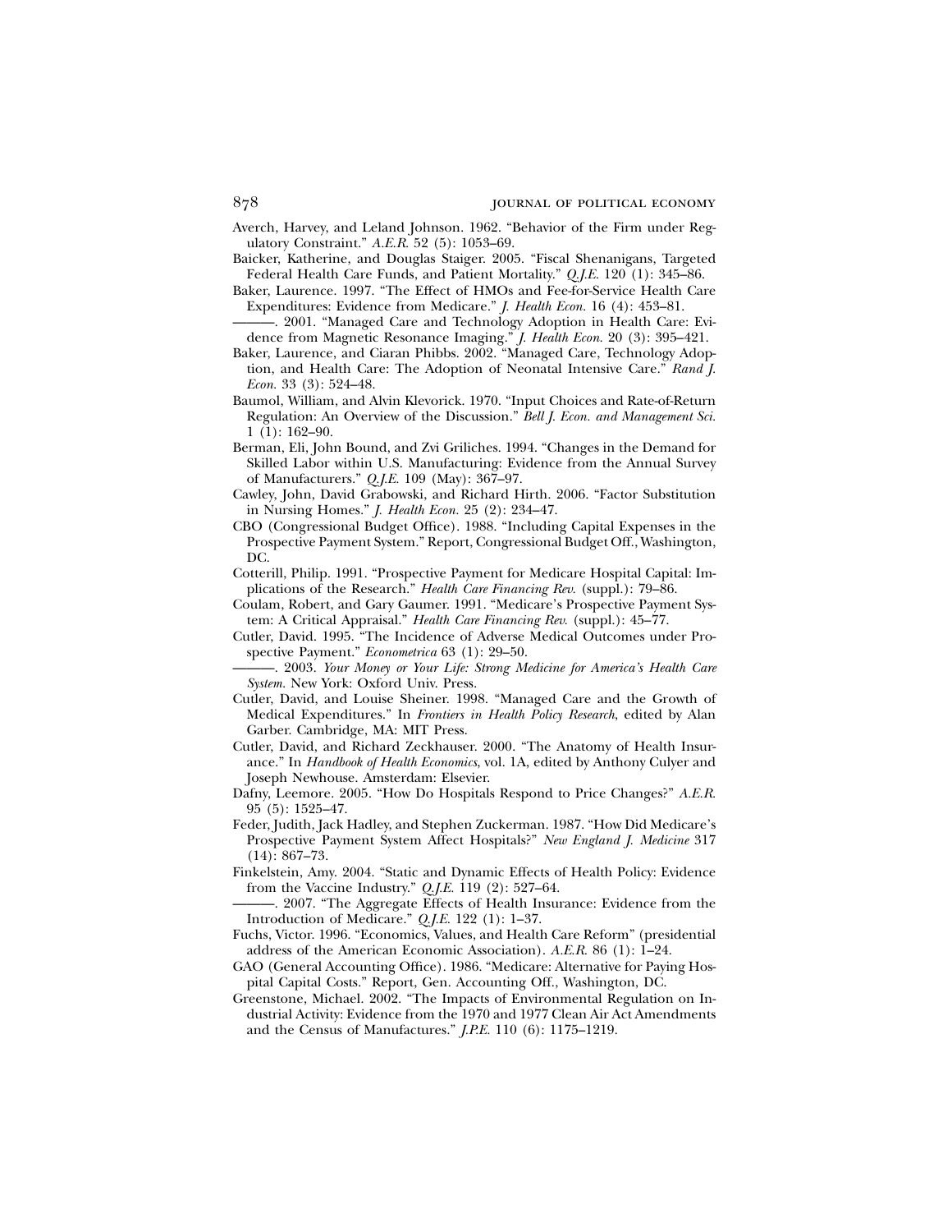Averch, Harvey, and Leland Johnson. 1962. "Behavior of the Firm under Regulatory Constraint." *A.E.R.* 52 (5): 1053–69.

Baicker, Katherine, and Douglas Staiger. 2005. "Fiscal Shenanigans, Targeted Federal Health Care Funds, and Patient Mortality." *Q.J.E.* 120 (1): 345–86.

Baker, Laurence. 1997. "The Effect of HMOs and Fee-for-Service Health Care Expenditures: Evidence from Medicare." *J. Health Econ.* 16 (4): 453–81.

———. 2001. "Managed Care and Technology Adoption in Health Care: Evidence from Magnetic Resonance Imaging." *J. Health Econ.* 20 (3): 395–421.

Baker, Laurence, and Ciaran Phibbs. 2002. "Managed Care, Technology Adoption, and Health Care: The Adoption of Neonatal Intensive Care." *Rand J. Econ.* 33 (3): 524–48.

Baumol, William, and Alvin Klevorick. 1970. "Input Choices and Rate-of-Return Regulation: An Overview of the Discussion." *Bell J. Econ. and Management Sci.* 1 (1): 162–90.

Berman, Eli, John Bound, and Zvi Griliches. 1994. "Changes in the Demand for Skilled Labor within U.S. Manufacturing: Evidence from the Annual Survey of Manufacturers." *Q.J.E.* 109 (May): 367–97.

Cawley, John, David Grabowski, and Richard Hirth. 2006. "Factor Substitution in Nursing Homes." *J. Health Econ.* 25 (2): 234–47.

CBO (Congressional Budget Office). 1988. "Including Capital Expenses in the Prospective Payment System." Report, Congressional Budget Off., Washington, DC.

Cotterill, Philip. 1991. "Prospective Payment for Medicare Hospital Capital: Implications of the Research." *Health Care Financing Rev.* (suppl.): 79–86.

Coulam, Robert, and Gary Gaumer. 1991. "Medicare's Prospective Payment System: A Critical Appraisal." *Health Care Financing Rev.* (suppl.): 45–77.

Cutler, David. 1995. "The Incidence of Adverse Medical Outcomes under Prospective Payment." *Econometrica* 63 (1): 29–50.

———. 2003. *Your Money or Your Life: Strong Medicine for America's Health Care System.* New York: Oxford Univ. Press.

Cutler, David, and Louise Sheiner. 1998. "Managed Care and the Growth of Medical Expenditures." In *Frontiers in Health Policy Research*, edited by Alan Garber. Cambridge, MA: MIT Press.

Cutler, David, and Richard Zeckhauser. 2000. "The Anatomy of Health Insurance." In *Handbook of Health Economics*, vol. 1A, edited by Anthony Culyer and Joseph Newhouse. Amsterdam: Elsevier.

Dafny, Leemore. 2005. "How Do Hospitals Respond to Price Changes?" *A.E.R.* 95 (5): 1525–47.

Feder, Judith, Jack Hadley, and Stephen Zuckerman. 1987. "How Did Medicare's Prospective Payment System Affect Hospitals?" *New England J. Medicine* 317 (14): 867–73.

Finkelstein, Amy. 2004. "Static and Dynamic Effects of Health Policy: Evidence from the Vaccine Industry." *Q.J.E.* 119 (2): 527–64.

———. 2007. "The Aggregate Effects of Health Insurance: Evidence from the Introduction of Medicare." *Q.J.E.* 122 (1): 1–37.

Fuchs, Victor. 1996. "Economics, Values, and Health Care Reform" (presidential address of the American Economic Association). *A.E.R.* 86 (1): 1–24.

GAO (General Accounting Office). 1986. "Medicare: Alternative for Paying Hospital Capital Costs." Report, Gen. Accounting Off., Washington, DC.

Greenstone, Michael. 2002. "The Impacts of Environmental Regulation on Industrial Activity: Evidence from the 1970 and 1977 Clean Air Act Amendments and the Census of Manufactures." *J.P.E.* 110 (6): 1175–1219.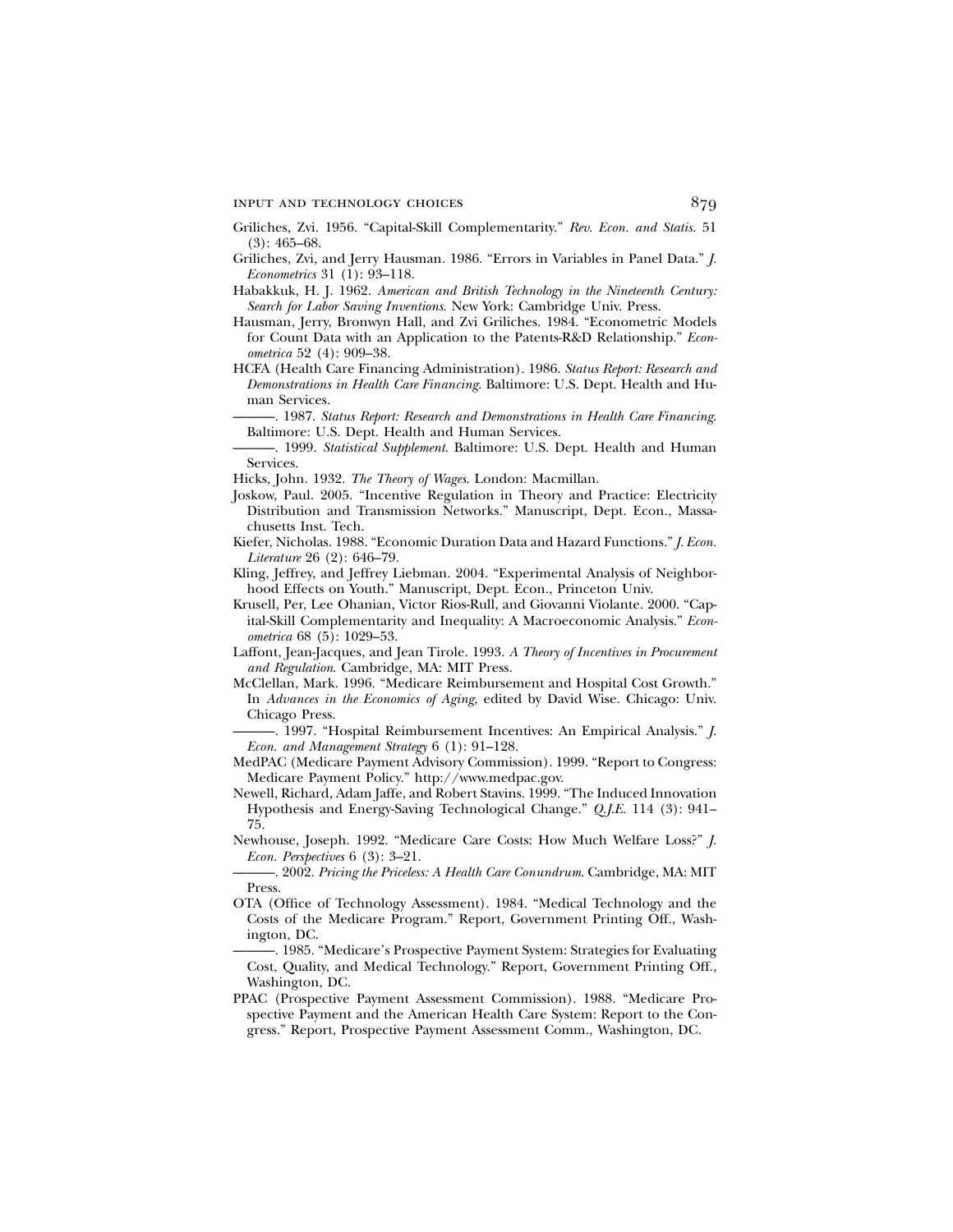Griliches, Zvi. 1956. "Capital-Skill Complementarity." *Rev. Econ. and Statis.* 51 (3): 465–68.

Griliches, Zvi, and Jerry Hausman. 1986. "Errors in Variables in Panel Data." *J. Econometrics* 31 (1): 93–118.

Habakkuk, H. J. 1962. *American and British Technology in the Nineteenth Century: Search for Labor Saving Inventions*. New York: Cambridge Univ. Press.

Hausman, Jerry, Bronwyn Hall, and Zvi Griliches. 1984. "Econometric Models for Count Data with an Application to the Patents-R&D Relationship." *Econometrica* 52 (4): 909–38.

HCFA (Health Care Financing Administration). 1986. *Status Report: Research and Demonstrations in Health Care Financing*. Baltimore: U.S. Dept. Health and Human Services.

———. 1987. *Status Report: Research and Demonstrations in Health Care Financing*. Baltimore: U.S. Dept. Health and Human Services.

———. 1999. *Statistical Supplement*. Baltimore: U.S. Dept. Health and Human Services.

Hicks, John. 1932. *The Theory of Wages*. London: Macmillan.

Joskow, Paul. 2005. "Incentive Regulation in Theory and Practice: Electricity Distribution and Transmission Networks." Manuscript, Dept. Econ., Massachusetts Inst. Tech.

Kiefer, Nicholas. 1988. "Economic Duration Data and Hazard Functions." *J. Econ. Literature* 26 (2): 646–79.

Kling, Jeffrey, and Jeffrey Liebman. 2004. "Experimental Analysis of Neighborhood Effects on Youth." Manuscript, Dept. Econ., Princeton Univ.

Krusell, Per, Lee Ohanian, Victor Rios-Rull, and Giovanni Violante. 2000. "Capital-Skill Complementarity and Inequality: A Macroeconomic Analysis." *Econometrica* 68 (5): 1029–53.

Laffont, Jean-Jacques, and Jean Tirole. 1993. *A Theory of Incentives in Procurement and Regulation*. Cambridge, MA: MIT Press.

McClellan, Mark. 1996. "Medicare Reimbursement and Hospital Cost Growth." In *Advances in the Economics of Aging*, edited by David Wise. Chicago: Univ. Chicago Press.

———. 1997. "Hospital Reimbursement Incentives: An Empirical Analysis." *J. Econ. and Management Strategy* 6 (1): 91–128.

MedPAC (Medicare Payment Advisory Commission). 1999. "Report to Congress: Medicare Payment Policy." http://www.medpac.gov.

Newell, Richard, Adam Jaffe, and Robert Stavins. 1999. "The Induced Innovation Hypothesis and Energy-Saving Technological Change." *Q.J.E.* 114 (3): 941–75.

Newhouse, Joseph. 1992. "Medicare Care Costs: How Much Welfare Loss?" *J. Econ. Perspectives* 6 (3): 3–21.

———. 2002. *Pricing the Priceless: A Health Care Conundrum*. Cambridge, MA: MIT Press.

OTA (Office of Technology Assessment). 1984. "Medical Technology and the Costs of the Medicare Program." Report, Government Printing Off., Washington, DC.

———. 1985. "Medicare's Prospective Payment System: Strategies for Evaluating Cost, Quality, and Medical Technology." Report, Government Printing Off., Washington, DC.

PPAC (Prospective Payment Assessment Commission). 1988. "Medicare Prospective Payment and the American Health Care System: Report to the Congress." Report, Prospective Payment Assessment Comm., Washington, DC.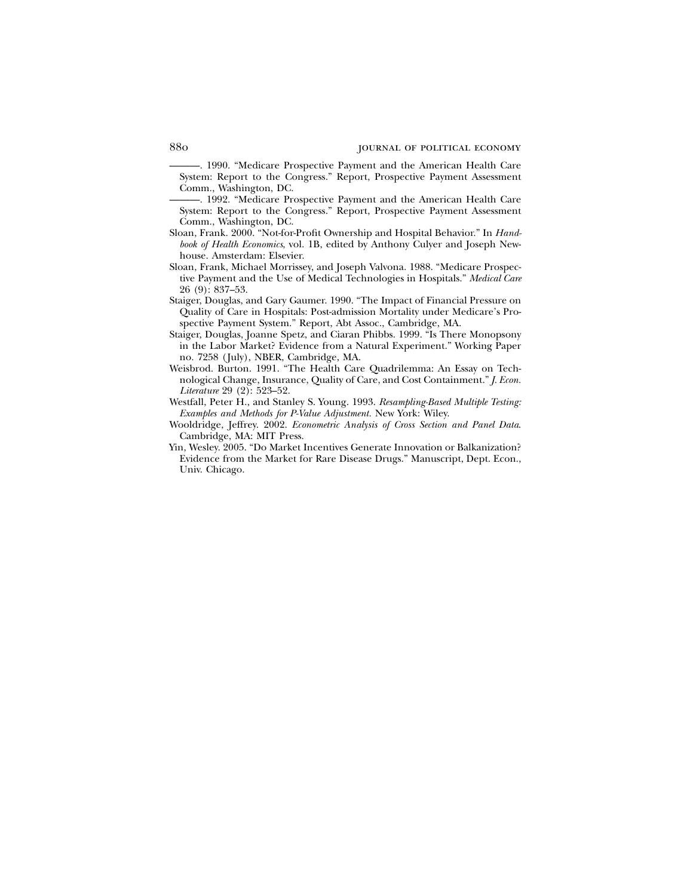———. 1990. "Medicare Prospective Payment and the American Health Care System: Report to the Congress." Report, Prospective Payment Assessment Comm., Washington, DC.

———. 1992. "Medicare Prospective Payment and the American Health Care System: Report to the Congress." Report, Prospective Payment Assessment Comm., Washington, DC.

Sloan, Frank. 2000. "Not-for-Profit Ownership and Hospital Behavior." In *Handbook of Health Economics*, vol. 1B, edited by Anthony Culyer and Joseph Newhouse. Amsterdam: Elsevier.

Sloan, Frank, Michael Morrissey, and Joseph Valvona. 1988. "Medicare Prospective Payment and the Use of Medical Technologies in Hospitals." *Medical Care* 26 (9): 837–53.

Staiger, Douglas, and Gary Gaumer. 1990. "The Impact of Financial Pressure on Quality of Care in Hospitals: Post-admission Mortality under Medicare's Prospective Payment System." Report, Abt Assoc., Cambridge, MA.

Staiger, Douglas, Joanne Spetz, and Ciaran Phibbs. 1999. "Is There Monopsony in the Labor Market? Evidence from a Natural Experiment." Working Paper no. 7258 (July), NBER, Cambridge, MA.

Weisbrod. Burton. 1991. "The Health Care Quadrilemma: An Essay on Technological Change, Insurance, Quality of Care, and Cost Containment." *J. Econ. Literature* 29 (2): 523–52.

Westfall, Peter H., and Stanley S. Young. 1993. *Resampling-Based Multiple Testing: Examples and Methods for P-Value Adjustment.* New York: Wiley.

Wooldridge, Jeffrey. 2002. *Econometric Analysis of Cross Section and Panel Data*. Cambridge, MA: MIT Press.

Yin, Wesley. 2005. "Do Market Incentives Generate Innovation or Balkanization? Evidence from the Market for Rare Disease Drugs." Manuscript, Dept. Econ., Univ. Chicago.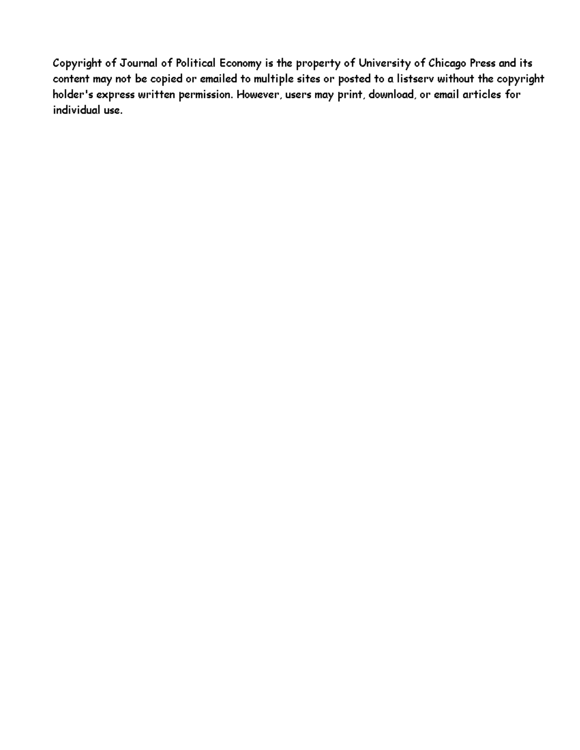Copyright of Journal of Political Economy is the property of University of Chicago Press and its content may not be copied or emailed to multiple sites or posted to a listserv without the copyright holder's express written permission. However, users may print, download, or email articles for individual use.